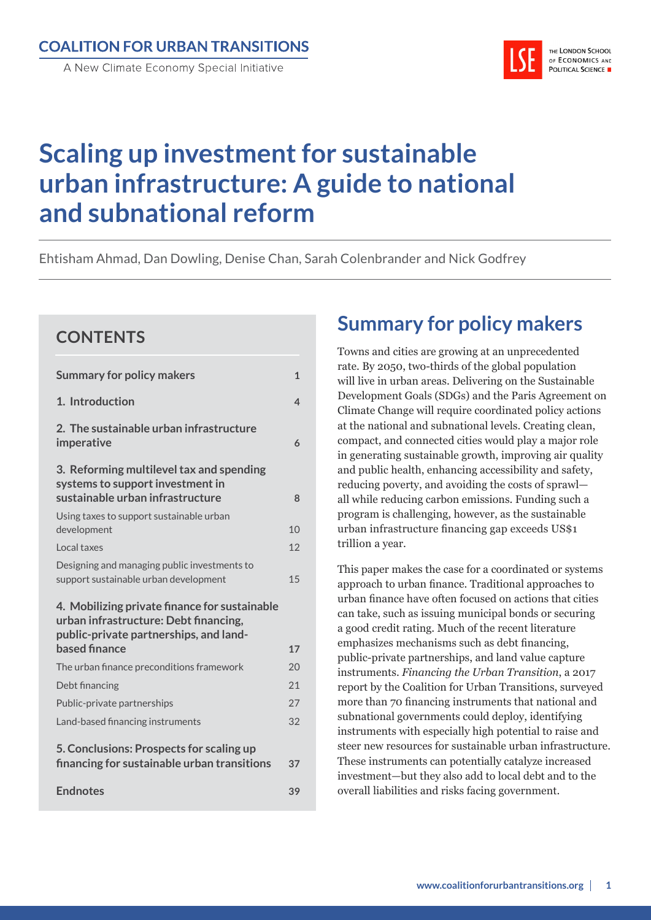COALITION FOR URBAN TRANSITIONS

A New Climate Economy Special Initiative

THE LONDON SCHOOL OF ECONOMICS AND POLITICAL SCIENCE

# Scaling up investment for sustainable urban infrastructure: A guide to national and subnational reform

Ehtisham Ahmad, Dan Dowling, Denise Chan, Sarah Colenbrander and Nick Godfrey

## CONTENTS

| | |
|---|---|
| **Summary for policy makers** | **1** |
| **1. Introduction** | **4** |
| **2. The sustainable urban infrastructure imperative** | **6** |
| **3. Reforming multilevel tax and spending systems to support investment in sustainable urban infrastructure** | **8** |
| Using taxes to support sustainable urban development | 10 |
| Local taxes | 12 |
| Designing and managing public investments to support sustainable urban development | 15 |
| **4. Mobilizing private finance for sustainable urban infrastructure: Debt financing, public-private partnerships, and land-based finance** | **17** |
| The urban finance preconditions framework | 20 |
| Debt financing | 21 |
| Public-private partnerships | 27 |
| Land-based financing instruments | 32 |
| **5. Conclusions: Prospects for scaling up financing for sustainable urban transitions** | **37** |
| **Endnotes** | **39** |

## Summary for policy makers

Towns and cities are growing at an unprecedented rate. By 2050, two-thirds of the global population will live in urban areas. Delivering on the Sustainable Development Goals (SDGs) and the Paris Agreement on Climate Change will require coordinated policy actions at the national and subnational levels. Creating clean, compact, and connected cities would play a major role in generating sustainable growth, improving air quality and public health, enhancing accessibility and safety, reducing poverty, and avoiding the costs of sprawl—all while reducing carbon emissions. Funding such a program is challenging, however, as the sustainable urban infrastructure financing gap exceeds US$1 trillion a year.

This paper makes the case for a coordinated or systems approach to urban finance. Traditional approaches to urban finance have often focused on actions that cities can take, such as issuing municipal bonds or securing a good credit rating. Much of the recent literature emphasizes mechanisms such as debt financing, public-private partnerships, and land value capture instruments. *Financing the Urban Transition*, a 2017 report by the Coalition for Urban Transitions, surveyed more than 70 financing instruments that national and subnational governments could deploy, identifying instruments with especially high potential to raise and steer new resources for sustainable urban infrastructure. These instruments can potentially catalyze increased investment—but they also add to local debt and to the overall liabilities and risks facing government.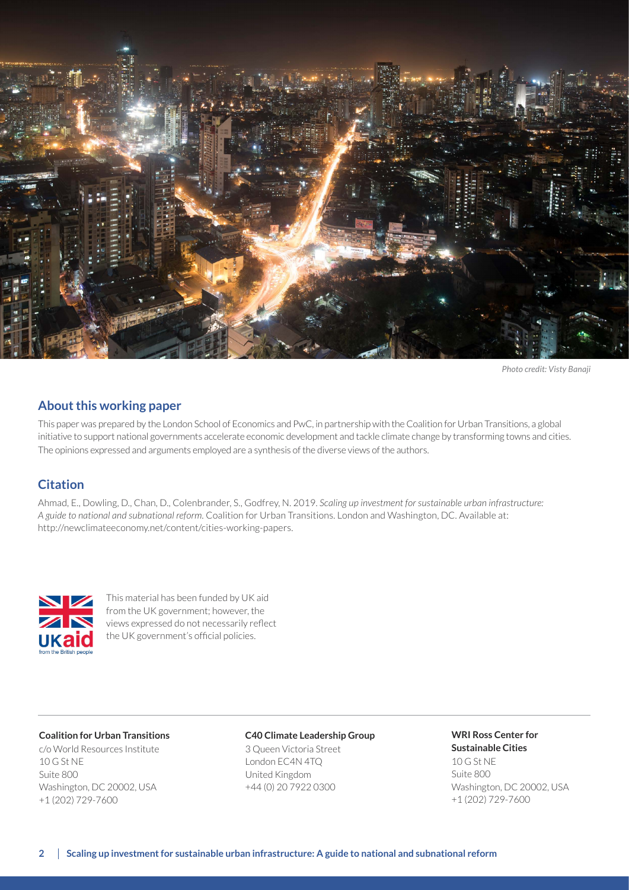*Photo credit: Visty Banaji*

## About this working paper

This paper was prepared by the London School of Economics and PwC, in partnership with the Coalition for Urban Transitions, a global initiative to support national governments accelerate economic development and tackle climate change by transforming towns and cities. The opinions expressed and arguments employed are a synthesis of the diverse views of the authors.

## Citation

Ahmad, E., Dowling, D., Chan, D., Colenbrander, S., Godfrey, N. 2019. *Scaling up investment for sustainable urban infrastructure: A guide to national and subnational reform.* Coalition for Urban Transitions. London and Washington, DC. Available at: http://newclimateeconomy.net/content/cities-working-papers.

This material has been funded by UK aid from the UK government; however, the views expressed do not necessarily reflect the UK government's official policies.

**Coalition for Urban Transitions**
c/o World Resources Institute
10 G St NE
Suite 800
Washington, DC 20002, USA
+1 (202) 729-7600

**C40 Climate Leadership Group**
3 Queen Victoria Street
London EC4N 4TQ
United Kingdom
+44 (0) 20 7922 0300

**WRI Ross Center for Sustainable Cities**
10 G St NE
Suite 800
Washington, DC 20002, USA
+1 (202) 729-7600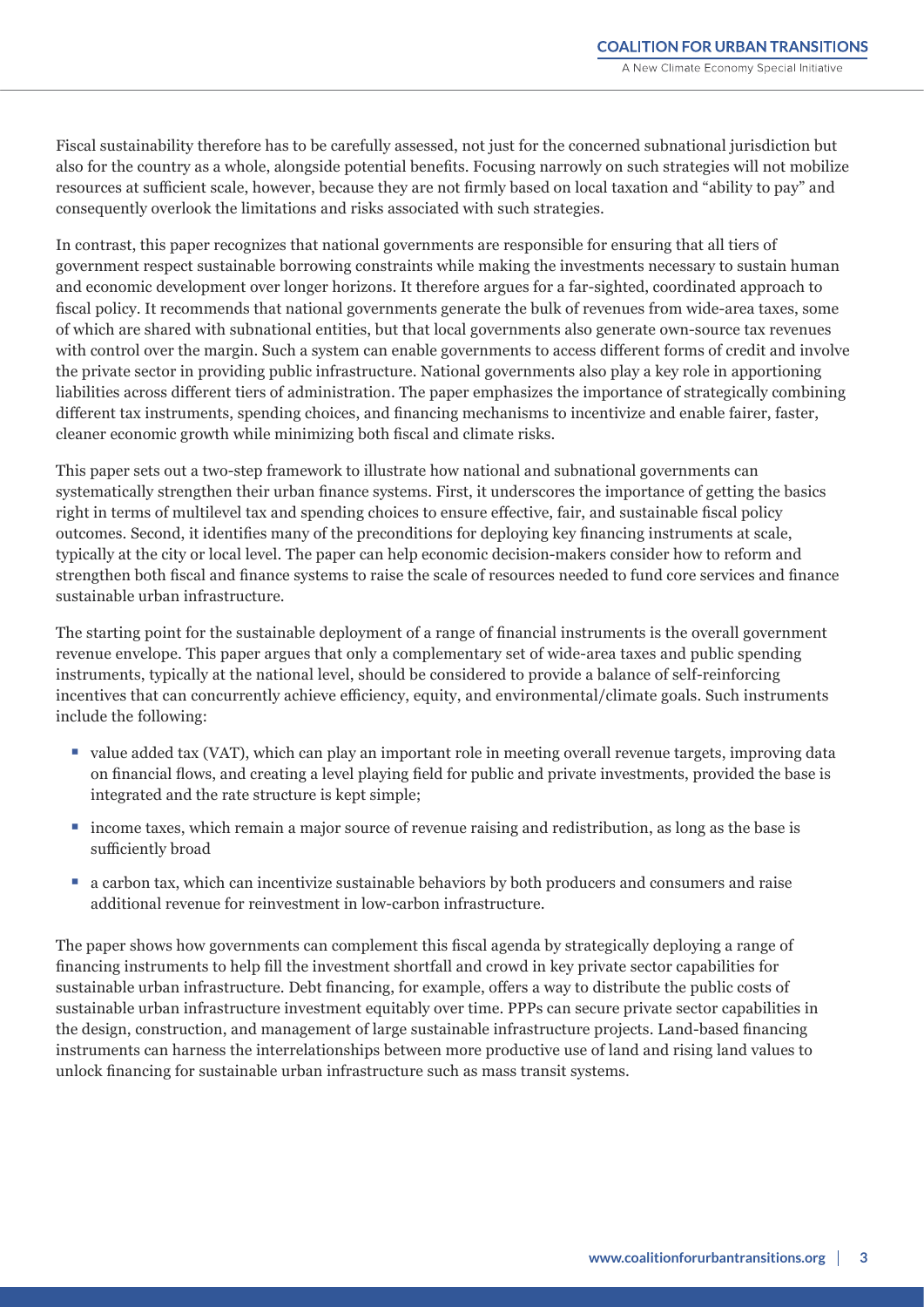Fiscal sustainability therefore has to be carefully assessed, not just for the concerned subnational jurisdiction but also for the country as a whole, alongside potential benefits. Focusing narrowly on such strategies will not mobilize resources at sufficient scale, however, because they are not firmly based on local taxation and "ability to pay" and consequently overlook the limitations and risks associated with such strategies.

In contrast, this paper recognizes that national governments are responsible for ensuring that all tiers of government respect sustainable borrowing constraints while making the investments necessary to sustain human and economic development over longer horizons. It therefore argues for a far-sighted, coordinated approach to fiscal policy. It recommends that national governments generate the bulk of revenues from wide-area taxes, some of which are shared with subnational entities, but that local governments also generate own-source tax revenues with control over the margin. Such a system can enable governments to access different forms of credit and involve the private sector in providing public infrastructure. National governments also play a key role in apportioning liabilities across different tiers of administration. The paper emphasizes the importance of strategically combining different tax instruments, spending choices, and financing mechanisms to incentivize and enable fairer, faster, cleaner economic growth while minimizing both fiscal and climate risks.

This paper sets out a two-step framework to illustrate how national and subnational governments can systematically strengthen their urban finance systems. First, it underscores the importance of getting the basics right in terms of multilevel tax and spending choices to ensure effective, fair, and sustainable fiscal policy outcomes. Second, it identifies many of the preconditions for deploying key financing instruments at scale, typically at the city or local level. The paper can help economic decision-makers consider how to reform and strengthen both fiscal and finance systems to raise the scale of resources needed to fund core services and finance sustainable urban infrastructure.

The starting point for the sustainable deployment of a range of financial instruments is the overall government revenue envelope. This paper argues that only a complementary set of wide-area taxes and public spending instruments, typically at the national level, should be considered to provide a balance of self-reinforcing incentives that can concurrently achieve efficiency, equity, and environmental/climate goals. Such instruments include the following:

- value added tax (VAT), which can play an important role in meeting overall revenue targets, improving data on financial flows, and creating a level playing field for public and private investments, provided the base is integrated and the rate structure is kept simple;
- income taxes, which remain a major source of revenue raising and redistribution, as long as the base is sufficiently broad
- a carbon tax, which can incentivize sustainable behaviors by both producers and consumers and raise additional revenue for reinvestment in low-carbon infrastructure.

The paper shows how governments can complement this fiscal agenda by strategically deploying a range of financing instruments to help fill the investment shortfall and crowd in key private sector capabilities for sustainable urban infrastructure. Debt financing, for example, offers a way to distribute the public costs of sustainable urban infrastructure investment equitably over time. PPPs can secure private sector capabilities in the design, construction, and management of large sustainable infrastructure projects. Land-based financing instruments can harness the interrelationships between more productive use of land and rising land values to unlock financing for sustainable urban infrastructure such as mass transit systems.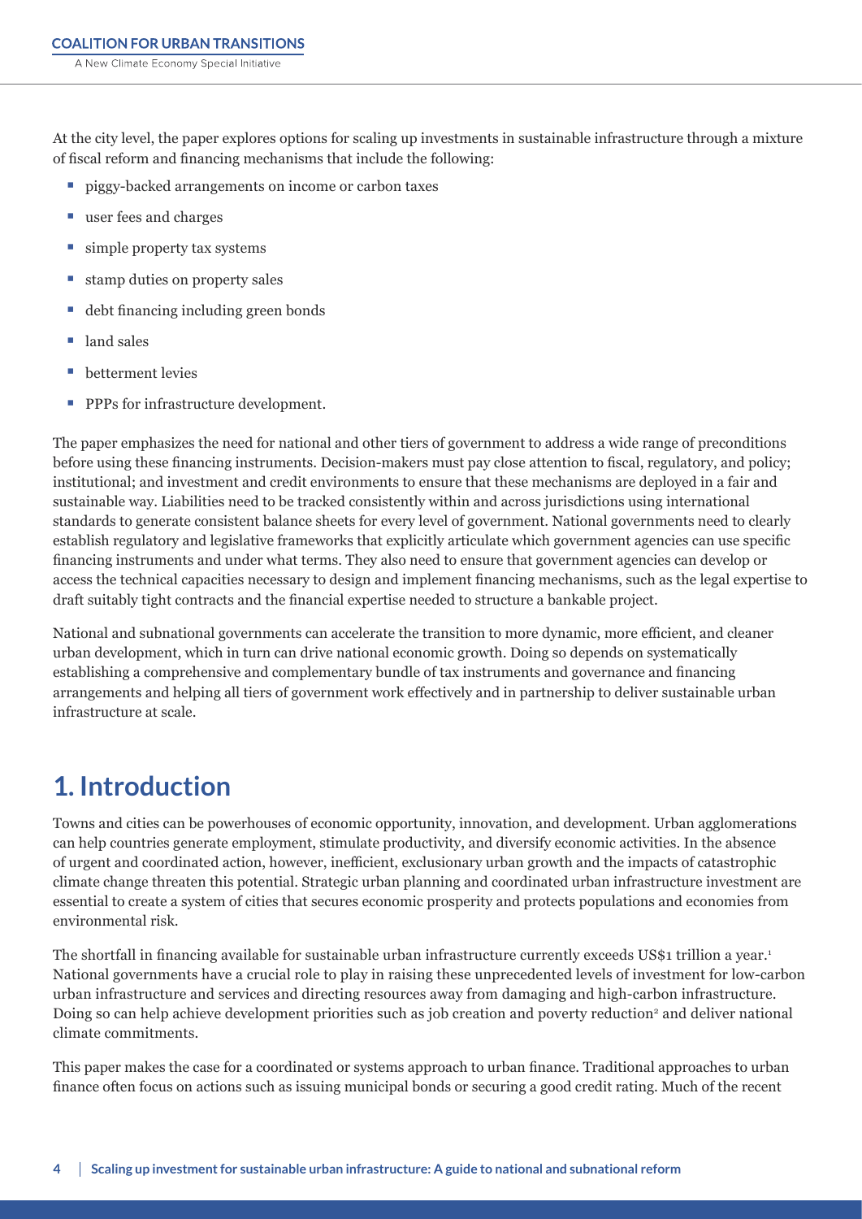At the city level, the paper explores options for scaling up investments in sustainable infrastructure through a mixture of fiscal reform and financing mechanisms that include the following:

- piggy-backed arrangements on income or carbon taxes
- user fees and charges
- simple property tax systems
- stamp duties on property sales
- debt financing including green bonds
- land sales
- betterment levies
- PPPs for infrastructure development.

The paper emphasizes the need for national and other tiers of government to address a wide range of preconditions before using these financing instruments. Decision-makers must pay close attention to fiscal, regulatory, and policy; institutional; and investment and credit environments to ensure that these mechanisms are deployed in a fair and sustainable way. Liabilities need to be tracked consistently within and across jurisdictions using international standards to generate consistent balance sheets for every level of government. National governments need to clearly establish regulatory and legislative frameworks that explicitly articulate which government agencies can use specific financing instruments and under what terms. They also need to ensure that government agencies can develop or access the technical capacities necessary to design and implement financing mechanisms, such as the legal expertise to draft suitably tight contracts and the financial expertise needed to structure a bankable project.

National and subnational governments can accelerate the transition to more dynamic, more efficient, and cleaner urban development, which in turn can drive national economic growth. Doing so depends on systematically establishing a comprehensive and complementary bundle of tax instruments and governance and financing arrangements and helping all tiers of government work effectively and in partnership to deliver sustainable urban infrastructure at scale.

# 1. Introduction

Towns and cities can be powerhouses of economic opportunity, innovation, and development. Urban agglomerations can help countries generate employment, stimulate productivity, and diversify economic activities. In the absence of urgent and coordinated action, however, inefficient, exclusionary urban growth and the impacts of catastrophic climate change threaten this potential. Strategic urban planning and coordinated urban infrastructure investment are essential to create a system of cities that secures economic prosperity and protects populations and economies from environmental risk.

The shortfall in financing available for sustainable urban infrastructure currently exceeds US$1 trillion a year.[1] National governments have a crucial role to play in raising these unprecedented levels of investment for low-carbon urban infrastructure and services and directing resources away from damaging and high-carbon infrastructure. Doing so can help achieve development priorities such as job creation and poverty reduction[2] and deliver national climate commitments.

This paper makes the case for a coordinated or systems approach to urban finance. Traditional approaches to urban finance often focus on actions such as issuing municipal bonds or securing a good credit rating. Much of the recent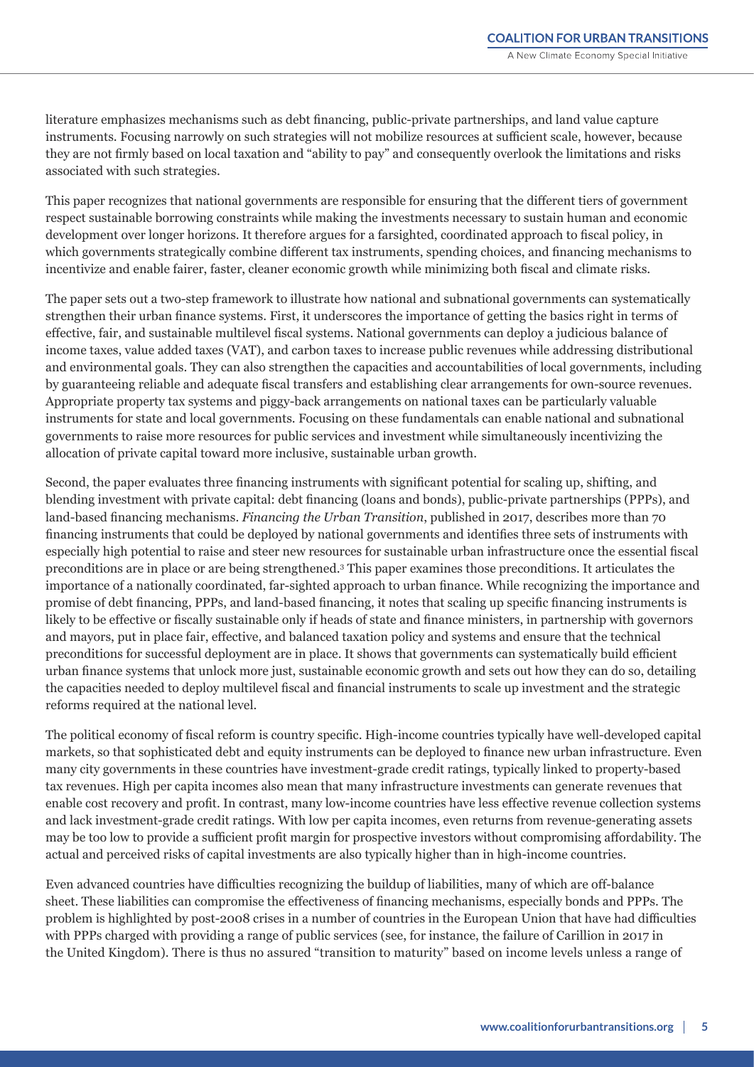literature emphasizes mechanisms such as debt financing, public-private partnerships, and land value capture instruments. Focusing narrowly on such strategies will not mobilize resources at sufficient scale, however, because they are not firmly based on local taxation and "ability to pay" and consequently overlook the limitations and risks associated with such strategies.

This paper recognizes that national governments are responsible for ensuring that the different tiers of government respect sustainable borrowing constraints while making the investments necessary to sustain human and economic development over longer horizons. It therefore argues for a farsighted, coordinated approach to fiscal policy, in which governments strategically combine different tax instruments, spending choices, and financing mechanisms to incentivize and enable fairer, faster, cleaner economic growth while minimizing both fiscal and climate risks.

The paper sets out a two-step framework to illustrate how national and subnational governments can systematically strengthen their urban finance systems. First, it underscores the importance of getting the basics right in terms of effective, fair, and sustainable multilevel fiscal systems. National governments can deploy a judicious balance of income taxes, value added taxes (VAT), and carbon taxes to increase public revenues while addressing distributional and environmental goals. They can also strengthen the capacities and accountabilities of local governments, including by guaranteeing reliable and adequate fiscal transfers and establishing clear arrangements for own-source revenues. Appropriate property tax systems and piggy-back arrangements on national taxes can be particularly valuable instruments for state and local governments. Focusing on these fundamentals can enable national and subnational governments to raise more resources for public services and investment while simultaneously incentivizing the allocation of private capital toward more inclusive, sustainable urban growth.

Second, the paper evaluates three financing instruments with significant potential for scaling up, shifting, and blending investment with private capital: debt financing (loans and bonds), public-private partnerships (PPPs), and land-based financing mechanisms. *Financing the Urban Transition*, published in 2017, describes more than 70 financing instruments that could be deployed by national governments and identifies three sets of instruments with especially high potential to raise and steer new resources for sustainable urban infrastructure once the essential fiscal preconditions are in place or are being strengthened.[3] This paper examines those preconditions. It articulates the importance of a nationally coordinated, far-sighted approach to urban finance. While recognizing the importance and promise of debt financing, PPPs, and land-based financing, it notes that scaling up specific financing instruments is likely to be effective or fiscally sustainable only if heads of state and finance ministers, in partnership with governors and mayors, put in place fair, effective, and balanced taxation policy and systems and ensure that the technical preconditions for successful deployment are in place. It shows that governments can systematically build efficient urban finance systems that unlock more just, sustainable economic growth and sets out how they can do so, detailing the capacities needed to deploy multilevel fiscal and financial instruments to scale up investment and the strategic reforms required at the national level.

The political economy of fiscal reform is country specific. High-income countries typically have well-developed capital markets, so that sophisticated debt and equity instruments can be deployed to finance new urban infrastructure. Even many city governments in these countries have investment-grade credit ratings, typically linked to property-based tax revenues. High per capita incomes also mean that many infrastructure investments can generate revenues that enable cost recovery and profit. In contrast, many low-income countries have less effective revenue collection systems and lack investment-grade credit ratings. With low per capita incomes, even returns from revenue-generating assets may be too low to provide a sufficient profit margin for prospective investors without compromising affordability. The actual and perceived risks of capital investments are also typically higher than in high-income countries.

Even advanced countries have difficulties recognizing the buildup of liabilities, many of which are off-balance sheet. These liabilities can compromise the effectiveness of financing mechanisms, especially bonds and PPPs. The problem is highlighted by post-2008 crises in a number of countries in the European Union that have had difficulties with PPPs charged with providing a range of public services (see, for instance, the failure of Carillion in 2017 in the United Kingdom). There is thus no assured "transition to maturity" based on income levels unless a range of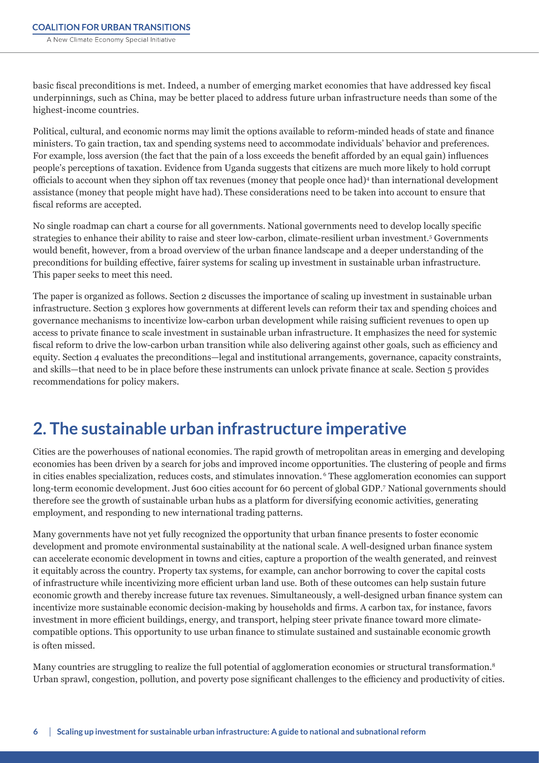basic fiscal preconditions is met. Indeed, a number of emerging market economies that have addressed key fiscal underpinnings, such as China, may be better placed to address future urban infrastructure needs than some of the highest-income countries.

Political, cultural, and economic norms may limit the options available to reform-minded heads of state and finance ministers. To gain traction, tax and spending systems need to accommodate individuals' behavior and preferences. For example, loss aversion (the fact that the pain of a loss exceeds the benefit afforded by an equal gain) influences people's perceptions of taxation. Evidence from Uganda suggests that citizens are much more likely to hold corrupt officials to account when they siphon off tax revenues (money that people once had)[4] than international development assistance (money that people might have had). These considerations need to be taken into account to ensure that fiscal reforms are accepted.

No single roadmap can chart a course for all governments. National governments need to develop locally specific strategies to enhance their ability to raise and steer low-carbon, climate-resilient urban investment.[5] Governments would benefit, however, from a broad overview of the urban finance landscape and a deeper understanding of the preconditions for building effective, fairer systems for scaling up investment in sustainable urban infrastructure. This paper seeks to meet this need.

The paper is organized as follows. Section 2 discusses the importance of scaling up investment in sustainable urban infrastructure. Section 3 explores how governments at different levels can reform their tax and spending choices and governance mechanisms to incentivize low-carbon urban development while raising sufficient revenues to open up access to private finance to scale investment in sustainable urban infrastructure. It emphasizes the need for systemic fiscal reform to drive the low-carbon urban transition while also delivering against other goals, such as efficiency and equity. Section 4 evaluates the preconditions—legal and institutional arrangements, governance, capacity constraints, and skills—that need to be in place before these instruments can unlock private finance at scale. Section 5 provides recommendations for policy makers.

## 2. The sustainable urban infrastructure imperative

Cities are the powerhouses of national economies. The rapid growth of metropolitan areas in emerging and developing economies has been driven by a search for jobs and improved income opportunities. The clustering of people and firms in cities enables specialization, reduces costs, and stimulates innovation.[6] These agglomeration economies can support long-term economic development. Just 600 cities account for 60 percent of global GDP.[7] National governments should therefore see the growth of sustainable urban hubs as a platform for diversifying economic activities, generating employment, and responding to new international trading patterns.

Many governments have not yet fully recognized the opportunity that urban finance presents to foster economic development and promote environmental sustainability at the national scale. A well-designed urban finance system can accelerate economic development in towns and cities, capture a proportion of the wealth generated, and reinvest it equitably across the country. Property tax systems, for example, can anchor borrowing to cover the capital costs of infrastructure while incentivizing more efficient urban land use. Both of these outcomes can help sustain future economic growth and thereby increase future tax revenues. Simultaneously, a well-designed urban finance system can incentivize more sustainable economic decision-making by households and firms. A carbon tax, for instance, favors investment in more efficient buildings, energy, and transport, helping steer private finance toward more climate-compatible options. This opportunity to use urban finance to stimulate sustained and sustainable economic growth is often missed.

Many countries are struggling to realize the full potential of agglomeration economies or structural transformation.[8] Urban sprawl, congestion, pollution, and poverty pose significant challenges to the efficiency and productivity of cities.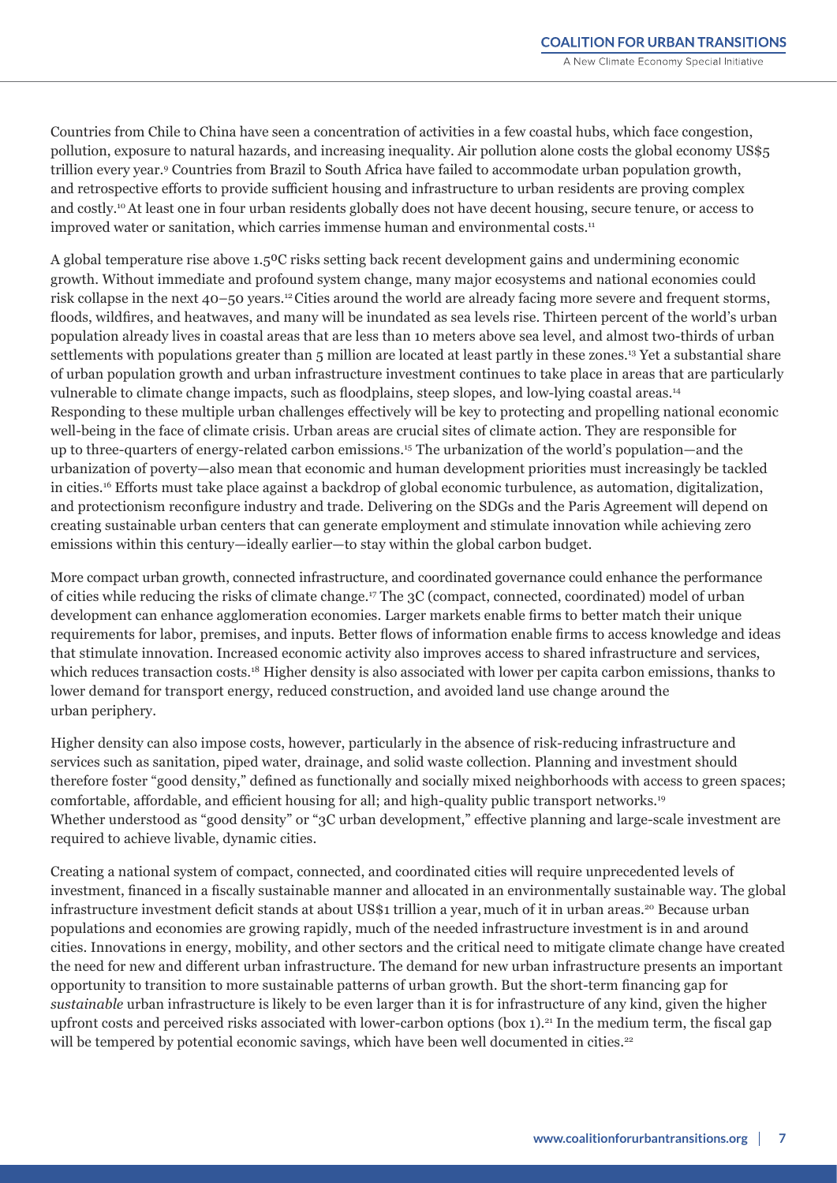Countries from Chile to China have seen a concentration of activities in a few coastal hubs, which face congestion, pollution, exposure to natural hazards, and increasing inequality. Air pollution alone costs the global economy US$5 trillion every year.[9] Countries from Brazil to South Africa have failed to accommodate urban population growth, and retrospective efforts to provide sufficient housing and infrastructure to urban residents are proving complex and costly.[10] At least one in four urban residents globally does not have decent housing, secure tenure, or access to improved water or sanitation, which carries immense human and environmental costs.[11]

A global temperature rise above 1.5ºC risks setting back recent development gains and undermining economic growth. Without immediate and profound system change, many major ecosystems and national economies could risk collapse in the next 40–50 years.[12] Cities around the world are already facing more severe and frequent storms, floods, wildfires, and heatwaves, and many will be inundated as sea levels rise. Thirteen percent of the world's urban population already lives in coastal areas that are less than 10 meters above sea level, and almost two-thirds of urban settlements with populations greater than 5 million are located at least partly in these zones.[13] Yet a substantial share of urban population growth and urban infrastructure investment continues to take place in areas that are particularly vulnerable to climate change impacts, such as floodplains, steep slopes, and low-lying coastal areas.[14]

Responding to these multiple urban challenges effectively will be key to protecting and propelling national economic well-being in the face of climate crisis. Urban areas are crucial sites of climate action. They are responsible for up to three-quarters of energy-related carbon emissions.[15] The urbanization of the world's population—and the urbanization of poverty—also mean that economic and human development priorities must increasingly be tackled in cities.[16] Efforts must take place against a backdrop of global economic turbulence, as automation, digitalization, and protectionism reconfigure industry and trade. Delivering on the SDGs and the Paris Agreement will depend on creating sustainable urban centers that can generate employment and stimulate innovation while achieving zero emissions within this century—ideally earlier—to stay within the global carbon budget.

More compact urban growth, connected infrastructure, and coordinated governance could enhance the performance of cities while reducing the risks of climate change.[17] The 3C (compact, connected, coordinated) model of urban development can enhance agglomeration economies. Larger markets enable firms to better match their unique requirements for labor, premises, and inputs. Better flows of information enable firms to access knowledge and ideas that stimulate innovation. Increased economic activity also improves access to shared infrastructure and services, which reduces transaction costs.[18] Higher density is also associated with lower per capita carbon emissions, thanks to lower demand for transport energy, reduced construction, and avoided land use change around the urban periphery.

Higher density can also impose costs, however, particularly in the absence of risk-reducing infrastructure and services such as sanitation, piped water, drainage, and solid waste collection. Planning and investment should therefore foster "good density," defined as functionally and socially mixed neighborhoods with access to green spaces; comfortable, affordable, and efficient housing for all; and high-quality public transport networks.[19] Whether understood as "good density" or "3C urban development," effective planning and large-scale investment are required to achieve livable, dynamic cities.

Creating a national system of compact, connected, and coordinated cities will require unprecedented levels of investment, financed in a fiscally sustainable manner and allocated in an environmentally sustainable way. The global infrastructure investment deficit stands at about US$1 trillion a year, much of it in urban areas.[20] Because urban populations and economies are growing rapidly, much of the needed infrastructure investment is in and around cities. Innovations in energy, mobility, and other sectors and the critical need to mitigate climate change have created the need for new and different urban infrastructure. The demand for new urban infrastructure presents an important opportunity to transition to more sustainable patterns of urban growth. But the short-term financing gap for *sustainable* urban infrastructure is likely to be even larger than it is for infrastructure of any kind, given the higher upfront costs and perceived risks associated with lower-carbon options (box 1).[21] In the medium term, the fiscal gap will be tempered by potential economic savings, which have been well documented in cities.[22]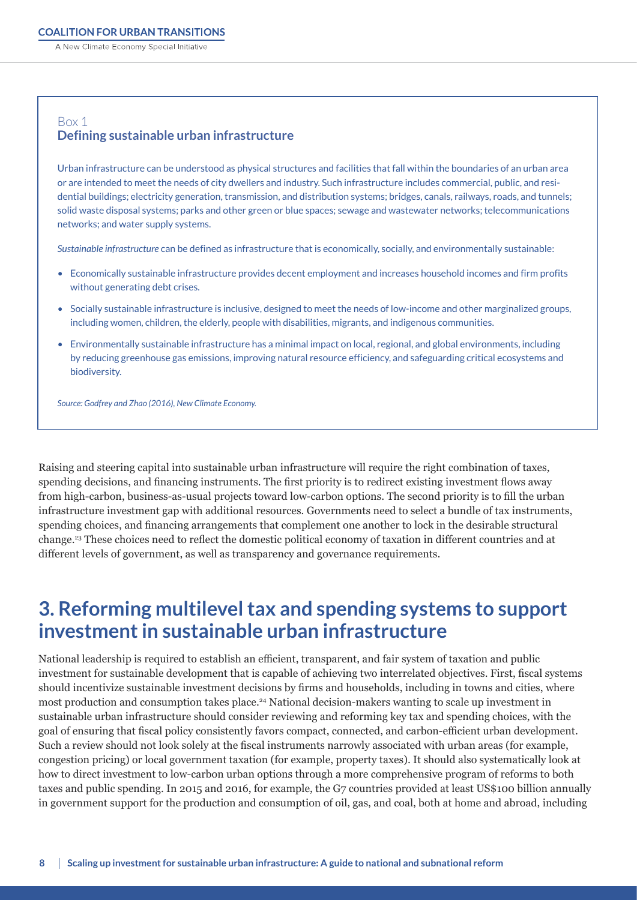Box 1
**Defining sustainable urban infrastructure**

Urban infrastructure can be understood as physical structures and facilities that fall within the boundaries of an urban area or are intended to meet the needs of city dwellers and industry. Such infrastructure includes commercial, public, and residential buildings; electricity generation, transmission, and distribution systems; bridges, canals, railways, roads, and tunnels; solid waste disposal systems; parks and other green or blue spaces; sewage and wastewater networks; telecommunications networks; and water supply systems.

*Sustainable infrastructure* can be defined as infrastructure that is economically, socially, and environmentally sustainable:

- Economically sustainable infrastructure provides decent employment and increases household incomes and firm profits without generating debt crises.
- Socially sustainable infrastructure is inclusive, designed to meet the needs of low-income and other marginalized groups, including women, children, the elderly, people with disabilities, migrants, and indigenous communities.
- Environmentally sustainable infrastructure has a minimal impact on local, regional, and global environments, including by reducing greenhouse gas emissions, improving natural resource efficiency, and safeguarding critical ecosystems and biodiversity.

*Source: Godfrey and Zhao (2016), New Climate Economy.*

Raising and steering capital into sustainable urban infrastructure will require the right combination of taxes, spending decisions, and financing instruments. The first priority is to redirect existing investment flows away from high-carbon, business-as-usual projects toward low-carbon options. The second priority is to fill the urban infrastructure investment gap with additional resources. Governments need to select a bundle of tax instruments, spending choices, and financing arrangements that complement one another to lock in the desirable structural change.[23] These choices need to reflect the domestic political economy of taxation in different countries and at different levels of government, as well as transparency and governance requirements.

# 3. Reforming multilevel tax and spending systems to support investment in sustainable urban infrastructure

National leadership is required to establish an efficient, transparent, and fair system of taxation and public investment for sustainable development that is capable of achieving two interrelated objectives. First, fiscal systems should incentivize sustainable investment decisions by firms and households, including in towns and cities, where most production and consumption takes place.[24] National decision-makers wanting to scale up investment in sustainable urban infrastructure should consider reviewing and reforming key tax and spending choices, with the goal of ensuring that fiscal policy consistently favors compact, connected, and carbon-efficient urban development. Such a review should not look solely at the fiscal instruments narrowly associated with urban areas (for example, congestion pricing) or local government taxation (for example, property taxes). It should also systematically look at how to direct investment to low-carbon urban options through a more comprehensive program of reforms to both taxes and public spending. In 2015 and 2016, for example, the G7 countries provided at least US$100 billion annually in government support for the production and consumption of oil, gas, and coal, both at home and abroad, including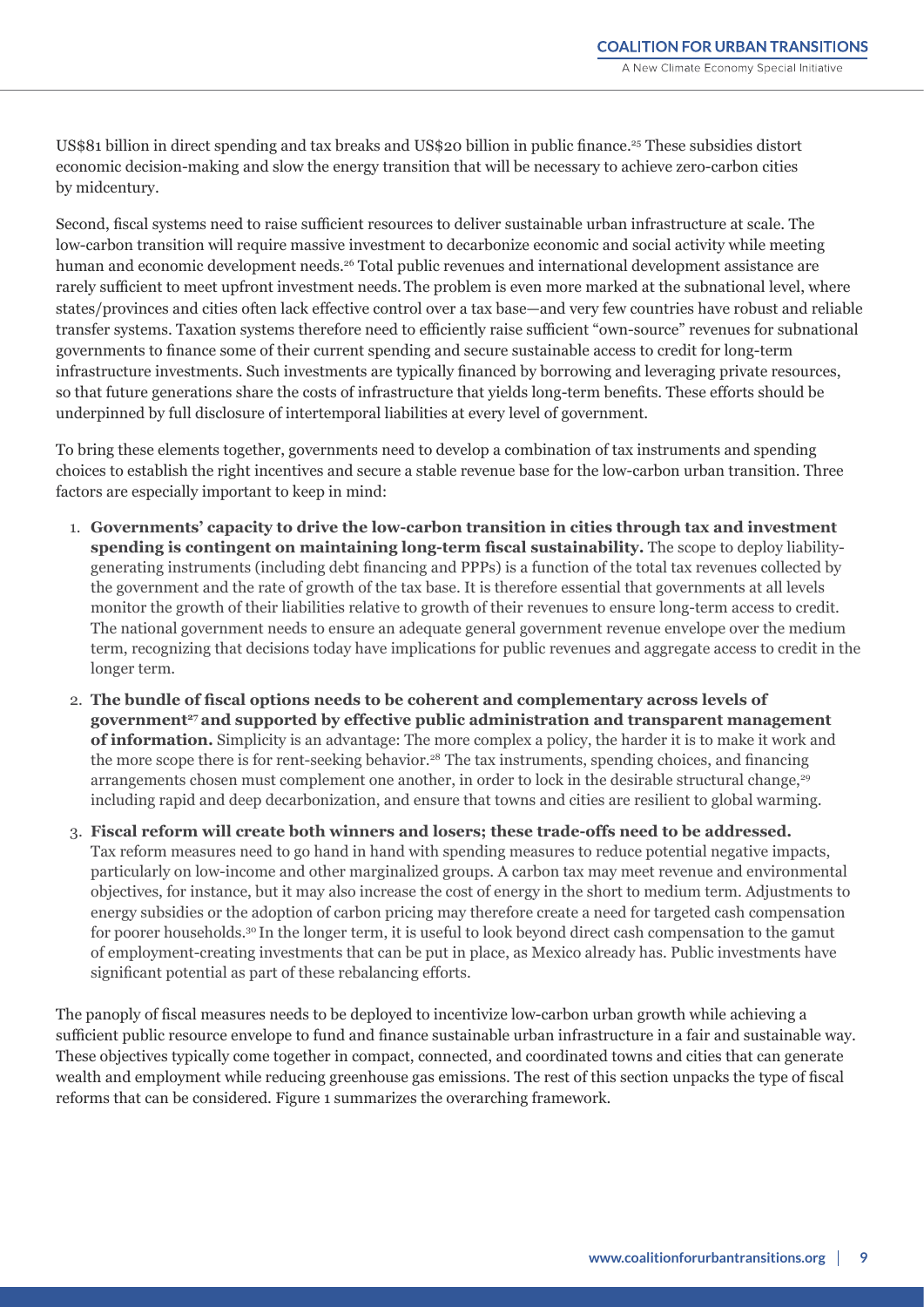US$81 billion in direct spending and tax breaks and US$20 billion in public finance.[25] These subsidies distort economic decision-making and slow the energy transition that will be necessary to achieve zero-carbon cities by midcentury.

Second, fiscal systems need to raise sufficient resources to deliver sustainable urban infrastructure at scale. The low-carbon transition will require massive investment to decarbonize economic and social activity while meeting human and economic development needs.[26] Total public revenues and international development assistance are rarely sufficient to meet upfront investment needs. The problem is even more marked at the subnational level, where states/provinces and cities often lack effective control over a tax base—and very few countries have robust and reliable transfer systems. Taxation systems therefore need to efficiently raise sufficient "own-source" revenues for subnational governments to finance some of their current spending and secure sustainable access to credit for long-term infrastructure investments. Such investments are typically financed by borrowing and leveraging private resources, so that future generations share the costs of infrastructure that yields long-term benefits. These efforts should be underpinned by full disclosure of intertemporal liabilities at every level of government.

To bring these elements together, governments need to develop a combination of tax instruments and spending choices to establish the right incentives and secure a stable revenue base for the low-carbon urban transition. Three factors are especially important to keep in mind:

1. **Governments' capacity to drive the low-carbon transition in cities through tax and investment spending is contingent on maintaining long-term fiscal sustainability.** The scope to deploy liability-generating instruments (including debt financing and PPPs) is a function of the total tax revenues collected by the government and the rate of growth of the tax base. It is therefore essential that governments at all levels monitor the growth of their liabilities relative to growth of their revenues to ensure long-term access to credit. The national government needs to ensure an adequate general government revenue envelope over the medium term, recognizing that decisions today have implications for public revenues and aggregate access to credit in the longer term.
2. **The bundle of fiscal options needs to be coherent and complementary across levels of government[27] and supported by effective public administration and transparent management of information.** Simplicity is an advantage: The more complex a policy, the harder it is to make it work and the more scope there is for rent-seeking behavior.[28] The tax instruments, spending choices, and financing arrangements chosen must complement one another, in order to lock in the desirable structural change,[29] including rapid and deep decarbonization, and ensure that towns and cities are resilient to global warming.
3. **Fiscal reform will create both winners and losers; these trade-offs need to be addressed.** Tax reform measures need to go hand in hand with spending measures to reduce potential negative impacts, particularly on low-income and other marginalized groups. A carbon tax may meet revenue and environmental objectives, for instance, but it may also increase the cost of energy in the short to medium term. Adjustments to energy subsidies or the adoption of carbon pricing may therefore create a need for targeted cash compensation for poorer households.[30] In the longer term, it is useful to look beyond direct cash compensation to the gamut of employment-creating investments that can be put in place, as Mexico already has. Public investments have significant potential as part of these rebalancing efforts.

The panoply of fiscal measures needs to be deployed to incentivize low-carbon urban growth while achieving a sufficient public resource envelope to fund and finance sustainable urban infrastructure in a fair and sustainable way. These objectives typically come together in compact, connected, and coordinated towns and cities that can generate wealth and employment while reducing greenhouse gas emissions. The rest of this section unpacks the type of fiscal reforms that can be considered. Figure 1 summarizes the overarching framework.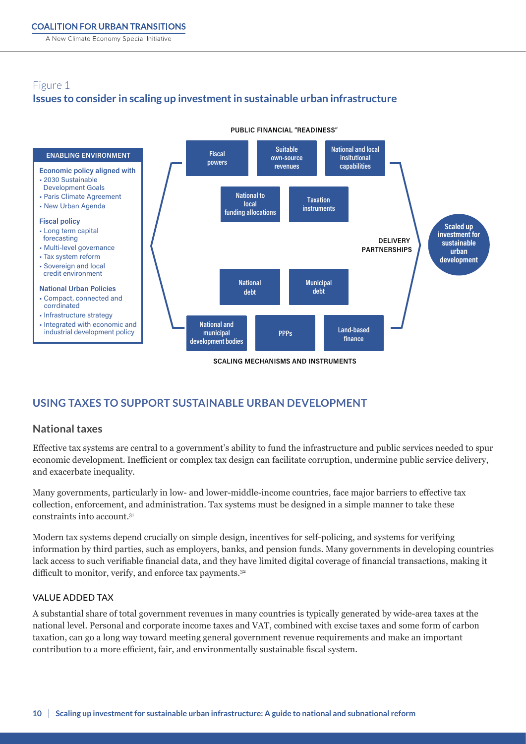## Figure 1

### Issues to consider in scaling up investment in sustainable urban infrastructure

**ENABLING ENVIRONMENT**

**Economic policy aligned with**
- 2030 Sustainable Development Goals
- Paris Climate Agreement
- New Urban Agenda

**Fiscal policy**
- Long term capital forecasting
- Multi-level governance
- Tax system reform
- Sovereign and local credit environment

**National Urban Policies**
- Compact, connected and corrdinated
- Infrastructure strategy
- Integrated with economic and industrial development policy

**PUBLIC FINANCIAL "READINESS"**

- Fiscal powers
- Suitable own-source revenues
- National and local insitutional capabilities
- National to local funding allocations
- Taxation instruments

**DELIVERY PARTNERSHIPS**

- National debt
- Municipal debt
- National and municipal development bodies
- PPPs
- Land-based finance

**SCALING MECHANISMS AND INSTRUMENTS**

**Scaled up investment for sustainable urban development**

## USING TAXES TO SUPPORT SUSTAINABLE URBAN DEVELOPMENT

### National taxes

Effective tax systems are central to a government's ability to fund the infrastructure and public services needed to spur economic development. Inefficient or complex tax design can facilitate corruption, undermine public service delivery, and exacerbate inequality.

Many governments, particularly in low- and lower-middle-income countries, face major barriers to effective tax collection, enforcement, and administration. Tax systems must be designed in a simple manner to take these constraints into account.[31]

Modern tax systems depend crucially on simple design, incentives for self-policing, and systems for verifying information by third parties, such as employers, banks, and pension funds. Many governments in developing countries lack access to such verifiable financial data, and they have limited digital coverage of financial transactions, making it difficult to monitor, verify, and enforce tax payments.[32]

#### VALUE ADDED TAX

A substantial share of total government revenues in many countries is typically generated by wide-area taxes at the national level. Personal and corporate income taxes and VAT, combined with excise taxes and some form of carbon taxation, can go a long way toward meeting general government revenue requirements and make an important contribution to a more efficient, fair, and environmentally sustainable fiscal system.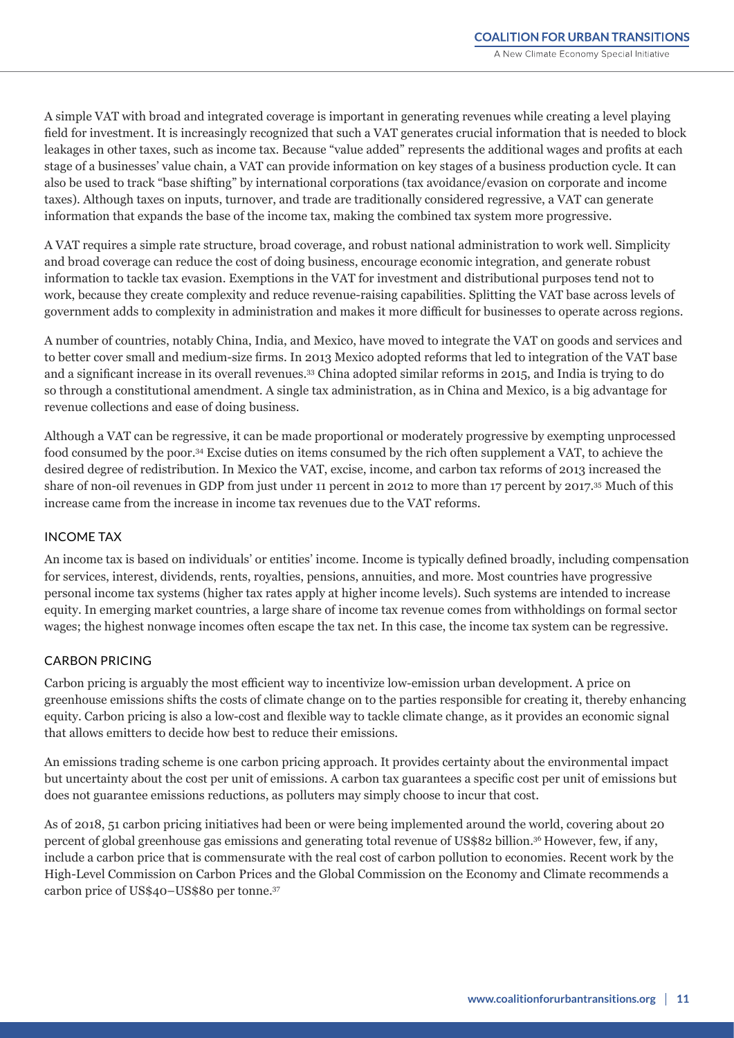A simple VAT with broad and integrated coverage is important in generating revenues while creating a level playing field for investment. It is increasingly recognized that such a VAT generates crucial information that is needed to block leakages in other taxes, such as income tax. Because "value added" represents the additional wages and profits at each stage of a businesses' value chain, a VAT can provide information on key stages of a business production cycle. It can also be used to track "base shifting" by international corporations (tax avoidance/evasion on corporate and income taxes). Although taxes on inputs, turnover, and trade are traditionally considered regressive, a VAT can generate information that expands the base of the income tax, making the combined tax system more progressive.

A VAT requires a simple rate structure, broad coverage, and robust national administration to work well. Simplicity and broad coverage can reduce the cost of doing business, encourage economic integration, and generate robust information to tackle tax evasion. Exemptions in the VAT for investment and distributional purposes tend not to work, because they create complexity and reduce revenue-raising capabilities. Splitting the VAT base across levels of government adds to complexity in administration and makes it more difficult for businesses to operate across regions.

A number of countries, notably China, India, and Mexico, have moved to integrate the VAT on goods and services and to better cover small and medium-size firms. In 2013 Mexico adopted reforms that led to integration of the VAT base and a significant increase in its overall revenues.[33] China adopted similar reforms in 2015, and India is trying to do so through a constitutional amendment. A single tax administration, as in China and Mexico, is a big advantage for revenue collections and ease of doing business.

Although a VAT can be regressive, it can be made proportional or moderately progressive by exempting unprocessed food consumed by the poor.[34] Excise duties on items consumed by the rich often supplement a VAT, to achieve the desired degree of redistribution. In Mexico the VAT, excise, income, and carbon tax reforms of 2013 increased the share of non-oil revenues in GDP from just under 11 percent in 2012 to more than 17 percent by 2017.[35] Much of this increase came from the increase in income tax revenues due to the VAT reforms.

## INCOME TAX

An income tax is based on individuals' or entities' income. Income is typically defined broadly, including compensation for services, interest, dividends, rents, royalties, pensions, annuities, and more. Most countries have progressive personal income tax systems (higher tax rates apply at higher income levels). Such systems are intended to increase equity. In emerging market countries, a large share of income tax revenue comes from withholdings on formal sector wages; the highest nonwage incomes often escape the tax net. In this case, the income tax system can be regressive.

## CARBON PRICING

Carbon pricing is arguably the most efficient way to incentivize low-emission urban development. A price on greenhouse emissions shifts the costs of climate change on to the parties responsible for creating it, thereby enhancing equity. Carbon pricing is also a low-cost and flexible way to tackle climate change, as it provides an economic signal that allows emitters to decide how best to reduce their emissions.

An emissions trading scheme is one carbon pricing approach. It provides certainty about the environmental impact but uncertainty about the cost per unit of emissions. A carbon tax guarantees a specific cost per unit of emissions but does not guarantee emissions reductions, as polluters may simply choose to incur that cost.

As of 2018, 51 carbon pricing initiatives had been or were being implemented around the world, covering about 20 percent of global greenhouse gas emissions and generating total revenue of US$82 billion.[36] However, few, if any, include a carbon price that is commensurate with the real cost of carbon pollution to economies. Recent work by the High-Level Commission on Carbon Prices and the Global Commission on the Economy and Climate recommends a carbon price of US$40–US$80 per tonne.[37]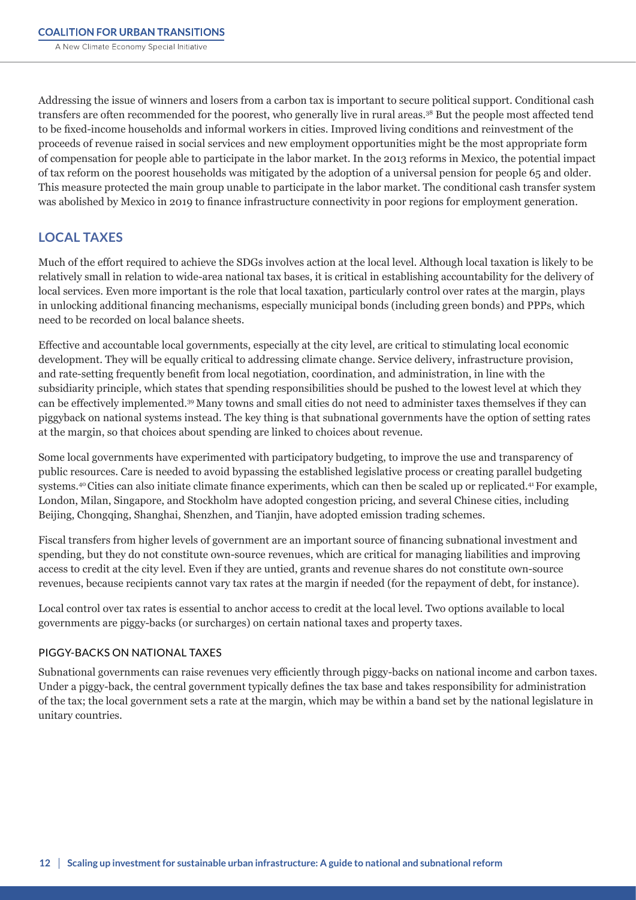Addressing the issue of winners and losers from a carbon tax is important to secure political support. Conditional cash transfers are often recommended for the poorest, who generally live in rural areas.[38] But the people most affected tend to be fixed-income households and informal workers in cities. Improved living conditions and reinvestment of the proceeds of revenue raised in social services and new employment opportunities might be the most appropriate form of compensation for people able to participate in the labor market. In the 2013 reforms in Mexico, the potential impact of tax reform on the poorest households was mitigated by the adoption of a universal pension for people 65 and older. This measure protected the main group unable to participate in the labor market. The conditional cash transfer system was abolished by Mexico in 2019 to finance infrastructure connectivity in poor regions for employment generation.

## LOCAL TAXES

Much of the effort required to achieve the SDGs involves action at the local level. Although local taxation is likely to be relatively small in relation to wide-area national tax bases, it is critical in establishing accountability for the delivery of local services. Even more important is the role that local taxation, particularly control over rates at the margin, plays in unlocking additional financing mechanisms, especially municipal bonds (including green bonds) and PPPs, which need to be recorded on local balance sheets.

Effective and accountable local governments, especially at the city level, are critical to stimulating local economic development. They will be equally critical to addressing climate change. Service delivery, infrastructure provision, and rate-setting frequently benefit from local negotiation, coordination, and administration, in line with the subsidiarity principle, which states that spending responsibilities should be pushed to the lowest level at which they can be effectively implemented.[39] Many towns and small cities do not need to administer taxes themselves if they can piggyback on national systems instead. The key thing is that subnational governments have the option of setting rates at the margin, so that choices about spending are linked to choices about revenue.

Some local governments have experimented with participatory budgeting, to improve the use and transparency of public resources. Care is needed to avoid bypassing the established legislative process or creating parallel budgeting systems.[40] Cities can also initiate climate finance experiments, which can then be scaled up or replicated.[41] For example, London, Milan, Singapore, and Stockholm have adopted congestion pricing, and several Chinese cities, including Beijing, Chongqing, Shanghai, Shenzhen, and Tianjin, have adopted emission trading schemes.

Fiscal transfers from higher levels of government are an important source of financing subnational investment and spending, but they do not constitute own-source revenues, which are critical for managing liabilities and improving access to credit at the city level. Even if they are untied, grants and revenue shares do not constitute own-source revenues, because recipients cannot vary tax rates at the margin if needed (for the repayment of debt, for instance).

Local control over tax rates is essential to anchor access to credit at the local level. Two options available to local governments are piggy-backs (or surcharges) on certain national taxes and property taxes.

### PIGGY-BACKS ON NATIONAL TAXES

Subnational governments can raise revenues very efficiently through piggy-backs on national income and carbon taxes. Under a piggy-back, the central government typically defines the tax base and takes responsibility for administration of the tax; the local government sets a rate at the margin, which may be within a band set by the national legislature in unitary countries.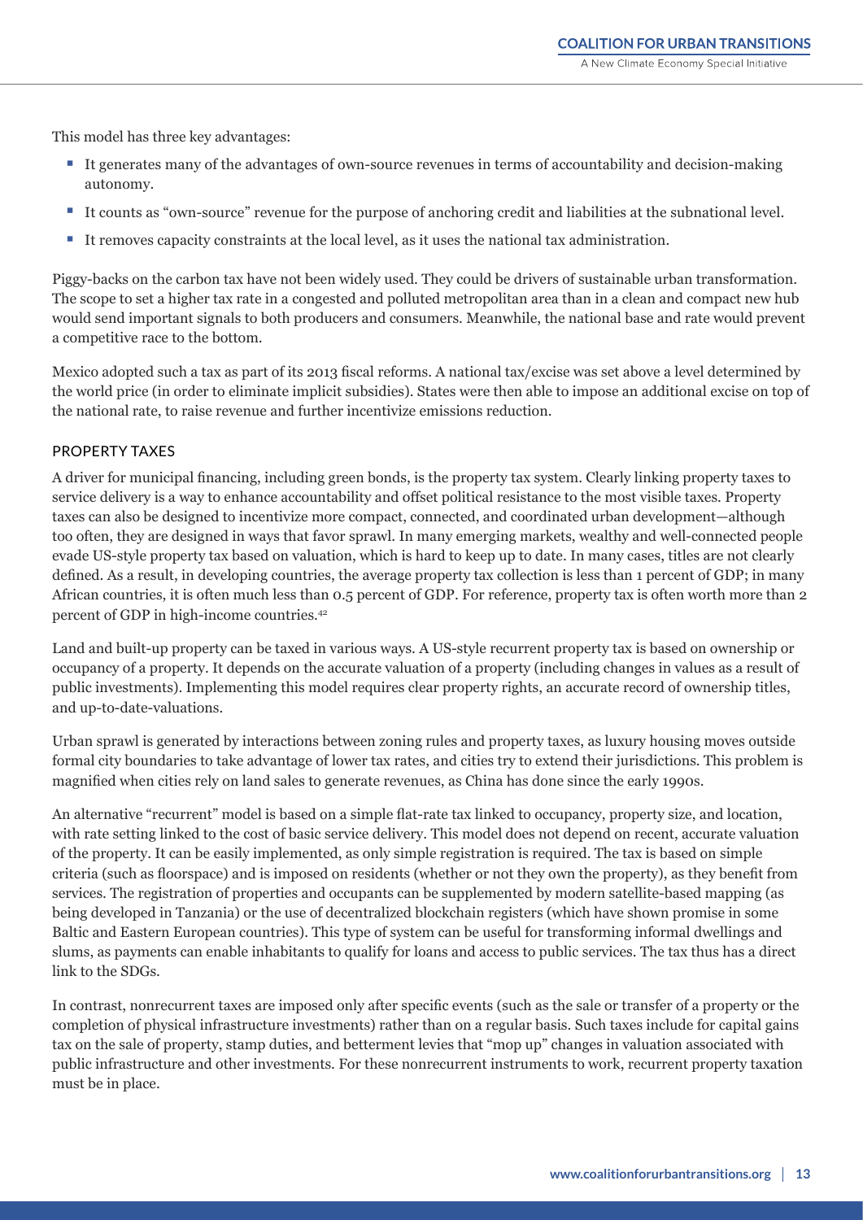This model has three key advantages:

- It generates many of the advantages of own-source revenues in terms of accountability and decision-making autonomy.
- It counts as "own-source" revenue for the purpose of anchoring credit and liabilities at the subnational level.
- It removes capacity constraints at the local level, as it uses the national tax administration.

Piggy-backs on the carbon tax have not been widely used. They could be drivers of sustainable urban transformation. The scope to set a higher tax rate in a congested and polluted metropolitan area than in a clean and compact new hub would send important signals to both producers and consumers. Meanwhile, the national base and rate would prevent a competitive race to the bottom.

Mexico adopted such a tax as part of its 2013 fiscal reforms. A national tax/excise was set above a level determined by the world price (in order to eliminate implicit subsidies). States were then able to impose an additional excise on top of the national rate, to raise revenue and further incentivize emissions reduction.

### PROPERTY TAXES

A driver for municipal financing, including green bonds, is the property tax system. Clearly linking property taxes to service delivery is a way to enhance accountability and offset political resistance to the most visible taxes. Property taxes can also be designed to incentivize more compact, connected, and coordinated urban development—although too often, they are designed in ways that favor sprawl. In many emerging markets, wealthy and well-connected people evade US-style property tax based on valuation, which is hard to keep up to date. In many cases, titles are not clearly defined. As a result, in developing countries, the average property tax collection is less than 1 percent of GDP; in many African countries, it is often much less than 0.5 percent of GDP. For reference, property tax is often worth more than 2 percent of GDP in high-income countries.[42]

Land and built-up property can be taxed in various ways. A US-style recurrent property tax is based on ownership or occupancy of a property. It depends on the accurate valuation of a property (including changes in values as a result of public investments). Implementing this model requires clear property rights, an accurate record of ownership titles, and up-to-date-valuations.

Urban sprawl is generated by interactions between zoning rules and property taxes, as luxury housing moves outside formal city boundaries to take advantage of lower tax rates, and cities try to extend their jurisdictions. This problem is magnified when cities rely on land sales to generate revenues, as China has done since the early 1990s.

An alternative "recurrent" model is based on a simple flat-rate tax linked to occupancy, property size, and location, with rate setting linked to the cost of basic service delivery. This model does not depend on recent, accurate valuation of the property. It can be easily implemented, as only simple registration is required. The tax is based on simple criteria (such as floorspace) and is imposed on residents (whether or not they own the property), as they benefit from services. The registration of properties and occupants can be supplemented by modern satellite-based mapping (as being developed in Tanzania) or the use of decentralized blockchain registers (which have shown promise in some Baltic and Eastern European countries). This type of system can be useful for transforming informal dwellings and slums, as payments can enable inhabitants to qualify for loans and access to public services. The tax thus has a direct link to the SDGs.

In contrast, nonrecurrent taxes are imposed only after specific events (such as the sale or transfer of a property or the completion of physical infrastructure investments) rather than on a regular basis. Such taxes include for capital gains tax on the sale of property, stamp duties, and betterment levies that "mop up" changes in valuation associated with public infrastructure and other investments. For these nonrecurrent instruments to work, recurrent property taxation must be in place.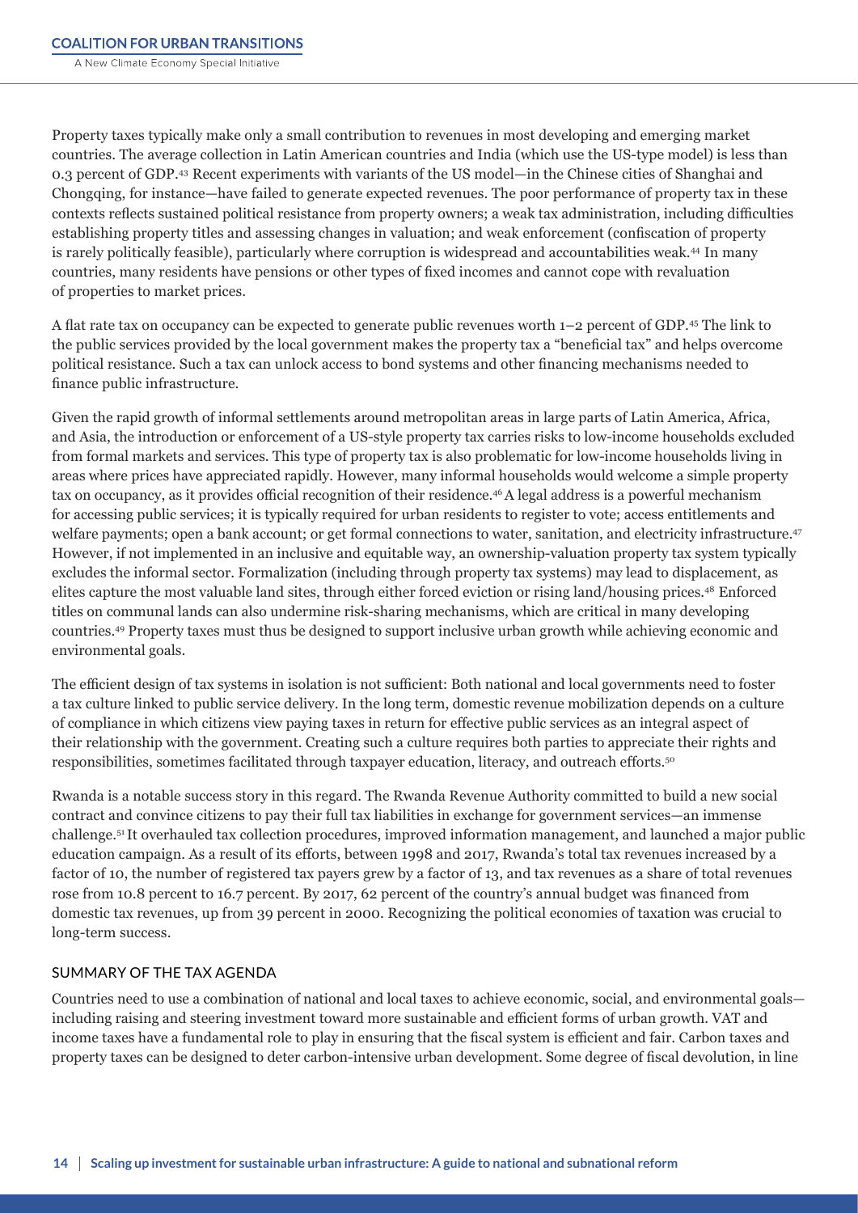Property taxes typically make only a small contribution to revenues in most developing and emerging market countries. The average collection in Latin American countries and India (which use the US-type model) is less than 0.3 percent of GDP.[43] Recent experiments with variants of the US model—in the Chinese cities of Shanghai and Chongqing, for instance—have failed to generate expected revenues. The poor performance of property tax in these contexts reflects sustained political resistance from property owners; a weak tax administration, including difficulties establishing property titles and assessing changes in valuation; and weak enforcement (confiscation of property is rarely politically feasible), particularly where corruption is widespread and accountabilities weak.[44] In many countries, many residents have pensions or other types of fixed incomes and cannot cope with revaluation of properties to market prices.

A flat rate tax on occupancy can be expected to generate public revenues worth 1–2 percent of GDP.[45] The link to the public services provided by the local government makes the property tax a "beneficial tax" and helps overcome political resistance. Such a tax can unlock access to bond systems and other financing mechanisms needed to finance public infrastructure.

Given the rapid growth of informal settlements around metropolitan areas in large parts of Latin America, Africa, and Asia, the introduction or enforcement of a US-style property tax carries risks to low-income households excluded from formal markets and services. This type of property tax is also problematic for low-income households living in areas where prices have appreciated rapidly. However, many informal households would welcome a simple property tax on occupancy, as it provides official recognition of their residence.[46] A legal address is a powerful mechanism for accessing public services; it is typically required for urban residents to register to vote; access entitlements and welfare payments; open a bank account; or get formal connections to water, sanitation, and electricity infrastructure.[47] However, if not implemented in an inclusive and equitable way, an ownership-valuation property tax system typically excludes the informal sector. Formalization (including through property tax systems) may lead to displacement, as elites capture the most valuable land sites, through either forced eviction or rising land/housing prices.[48] Enforced titles on communal lands can also undermine risk-sharing mechanisms, which are critical in many developing countries.[49] Property taxes must thus be designed to support inclusive urban growth while achieving economic and environmental goals.

The efficient design of tax systems in isolation is not sufficient: Both national and local governments need to foster a tax culture linked to public service delivery. In the long term, domestic revenue mobilization depends on a culture of compliance in which citizens view paying taxes in return for effective public services as an integral aspect of their relationship with the government. Creating such a culture requires both parties to appreciate their rights and responsibilities, sometimes facilitated through taxpayer education, literacy, and outreach efforts.[50]

Rwanda is a notable success story in this regard. The Rwanda Revenue Authority committed to build a new social contract and convince citizens to pay their full tax liabilities in exchange for government services—an immense challenge.[51] It overhauled tax collection procedures, improved information management, and launched a major public education campaign. As a result of its efforts, between 1998 and 2017, Rwanda's total tax revenues increased by a factor of 10, the number of registered tax payers grew by a factor of 13, and tax revenues as a share of total revenues rose from 10.8 percent to 16.7 percent. By 2017, 62 percent of the country's annual budget was financed from domestic tax revenues, up from 39 percent in 2000. Recognizing the political economies of taxation was crucial to long-term success.

## SUMMARY OF THE TAX AGENDA

Countries need to use a combination of national and local taxes to achieve economic, social, and environmental goals—including raising and steering investment toward more sustainable and efficient forms of urban growth. VAT and income taxes have a fundamental role to play in ensuring that the fiscal system is efficient and fair. Carbon taxes and property taxes can be designed to deter carbon-intensive urban development. Some degree of fiscal devolution, in line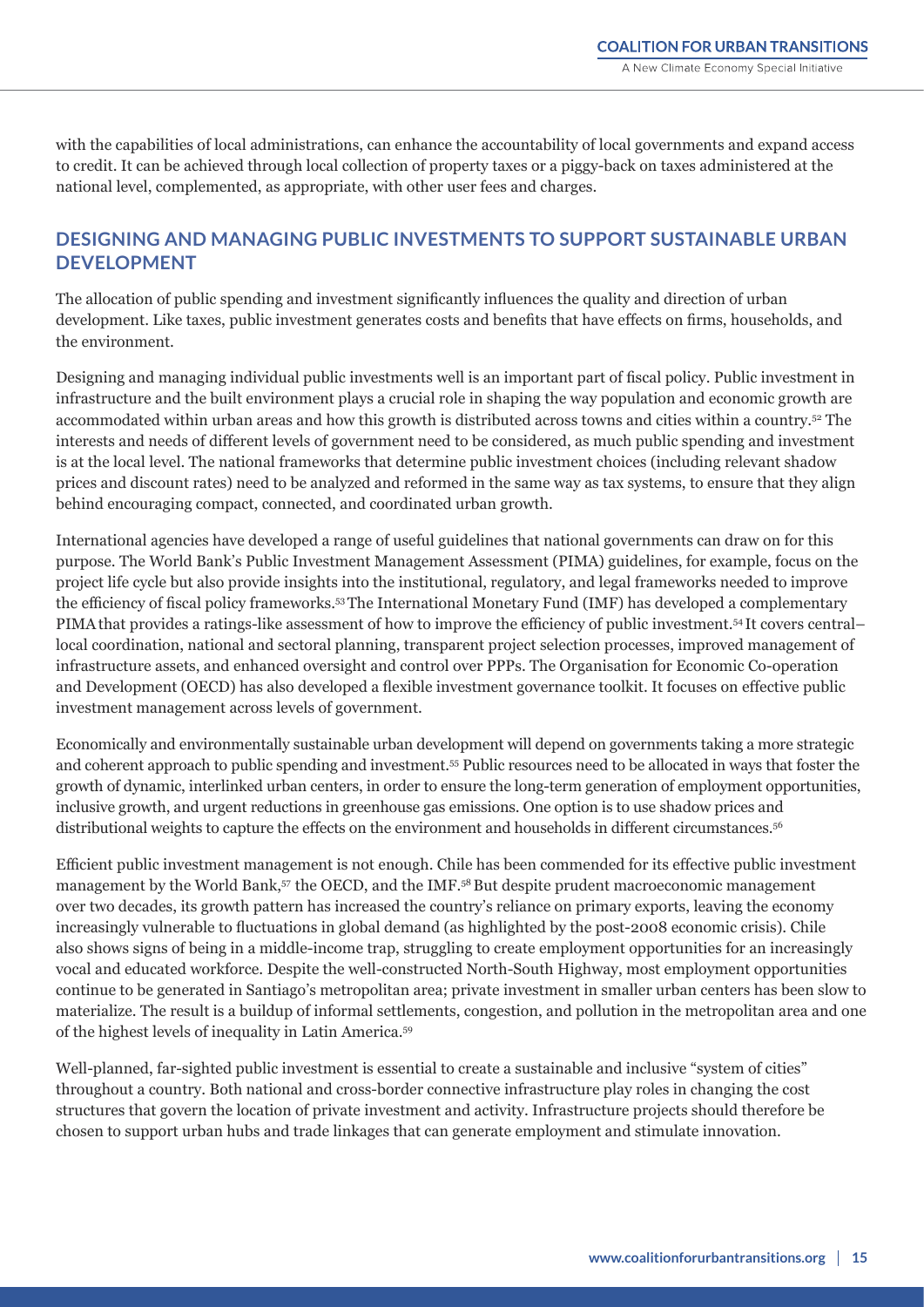with the capabilities of local administrations, can enhance the accountability of local governments and expand access to credit. It can be achieved through local collection of property taxes or a piggy-back on taxes administered at the national level, complemented, as appropriate, with other user fees and charges.

## DESIGNING AND MANAGING PUBLIC INVESTMENTS TO SUPPORT SUSTAINABLE URBAN DEVELOPMENT

The allocation of public spending and investment significantly influences the quality and direction of urban development. Like taxes, public investment generates costs and benefits that have effects on firms, households, and the environment.

Designing and managing individual public investments well is an important part of fiscal policy. Public investment in infrastructure and the built environment plays a crucial role in shaping the way population and economic growth are accommodated within urban areas and how this growth is distributed across towns and cities within a country.[52] The interests and needs of different levels of government need to be considered, as much public spending and investment is at the local level. The national frameworks that determine public investment choices (including relevant shadow prices and discount rates) need to be analyzed and reformed in the same way as tax systems, to ensure that they align behind encouraging compact, connected, and coordinated urban growth.

International agencies have developed a range of useful guidelines that national governments can draw on for this purpose. The World Bank's Public Investment Management Assessment (PIMA) guidelines, for example, focus on the project life cycle but also provide insights into the institutional, regulatory, and legal frameworks needed to improve the efficiency of fiscal policy frameworks.[53] The International Monetary Fund (IMF) has developed a complementary PIMA that provides a ratings-like assessment of how to improve the efficiency of public investment.[54] It covers central–local coordination, national and sectoral planning, transparent project selection processes, improved management of infrastructure assets, and enhanced oversight and control over PPPs. The Organisation for Economic Co-operation and Development (OECD) has also developed a flexible investment governance toolkit. It focuses on effective public investment management across levels of government.

Economically and environmentally sustainable urban development will depend on governments taking a more strategic and coherent approach to public spending and investment.[55] Public resources need to be allocated in ways that foster the growth of dynamic, interlinked urban centers, in order to ensure the long-term generation of employment opportunities, inclusive growth, and urgent reductions in greenhouse gas emissions. One option is to use shadow prices and distributional weights to capture the effects on the environment and households in different circumstances.[56]

Efficient public investment management is not enough. Chile has been commended for its effective public investment management by the World Bank,[57] the OECD, and the IMF.[58] But despite prudent macroeconomic management over two decades, its growth pattern has increased the country's reliance on primary exports, leaving the economy increasingly vulnerable to fluctuations in global demand (as highlighted by the post-2008 economic crisis). Chile also shows signs of being in a middle-income trap, struggling to create employment opportunities for an increasingly vocal and educated workforce. Despite the well-constructed North-South Highway, most employment opportunities continue to be generated in Santiago's metropolitan area; private investment in smaller urban centers has been slow to materialize. The result is a buildup of informal settlements, congestion, and pollution in the metropolitan area and one of the highest levels of inequality in Latin America.[59]

Well-planned, far-sighted public investment is essential to create a sustainable and inclusive "system of cities" throughout a country. Both national and cross-border connective infrastructure play roles in changing the cost structures that govern the location of private investment and activity. Infrastructure projects should therefore be chosen to support urban hubs and trade linkages that can generate employment and stimulate innovation.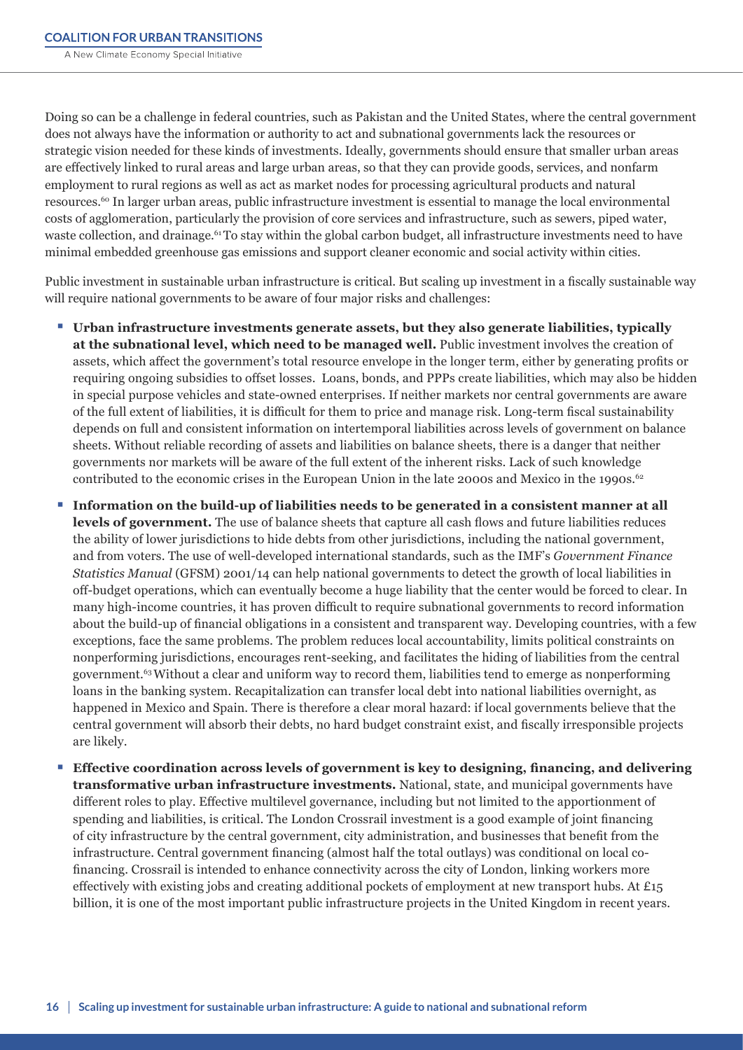Doing so can be a challenge in federal countries, such as Pakistan and the United States, where the central government does not always have the information or authority to act and subnational governments lack the resources or strategic vision needed for these kinds of investments. Ideally, governments should ensure that smaller urban areas are effectively linked to rural areas and large urban areas, so that they can provide goods, services, and nonfarm employment to rural regions as well as act as market nodes for processing agricultural products and natural resources.[60] In larger urban areas, public infrastructure investment is essential to manage the local environmental costs of agglomeration, particularly the provision of core services and infrastructure, such as sewers, piped water, waste collection, and drainage.[61] To stay within the global carbon budget, all infrastructure investments need to have minimal embedded greenhouse gas emissions and support cleaner economic and social activity within cities.

Public investment in sustainable urban infrastructure is critical. But scaling up investment in a fiscally sustainable way will require national governments to be aware of four major risks and challenges:

- **Urban infrastructure investments generate assets, but they also generate liabilities, typically at the subnational level, which need to be managed well.** Public investment involves the creation of assets, which affect the government's total resource envelope in the longer term, either by generating profits or requiring ongoing subsidies to offset losses. Loans, bonds, and PPPs create liabilities, which may also be hidden in special purpose vehicles and state-owned enterprises. If neither markets nor central governments are aware of the full extent of liabilities, it is difficult for them to price and manage risk. Long-term fiscal sustainability depends on full and consistent information on intertemporal liabilities across levels of government on balance sheets. Without reliable recording of assets and liabilities on balance sheets, there is a danger that neither governments nor markets will be aware of the full extent of the inherent risks. Lack of such knowledge contributed to the economic crises in the European Union in the late 2000s and Mexico in the 1990s.[62]
- **Information on the build-up of liabilities needs to be generated in a consistent manner at all levels of government.** The use of balance sheets that capture all cash flows and future liabilities reduces the ability of lower jurisdictions to hide debts from other jurisdictions, including the national government, and from voters. The use of well-developed international standards, such as the IMF's *Government Finance Statistics Manual* (GFSM) 2001/14 can help national governments to detect the growth of local liabilities in off-budget operations, which can eventually become a huge liability that the center would be forced to clear. In many high-income countries, it has proven difficult to require subnational governments to record information about the build-up of financial obligations in a consistent and transparent way. Developing countries, with a few exceptions, face the same problems. The problem reduces local accountability, limits political constraints on nonperforming jurisdictions, encourages rent-seeking, and facilitates the hiding of liabilities from the central government.[63] Without a clear and uniform way to record them, liabilities tend to emerge as nonperforming loans in the banking system. Recapitalization can transfer local debt into national liabilities overnight, as happened in Mexico and Spain. There is therefore a clear moral hazard: if local governments believe that the central government will absorb their debts, no hard budget constraint exist, and fiscally irresponsible projects are likely.
- **Effective coordination across levels of government is key to designing, financing, and delivering transformative urban infrastructure investments.** National, state, and municipal governments have different roles to play. Effective multilevel governance, including but not limited to the apportionment of spending and liabilities, is critical. The London Crossrail investment is a good example of joint financing of city infrastructure by the central government, city administration, and businesses that benefit from the infrastructure. Central government financing (almost half the total outlays) was conditional on local co-financing. Crossrail is intended to enhance connectivity across the city of London, linking workers more effectively with existing jobs and creating additional pockets of employment at new transport hubs. At £15 billion, it is one of the most important public infrastructure projects in the United Kingdom in recent years.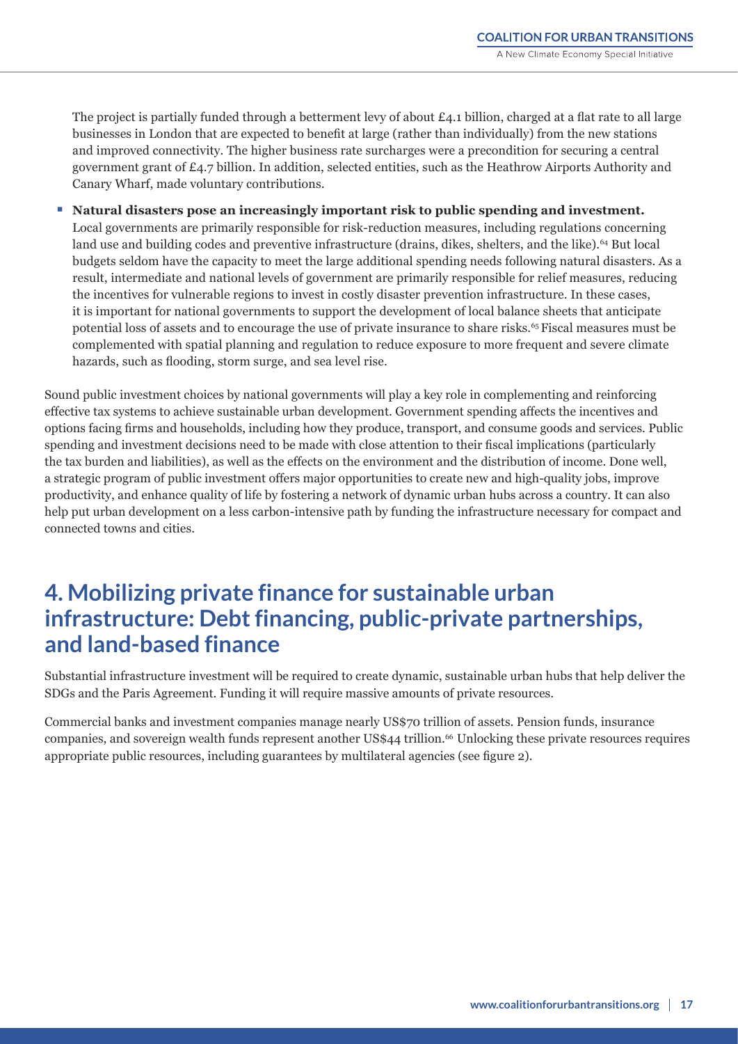The project is partially funded through a betterment levy of about £4.1 billion, charged at a flat rate to all large businesses in London that are expected to benefit at large (rather than individually) from the new stations and improved connectivity. The higher business rate surcharges were a precondition for securing a central government grant of £4.7 billion. In addition, selected entities, such as the Heathrow Airports Authority and Canary Wharf, made voluntary contributions.

- **Natural disasters pose an increasingly important risk to public spending and investment.** Local governments are primarily responsible for risk-reduction measures, including regulations concerning land use and building codes and preventive infrastructure (drains, dikes, shelters, and the like).[64] But local budgets seldom have the capacity to meet the large additional spending needs following natural disasters. As a result, intermediate and national levels of government are primarily responsible for relief measures, reducing the incentives for vulnerable regions to invest in costly disaster prevention infrastructure. In these cases, it is important for national governments to support the development of local balance sheets that anticipate potential loss of assets and to encourage the use of private insurance to share risks.[65] Fiscal measures must be complemented with spatial planning and regulation to reduce exposure to more frequent and severe climate hazards, such as flooding, storm surge, and sea level rise.

Sound public investment choices by national governments will play a key role in complementing and reinforcing effective tax systems to achieve sustainable urban development. Government spending affects the incentives and options facing firms and households, including how they produce, transport, and consume goods and services. Public spending and investment decisions need to be made with close attention to their fiscal implications (particularly the tax burden and liabilities), as well as the effects on the environment and the distribution of income. Done well, a strategic program of public investment offers major opportunities to create new and high-quality jobs, improve productivity, and enhance quality of life by fostering a network of dynamic urban hubs across a country. It can also help put urban development on a less carbon-intensive path by funding the infrastructure necessary for compact and connected towns and cities.

## 4. Mobilizing private finance for sustainable urban infrastructure: Debt financing, public-private partnerships, and land-based finance

Substantial infrastructure investment will be required to create dynamic, sustainable urban hubs that help deliver the SDGs and the Paris Agreement. Funding it will require massive amounts of private resources.

Commercial banks and investment companies manage nearly US$70 trillion of assets. Pension funds, insurance companies, and sovereign wealth funds represent another US$44 trillion.[66] Unlocking these private resources requires appropriate public resources, including guarantees by multilateral agencies (see figure 2).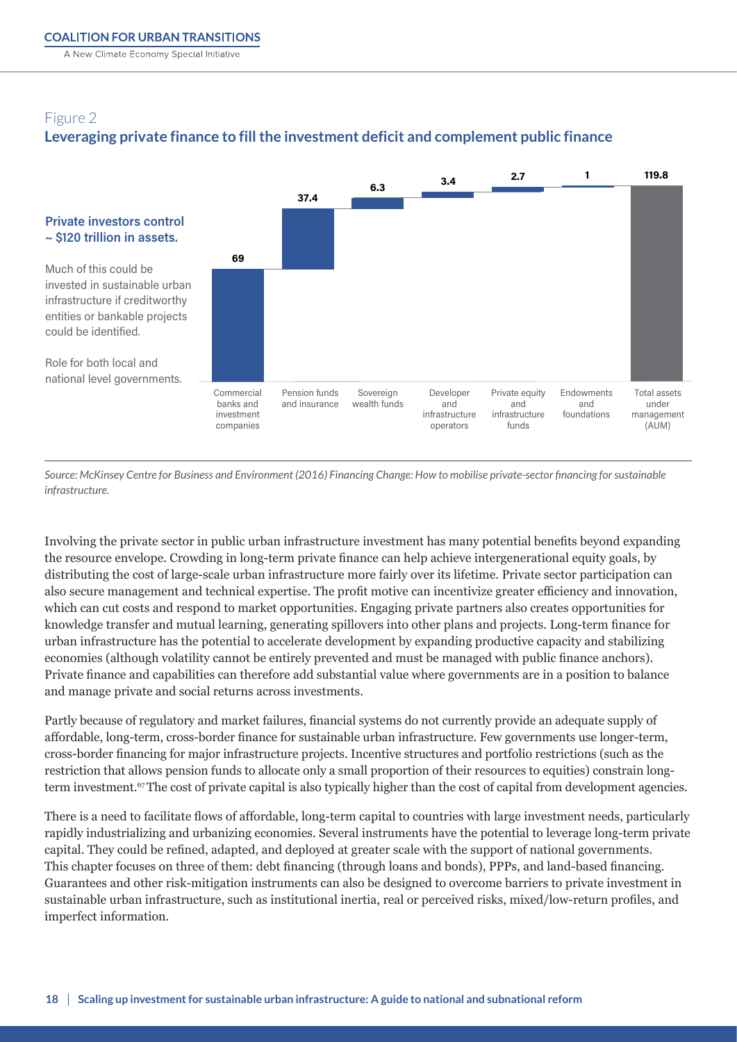Figure 2

## Leveraging private finance to fill the investment deficit and complement public finance

**Private investors control ~ $120 trillion in assets.**

Much of this could be invested in sustainable urban infrastructure if creditworthy entities or bankable projects could be identified.

Role for both local and national level governments.

| Category | Value |
|---|---|
| Commercial banks and investment companies | 69 |
| Pension funds and insurance | 37.4 |
| Sovereign wealth funds | 6.3 |
| Developer and infrastructure operators | 3.4 |
| Private equity and infrastructure funds | 2.7 |
| Endowments and foundations | 1 |
| Total assets under management (AUM) | 119.8 |

*Source: McKinsey Centre for Business and Environment (2016) Financing Change: How to mobilise private-sector financing for sustainable infrastructure.*

Involving the private sector in public urban infrastructure investment has many potential benefits beyond expanding the resource envelope. Crowding in long-term private finance can help achieve intergenerational equity goals, by distributing the cost of large-scale urban infrastructure more fairly over its lifetime. Private sector participation can also secure management and technical expertise. The profit motive can incentivize greater efficiency and innovation, which can cut costs and respond to market opportunities. Engaging private partners also creates opportunities for knowledge transfer and mutual learning, generating spillovers into other plans and projects. Long-term finance for urban infrastructure has the potential to accelerate development by expanding productive capacity and stabilizing economies (although volatility cannot be entirely prevented and must be managed with public finance anchors). Private finance and capabilities can therefore add substantial value where governments are in a position to balance and manage private and social returns across investments.

Partly because of regulatory and market failures, financial systems do not currently provide an adequate supply of affordable, long-term, cross-border finance for sustainable urban infrastructure. Few governments use longer-term, cross-border financing for major infrastructure projects. Incentive structures and portfolio restrictions (such as the restriction that allows pension funds to allocate only a small proportion of their resources to equities) constrain long-term investment.[67] The cost of private capital is also typically higher than the cost of capital from development agencies.

There is a need to facilitate flows of affordable, long-term capital to countries with large investment needs, particularly rapidly industrializing and urbanizing economies. Several instruments have the potential to leverage long-term private capital. They could be refined, adapted, and deployed at greater scale with the support of national governments. This chapter focuses on three of them: debt financing (through loans and bonds), PPPs, and land-based financing. Guarantees and other risk-mitigation instruments can also be designed to overcome barriers to private investment in sustainable urban infrastructure, such as institutional inertia, real or perceived risks, mixed/low-return profiles, and imperfect information.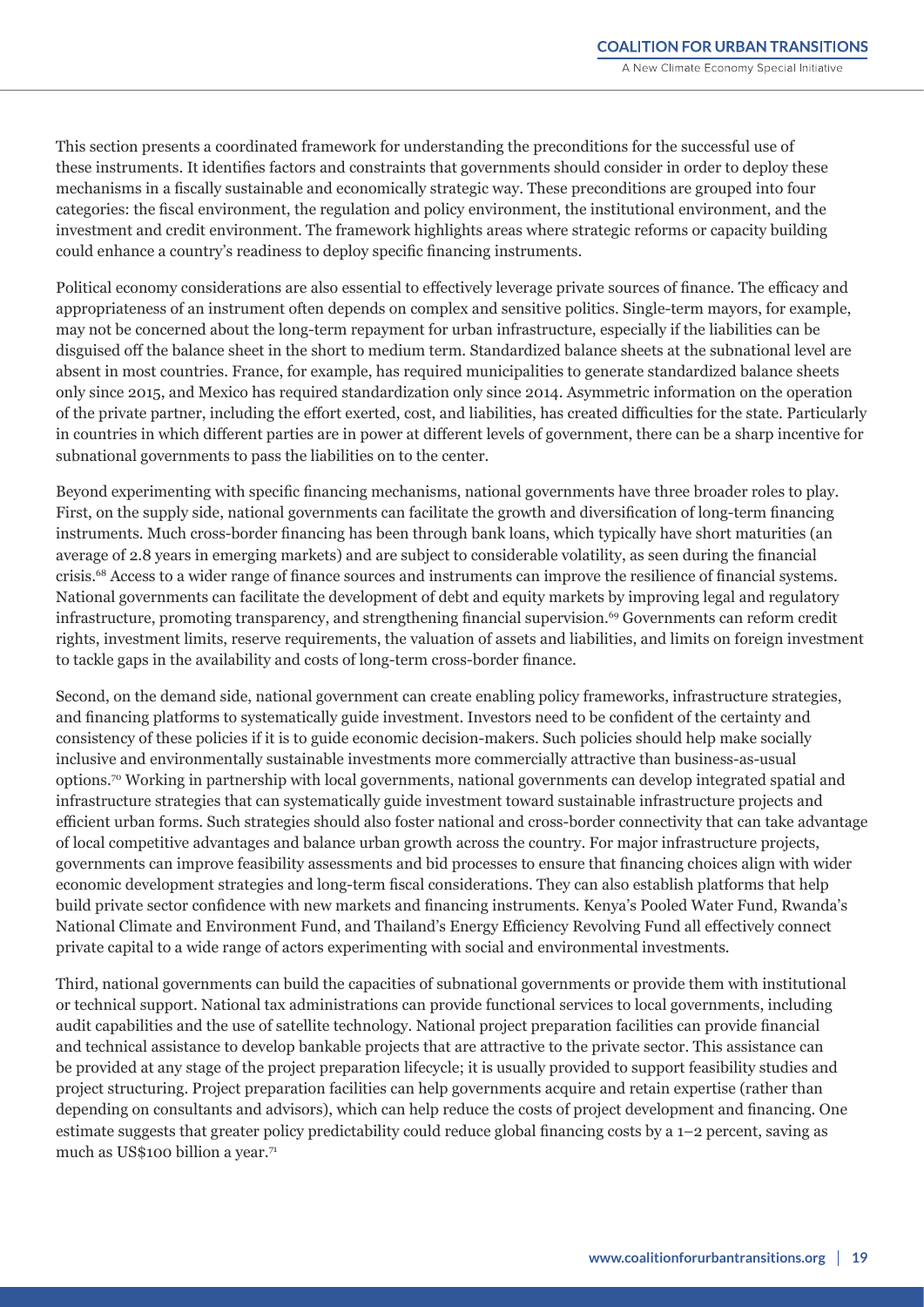This section presents a coordinated framework for understanding the preconditions for the successful use of these instruments. It identifies factors and constraints that governments should consider in order to deploy these mechanisms in a fiscally sustainable and economically strategic way. These preconditions are grouped into four categories: the fiscal environment, the regulation and policy environment, the institutional environment, and the investment and credit environment. The framework highlights areas where strategic reforms or capacity building could enhance a country's readiness to deploy specific financing instruments.

Political economy considerations are also essential to effectively leverage private sources of finance. The efficacy and appropriateness of an instrument often depends on complex and sensitive politics. Single-term mayors, for example, may not be concerned about the long-term repayment for urban infrastructure, especially if the liabilities can be disguised off the balance sheet in the short to medium term. Standardized balance sheets at the subnational level are absent in most countries. France, for example, has required municipalities to generate standardized balance sheets only since 2015, and Mexico has required standardization only since 2014. Asymmetric information on the operation of the private partner, including the effort exerted, cost, and liabilities, has created difficulties for the state. Particularly in countries in which different parties are in power at different levels of government, there can be a sharp incentive for subnational governments to pass the liabilities on to the center.

Beyond experimenting with specific financing mechanisms, national governments have three broader roles to play. First, on the supply side, national governments can facilitate the growth and diversification of long-term financing instruments. Much cross-border financing has been through bank loans, which typically have short maturities (an average of 2.8 years in emerging markets) and are subject to considerable volatility, as seen during the financial crisis.[68] Access to a wider range of finance sources and instruments can improve the resilience of financial systems. National governments can facilitate the development of debt and equity markets by improving legal and regulatory infrastructure, promoting transparency, and strengthening financial supervision.[69] Governments can reform credit rights, investment limits, reserve requirements, the valuation of assets and liabilities, and limits on foreign investment to tackle gaps in the availability and costs of long-term cross-border finance.

Second, on the demand side, national government can create enabling policy frameworks, infrastructure strategies, and financing platforms to systematically guide investment. Investors need to be confident of the certainty and consistency of these policies if it is to guide economic decision-makers. Such policies should help make socially inclusive and environmentally sustainable investments more commercially attractive than business-as-usual options.[70] Working in partnership with local governments, national governments can develop integrated spatial and infrastructure strategies that can systematically guide investment toward sustainable infrastructure projects and efficient urban forms. Such strategies should also foster national and cross-border connectivity that can take advantage of local competitive advantages and balance urban growth across the country. For major infrastructure projects, governments can improve feasibility assessments and bid processes to ensure that financing choices align with wider economic development strategies and long-term fiscal considerations. They can also establish platforms that help build private sector confidence with new markets and financing instruments. Kenya's Pooled Water Fund, Rwanda's National Climate and Environment Fund, and Thailand's Energy Efficiency Revolving Fund all effectively connect private capital to a wide range of actors experimenting with social and environmental investments.

Third, national governments can build the capacities of subnational governments or provide them with institutional or technical support. National tax administrations can provide functional services to local governments, including audit capabilities and the use of satellite technology. National project preparation facilities can provide financial and technical assistance to develop bankable projects that are attractive to the private sector. This assistance can be provided at any stage of the project preparation lifecycle; it is usually provided to support feasibility studies and project structuring. Project preparation facilities can help governments acquire and retain expertise (rather than depending on consultants and advisors), which can help reduce the costs of project development and financing. One estimate suggests that greater policy predictability could reduce global financing costs by a 1–2 percent, saving as much as US$100 billion a year.[71]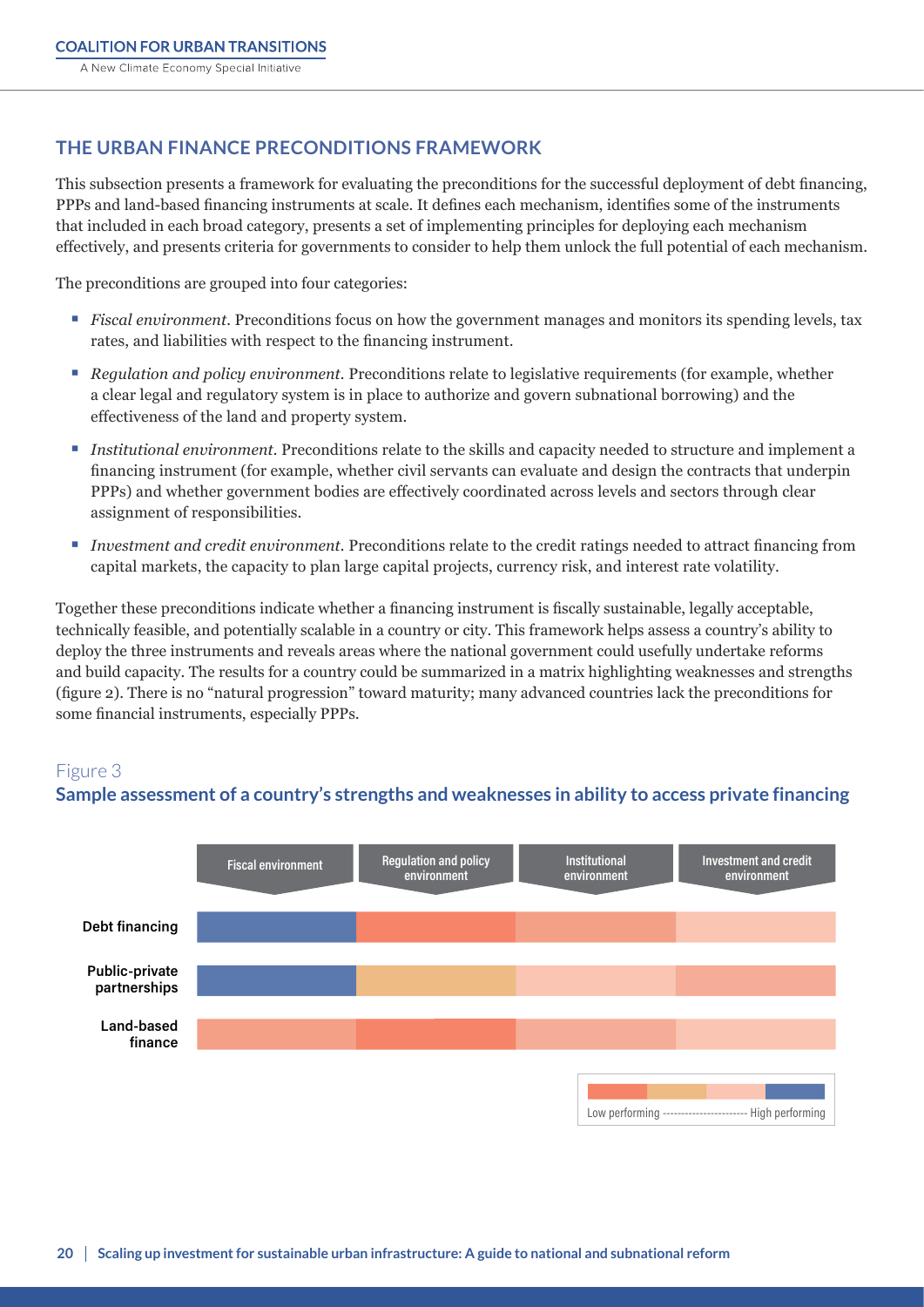## THE URBAN FINANCE PRECONDITIONS FRAMEWORK

This subsection presents a framework for evaluating the preconditions for the successful deployment of debt financing, PPPs and land-based financing instruments at scale. It defines each mechanism, identifies some of the instruments that included in each broad category, presents a set of implementing principles for deploying each mechanism effectively, and presents criteria for governments to consider to help them unlock the full potential of each mechanism.

The preconditions are grouped into four categories:

- *Fiscal environment.* Preconditions focus on how the government manages and monitors its spending levels, tax rates, and liabilities with respect to the financing instrument.
- *Regulation and policy environment.* Preconditions relate to legislative requirements (for example, whether a clear legal and regulatory system is in place to authorize and govern subnational borrowing) and the effectiveness of the land and property system.
- *Institutional environment.* Preconditions relate to the skills and capacity needed to structure and implement a financing instrument (for example, whether civil servants can evaluate and design the contracts that underpin PPPs) and whether government bodies are effectively coordinated across levels and sectors through clear assignment of responsibilities.
- *Investment and credit environment.* Preconditions relate to the credit ratings needed to attract financing from capital markets, the capacity to plan large capital projects, currency risk, and interest rate volatility.

Together these preconditions indicate whether a financing instrument is fiscally sustainable, legally acceptable, technically feasible, and potentially scalable in a country or city. This framework helps assess a country's ability to deploy the three instruments and reveals areas where the national government could usefully undertake reforms and build capacity. The results for a country could be summarized in a matrix highlighting weaknesses and strengths (figure 2). There is no "natural progression" toward maturity; many advanced countries lack the preconditions for some financial instruments, especially PPPs.

Figure 3
**Sample assessment of a country's strengths and weaknesses in ability to access private financing**

| | Fiscal environment | Regulation and policy environment | Institutional environment | Investment and credit environment |
|---|---|---|---|---|
| Debt financing | High performing | Low performing | Low–medium performing | Medium performing |
| Public-private partnerships | High performing | Medium–low performing | Medium performing | Low–medium performing |
| Land-based finance | Low–medium performing | Low performing | Low–medium performing | Medium performing |

Low performing ---------------------- High performing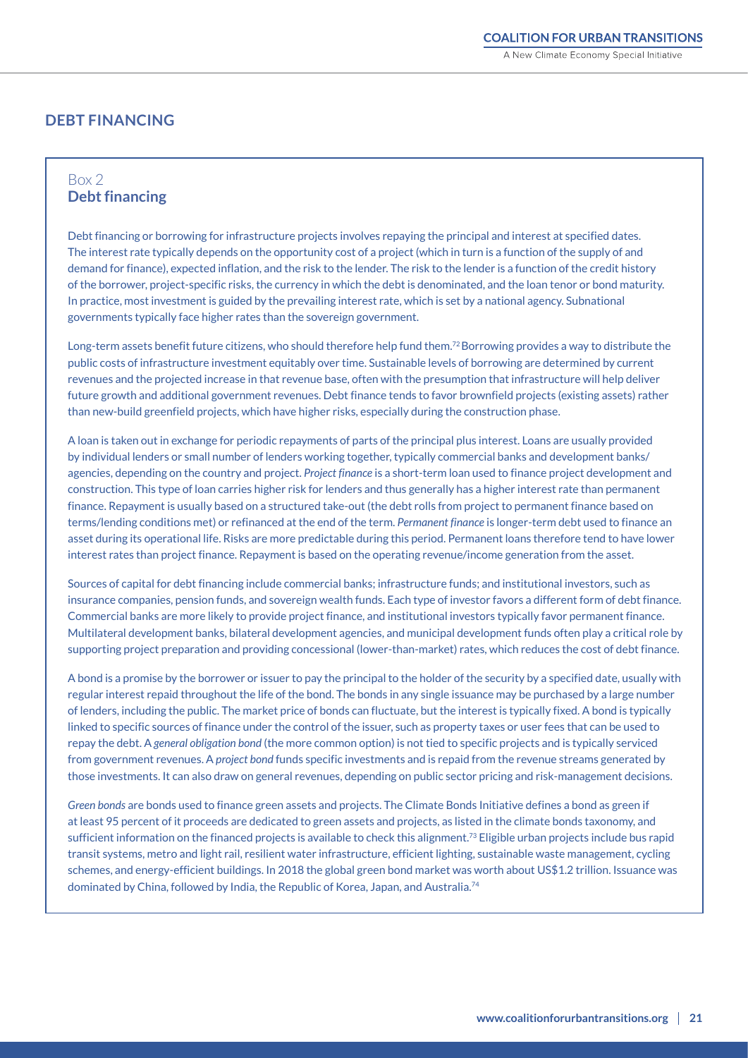## DEBT FINANCING

Box 2
**Debt financing**

Debt financing or borrowing for infrastructure projects involves repaying the principal and interest at specified dates. The interest rate typically depends on the opportunity cost of a project (which in turn is a function of the supply of and demand for finance), expected inflation, and the risk to the lender. The risk to the lender is a function of the credit history of the borrower, project-specific risks, the currency in which the debt is denominated, and the loan tenor or bond maturity. In practice, most investment is guided by the prevailing interest rate, which is set by a national agency. Subnational governments typically face higher rates than the sovereign government.

Long-term assets benefit future citizens, who should therefore help fund them.[72] Borrowing provides a way to distribute the public costs of infrastructure investment equitably over time. Sustainable levels of borrowing are determined by current revenues and the projected increase in that revenue base, often with the presumption that infrastructure will help deliver future growth and additional government revenues. Debt finance tends to favor brownfield projects (existing assets) rather than new-build greenfield projects, which have higher risks, especially during the construction phase.

A loan is taken out in exchange for periodic repayments of parts of the principal plus interest. Loans are usually provided by individual lenders or small number of lenders working together, typically commercial banks and development banks/agencies, depending on the country and project. *Project finance* is a short-term loan used to finance project development and construction. This type of loan carries higher risk for lenders and thus generally has a higher interest rate than permanent finance. Repayment is usually based on a structured take-out (the debt rolls from project to permanent finance based on terms/lending conditions met) or refinanced at the end of the term. *Permanent finance* is longer-term debt used to finance an asset during its operational life. Risks are more predictable during this period. Permanent loans therefore tend to have lower interest rates than project finance. Repayment is based on the operating revenue/income generation from the asset.

Sources of capital for debt financing include commercial banks; infrastructure funds; and institutional investors, such as insurance companies, pension funds, and sovereign wealth funds. Each type of investor favors a different form of debt finance. Commercial banks are more likely to provide project finance, and institutional investors typically favor permanent finance. Multilateral development banks, bilateral development agencies, and municipal development funds often play a critical role by supporting project preparation and providing concessional (lower-than-market) rates, which reduces the cost of debt finance.

A bond is a promise by the borrower or issuer to pay the principal to the holder of the security by a specified date, usually with regular interest repaid throughout the life of the bond. The bonds in any single issuance may be purchased by a large number of lenders, including the public. The market price of bonds can fluctuate, but the interest is typically fixed. A bond is typically linked to specific sources of finance under the control of the issuer, such as property taxes or user fees that can be used to repay the debt. A *general obligation bond* (the more common option) is not tied to specific projects and is typically serviced from government revenues. A *project bond* funds specific investments and is repaid from the revenue streams generated by those investments. It can also draw on general revenues, depending on public sector pricing and risk-management decisions.

*Green bonds* are bonds used to finance green assets and projects. The Climate Bonds Initiative defines a bond as green if at least 95 percent of it proceeds are dedicated to green assets and projects, as listed in the climate bonds taxonomy, and sufficient information on the financed projects is available to check this alignment.[73] Eligible urban projects include bus rapid transit systems, metro and light rail, resilient water infrastructure, efficient lighting, sustainable waste management, cycling schemes, and energy-efficient buildings. In 2018 the global green bond market was worth about US$1.2 trillion. Issuance was dominated by China, followed by India, the Republic of Korea, Japan, and Australia.[74]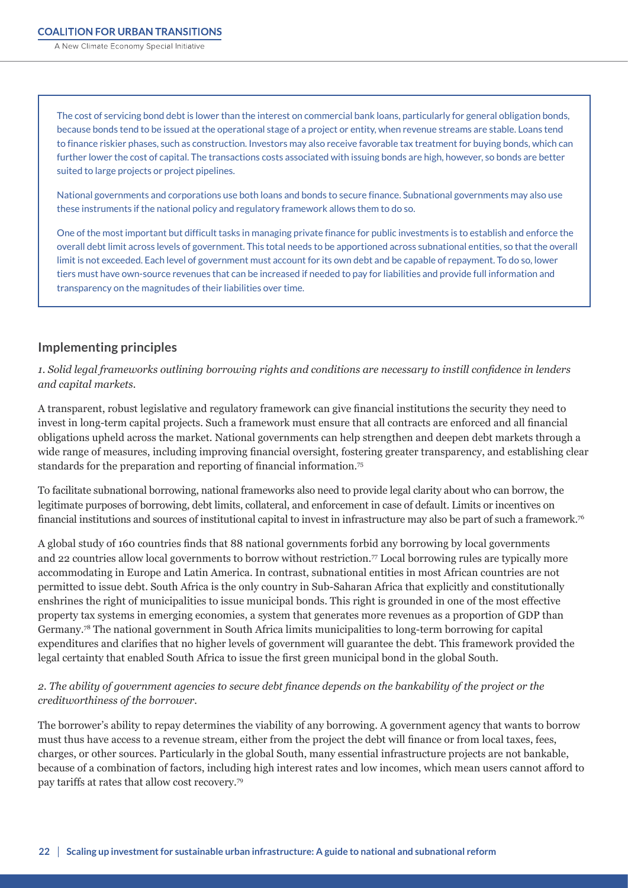The cost of servicing bond debt is lower than the interest on commercial bank loans, particularly for general obligation bonds, because bonds tend to be issued at the operational stage of a project or entity, when revenue streams are stable. Loans tend to finance riskier phases, such as construction. Investors may also receive favorable tax treatment for buying bonds, which can further lower the cost of capital. The transactions costs associated with issuing bonds are high, however, so bonds are better suited to large projects or project pipelines.

National governments and corporations use both loans and bonds to secure finance. Subnational governments may also use these instruments if the national policy and regulatory framework allows them to do so.

One of the most important but difficult tasks in managing private finance for public investments is to establish and enforce the overall debt limit across levels of government. This total needs to be apportioned across subnational entities, so that the overall limit is not exceeded. Each level of government must account for its own debt and be capable of repayment. To do so, lower tiers must have own-source revenues that can be increased if needed to pay for liabilities and provide full information and transparency on the magnitudes of their liabilities over time.

## Implementing principles

*1. Solid legal frameworks outlining borrowing rights and conditions are necessary to instill confidence in lenders and capital markets.*

A transparent, robust legislative and regulatory framework can give financial institutions the security they need to invest in long-term capital projects. Such a framework must ensure that all contracts are enforced and all financial obligations upheld across the market. National governments can help strengthen and deepen debt markets through a wide range of measures, including improving financial oversight, fostering greater transparency, and establishing clear standards for the preparation and reporting of financial information.[75]

To facilitate subnational borrowing, national frameworks also need to provide legal clarity about who can borrow, the legitimate purposes of borrowing, debt limits, collateral, and enforcement in case of default. Limits or incentives on financial institutions and sources of institutional capital to invest in infrastructure may also be part of such a framework.[76]

A global study of 160 countries finds that 88 national governments forbid any borrowing by local governments and 22 countries allow local governments to borrow without restriction.[77] Local borrowing rules are typically more accommodating in Europe and Latin America. In contrast, subnational entities in most African countries are not permitted to issue debt. South Africa is the only country in Sub-Saharan Africa that explicitly and constitutionally enshrines the right of municipalities to issue municipal bonds. This right is grounded in one of the most effective property tax systems in emerging economies, a system that generates more revenues as a proportion of GDP than Germany.[78] The national government in South Africa limits municipalities to long-term borrowing for capital expenditures and clarifies that no higher levels of government will guarantee the debt. This framework provided the legal certainty that enabled South Africa to issue the first green municipal bond in the global South.

*2. The ability of government agencies to secure debt finance depends on the bankability of the project or the creditworthiness of the borrower.*

The borrower's ability to repay determines the viability of any borrowing. A government agency that wants to borrow must thus have access to a revenue stream, either from the project the debt will finance or from local taxes, fees, charges, or other sources. Particularly in the global South, many essential infrastructure projects are not bankable, because of a combination of factors, including high interest rates and low incomes, which mean users cannot afford to pay tariffs at rates that allow cost recovery.[79]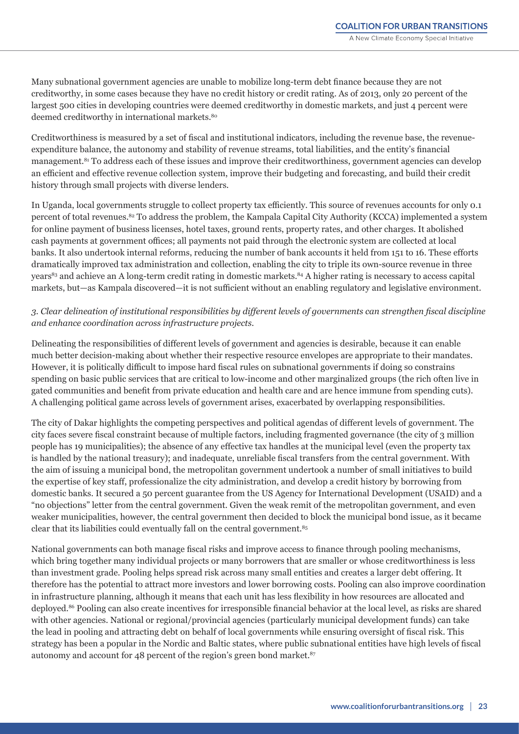Many subnational government agencies are unable to mobilize long-term debt finance because they are not creditworthy, in some cases because they have no credit history or credit rating. As of 2013, only 20 percent of the largest 500 cities in developing countries were deemed creditworthy in domestic markets, and just 4 percent were deemed creditworthy in international markets.[80]

Creditworthiness is measured by a set of fiscal and institutional indicators, including the revenue base, the revenue-expenditure balance, the autonomy and stability of revenue streams, total liabilities, and the entity's financial management.[81] To address each of these issues and improve their creditworthiness, government agencies can develop an efficient and effective revenue collection system, improve their budgeting and forecasting, and build their credit history through small projects with diverse lenders.

In Uganda, local governments struggle to collect property tax efficiently. This source of revenues accounts for only 0.1 percent of total revenues.[82] To address the problem, the Kampala Capital City Authority (KCCA) implemented a system for online payment of business licenses, hotel taxes, ground rents, property rates, and other charges. It abolished cash payments at government offices; all payments not paid through the electronic system are collected at local banks. It also undertook internal reforms, reducing the number of bank accounts it held from 151 to 16. These efforts dramatically improved tax administration and collection, enabling the city to triple its own-source revenue in three years[83] and achieve an A long-term credit rating in domestic markets.[84] A higher rating is necessary to access capital markets, but—as Kampala discovered—it is not sufficient without an enabling regulatory and legislative environment.

*3. Clear delineation of institutional responsibilities by different levels of governments can strengthen fiscal discipline and enhance coordination across infrastructure projects.*

Delineating the responsibilities of different levels of government and agencies is desirable, because it can enable much better decision-making about whether their respective resource envelopes are appropriate to their mandates. However, it is politically difficult to impose hard fiscal rules on subnational governments if doing so constrains spending on basic public services that are critical to low-income and other marginalized groups (the rich often live in gated communities and benefit from private education and health care and are hence immune from spending cuts). A challenging political game across levels of government arises, exacerbated by overlapping responsibilities.

The city of Dakar highlights the competing perspectives and political agendas of different levels of government. The city faces severe fiscal constraint because of multiple factors, including fragmented governance (the city of 3 million people has 19 municipalities); the absence of any effective tax handles at the municipal level (even the property tax is handled by the national treasury); and inadequate, unreliable fiscal transfers from the central government. With the aim of issuing a municipal bond, the metropolitan government undertook a number of small initiatives to build the expertise of key staff, professionalize the city administration, and develop a credit history by borrowing from domestic banks. It secured a 50 percent guarantee from the US Agency for International Development (USAID) and a "no objections" letter from the central government. Given the weak remit of the metropolitan government, and even weaker municipalities, however, the central government then decided to block the municipal bond issue, as it became clear that its liabilities could eventually fall on the central government.[85]

National governments can both manage fiscal risks and improve access to finance through pooling mechanisms, which bring together many individual projects or many borrowers that are smaller or whose creditworthiness is less than investment grade. Pooling helps spread risk across many small entities and creates a larger debt offering. It therefore has the potential to attract more investors and lower borrowing costs. Pooling can also improve coordination in infrastructure planning, although it means that each unit has less flexibility in how resources are allocated and deployed.[86] Pooling can also create incentives for irresponsible financial behavior at the local level, as risks are shared with other agencies. National or regional/provincial agencies (particularly municipal development funds) can take the lead in pooling and attracting debt on behalf of local governments while ensuring oversight of fiscal risk. This strategy has been a popular in the Nordic and Baltic states, where public subnational entities have high levels of fiscal autonomy and account for 48 percent of the region's green bond market.[87]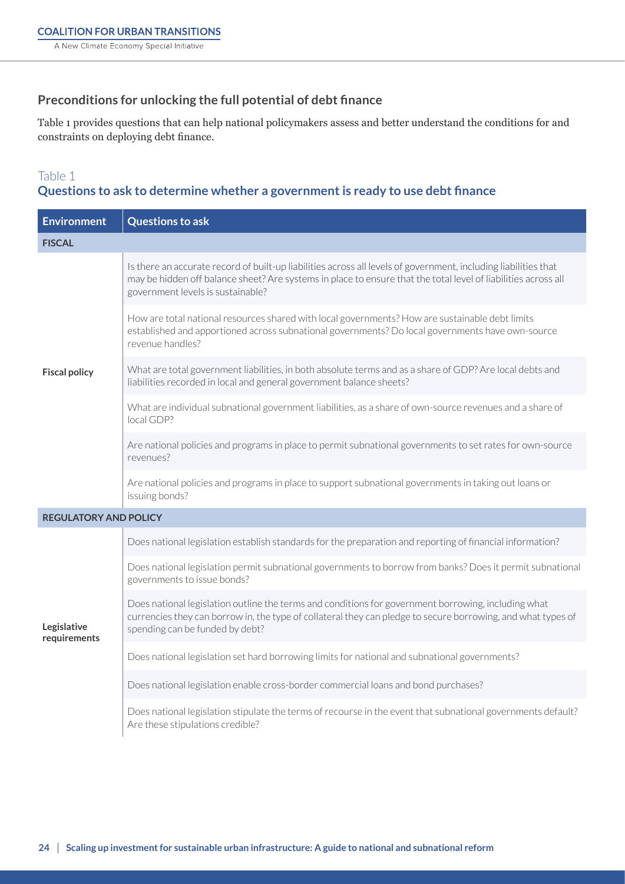## Preconditions for unlocking the full potential of debt finance

Table 1 provides questions that can help national policymakers assess and better understand the conditions for and constraints on deploying debt finance.

Table 1

### Questions to ask to determine whether a government is ready to use debt finance

| Environment | Questions to ask |
|---|---|
| **FISCAL** | |
| **Fiscal policy** | Is there an accurate record of built-up liabilities across all levels of government, including liabilities that may be hidden off balance sheet? Are systems in place to ensure that the total level of liabilities across all government levels is sustainable? |
| | How are total national resources shared with local governments? How are sustainable debt limits established and apportioned across subnational governments? Do local governments have own-source revenue handles? |
| | What are total government liabilities, in both absolute terms and as a share of GDP? Are local debts and liabilities recorded in local and general government balance sheets? |
| | What are individual subnational government liabilities, as a share of own-source revenues and a share of local GDP? |
| | Are national policies and programs in place to permit subnational governments to set rates for own-source revenues? |
| | Are national policies and programs in place to support subnational governments in taking out loans or issuing bonds? |
| **REGULATORY AND POLICY** | |
| **Legislative requirements** | Does national legislation establish standards for the preparation and reporting of financial information? |
| | Does national legislation permit subnational governments to borrow from banks? Does it permit subnational governments to issue bonds? |
| | Does national legislation outline the terms and conditions for government borrowing, including what currencies they can borrow in, the type of collateral they can pledge to secure borrowing, and what types of spending can be funded by debt? |
| | Does national legislation set hard borrowing limits for national and subnational governments? |
| | Does national legislation enable cross-border commercial loans and bond purchases? |
| | Does national legislation stipulate the terms of recourse in the event that subnational governments default? Are these stipulations credible? |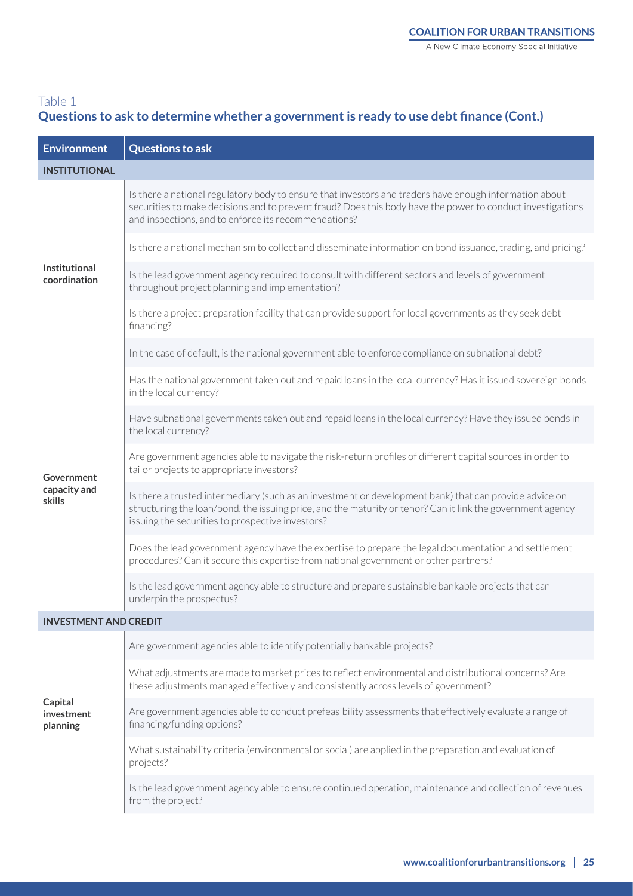Table 1

**Questions to ask to determine whether a government is ready to use debt finance (Cont.)**

| Environment | Questions to ask |
| --- | --- |
| **INSTITUTIONAL** | |
| **Institutional coordination** | Is there a national regulatory body to ensure that investors and traders have enough information about securities to make decisions and to prevent fraud? Does this body have the power to conduct investigations and inspections, and to enforce its recommendations? |
| | Is there a national mechanism to collect and disseminate information on bond issuance, trading, and pricing? |
| | Is the lead government agency required to consult with different sectors and levels of government throughout project planning and implementation? |
| | Is there a project preparation facility that can provide support for local governments as they seek debt financing? |
| | In the case of default, is the national government able to enforce compliance on subnational debt? |
| **Government capacity and skills** | Has the national government taken out and repaid loans in the local currency? Has it issued sovereign bonds in the local currency? |
| | Have subnational governments taken out and repaid loans in the local currency? Have they issued bonds in the local currency? |
| | Are government agencies able to navigate the risk-return profiles of different capital sources in order to tailor projects to appropriate investors? |
| | Is there a trusted intermediary (such as an investment or development bank) that can provide advice on structuring the loan/bond, the issuing price, and the maturity or tenor? Can it link the government agency issuing the securities to prospective investors? |
| | Does the lead government agency have the expertise to prepare the legal documentation and settlement procedures? Can it secure this expertise from national government or other partners? |
| | Is the lead government agency able to structure and prepare sustainable bankable projects that can underpin the prospectus? |
| **INVESTMENT AND CREDIT** | |
| **Capital investment planning** | Are government agencies able to identify potentially bankable projects? |
| | What adjustments are made to market prices to reflect environmental and distributional concerns? Are these adjustments managed effectively and consistently across levels of government? |
| | Are government agencies able to conduct prefeasibility assessments that effectively evaluate a range of financing/funding options? |
| | What sustainability criteria (environmental or social) are applied in the preparation and evaluation of projects? |
| | Is the lead government agency able to ensure continued operation, maintenance and collection of revenues from the project? |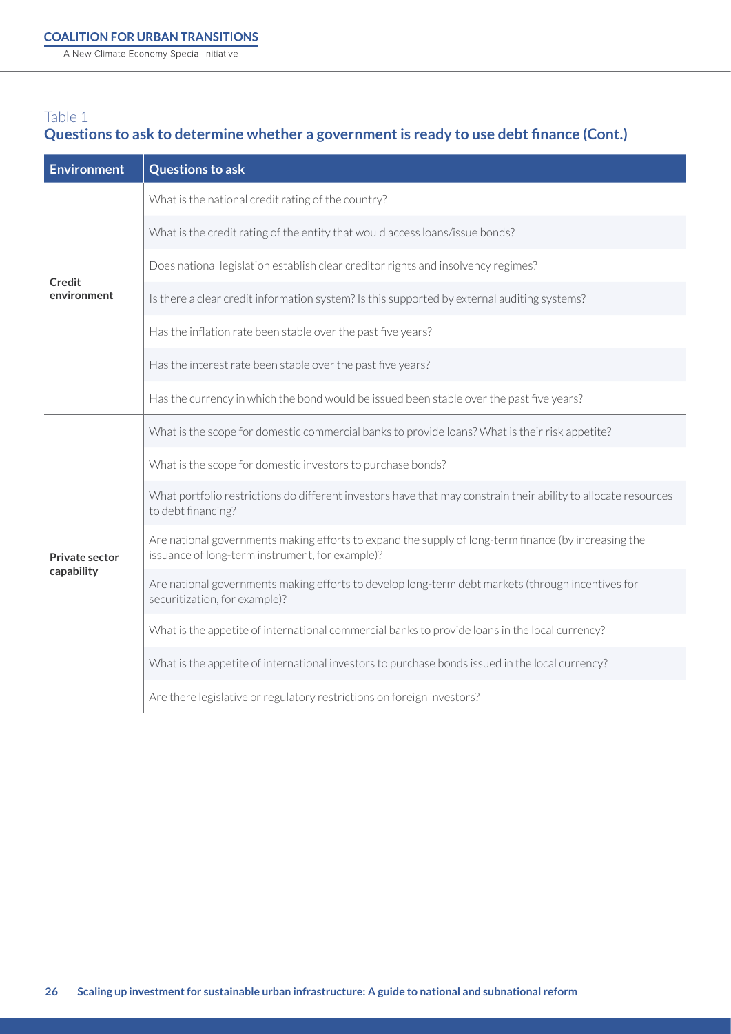Table 1

**Questions to ask to determine whether a government is ready to use debt finance (Cont.)**

| Environment | Questions to ask |
|---|---|
| **Credit environment** | What is the national credit rating of the country? |
| | What is the credit rating of the entity that would access loans/issue bonds? |
| | Does national legislation establish clear creditor rights and insolvency regimes? |
| | Is there a clear credit information system? Is this supported by external auditing systems? |
| | Has the inflation rate been stable over the past five years? |
| | Has the interest rate been stable over the past five years? |
| | Has the currency in which the bond would be issued been stable over the past five years? |
| **Private sector capability** | What is the scope for domestic commercial banks to provide loans? What is their risk appetite? |
| | What is the scope for domestic investors to purchase bonds? |
| | What portfolio restrictions do different investors have that may constrain their ability to allocate resources to debt financing? |
| | Are national governments making efforts to expand the supply of long-term finance (by increasing the issuance of long-term instrument, for example)? |
| | Are national governments making efforts to develop long-term debt markets (through incentives for securitization, for example)? |
| | What is the appetite of international commercial banks to provide loans in the local currency? |
| | What is the appetite of international investors to purchase bonds issued in the local currency? |
| | Are there legislative or regulatory restrictions on foreign investors? |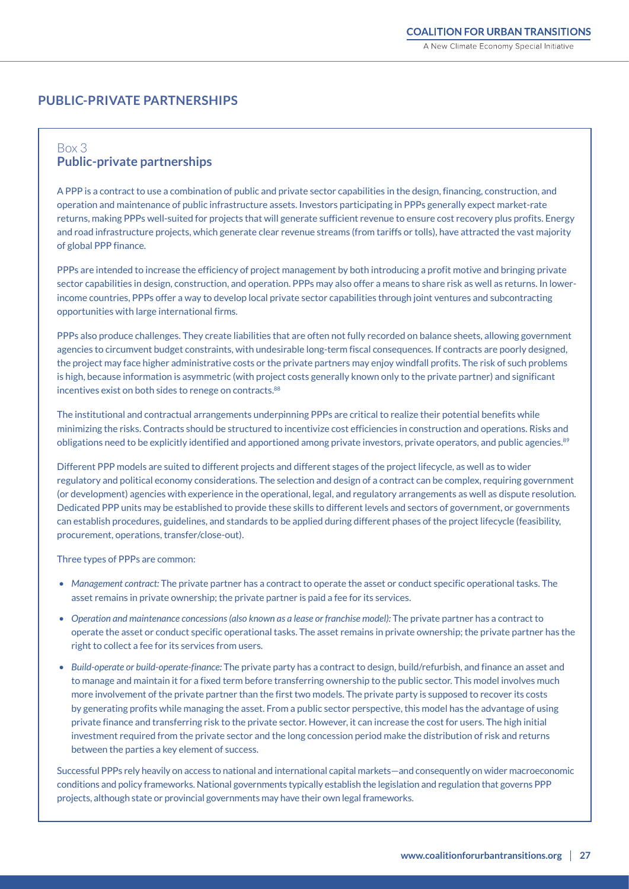## PUBLIC-PRIVATE PARTNERSHIPS

Box 3
**Public-private partnerships**

A PPP is a contract to use a combination of public and private sector capabilities in the design, financing, construction, and operation and maintenance of public infrastructure assets. Investors participating in PPPs generally expect market-rate returns, making PPPs well-suited for projects that will generate sufficient revenue to ensure cost recovery plus profits. Energy and road infrastructure projects, which generate clear revenue streams (from tariffs or tolls), have attracted the vast majority of global PPP finance.

PPPs are intended to increase the efficiency of project management by both introducing a profit motive and bringing private sector capabilities in design, construction, and operation. PPPs may also offer a means to share risk as well as returns. In lower-income countries, PPPs offer a way to develop local private sector capabilities through joint ventures and subcontracting opportunities with large international firms.

PPPs also produce challenges. They create liabilities that are often not fully recorded on balance sheets, allowing government agencies to circumvent budget constraints, with undesirable long-term fiscal consequences. If contracts are poorly designed, the project may face higher administrative costs or the private partners may enjoy windfall profits. The risk of such problems is high, because information is asymmetric (with project costs generally known only to the private partner) and significant incentives exist on both sides to renege on contracts.[88]

The institutional and contractual arrangements underpinning PPPs are critical to realize their potential benefits while minimizing the risks. Contracts should be structured to incentivize cost efficiencies in construction and operations. Risks and obligations need to be explicitly identified and apportioned among private investors, private operators, and public agencies.[89]

Different PPP models are suited to different projects and different stages of the project lifecycle, as well as to wider regulatory and political economy considerations. The selection and design of a contract can be complex, requiring government (or development) agencies with experience in the operational, legal, and regulatory arrangements as well as dispute resolution. Dedicated PPP units may be established to provide these skills to different levels and sectors of government, or governments can establish procedures, guidelines, and standards to be applied during different phases of the project lifecycle (feasibility, procurement, operations, transfer/close-out).

Three types of PPPs are common:

- *Management contract:* The private partner has a contract to operate the asset or conduct specific operational tasks. The asset remains in private ownership; the private partner is paid a fee for its services.
- *Operation and maintenance concessions (also known as a lease or franchise model):* The private partner has a contract to operate the asset or conduct specific operational tasks. The asset remains in private ownership; the private partner has the right to collect a fee for its services from users.
- *Build-operate or build-operate-finance:* The private party has a contract to design, build/refurbish, and finance an asset and to manage and maintain it for a fixed term before transferring ownership to the public sector. This model involves much more involvement of the private partner than the first two models. The private party is supposed to recover its costs by generating profits while managing the asset. From a public sector perspective, this model has the advantage of using private finance and transferring risk to the private sector. However, it can increase the cost for users. The high initial investment required from the private sector and the long concession period make the distribution of risk and returns between the parties a key element of success.

Successful PPPs rely heavily on access to national and international capital markets—and consequently on wider macroeconomic conditions and policy frameworks. National governments typically establish the legislation and regulation that governs PPP projects, although state or provincial governments may have their own legal frameworks.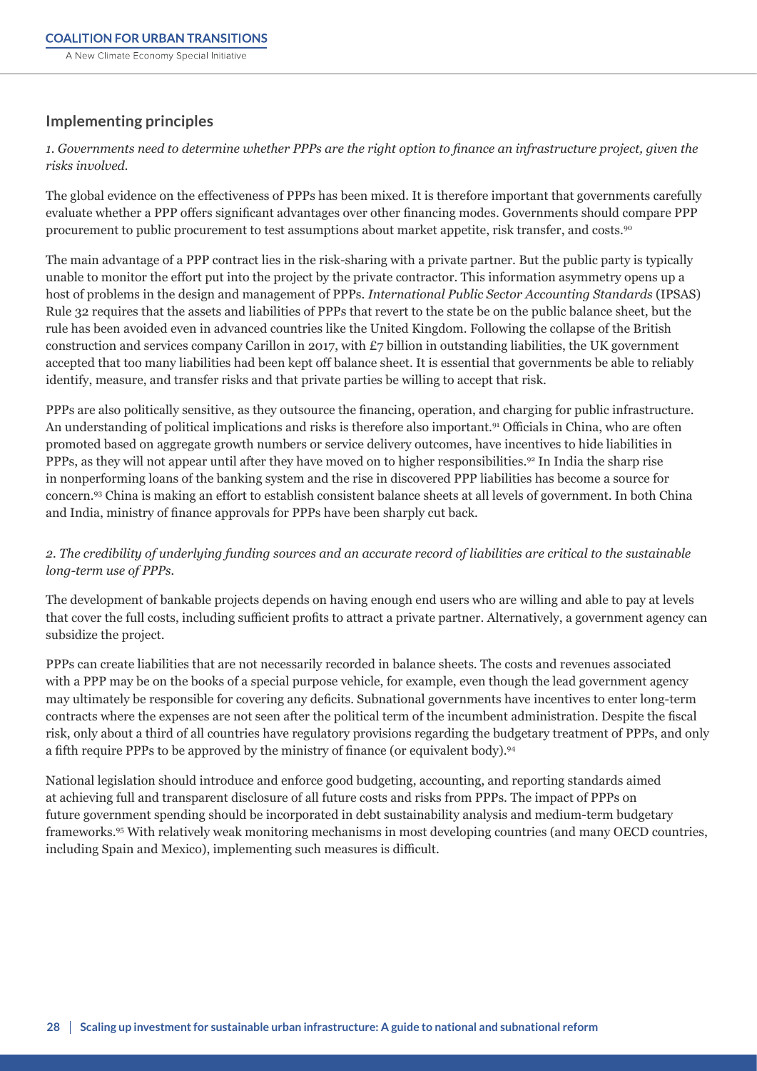## Implementing principles

*1. Governments need to determine whether PPPs are the right option to finance an infrastructure project, given the risks involved.*

The global evidence on the effectiveness of PPPs has been mixed. It is therefore important that governments carefully evaluate whether a PPP offers significant advantages over other financing modes. Governments should compare PPP procurement to public procurement to test assumptions about market appetite, risk transfer, and costs.[90]

The main advantage of a PPP contract lies in the risk-sharing with a private partner. But the public party is typically unable to monitor the effort put into the project by the private contractor. This information asymmetry opens up a host of problems in the design and management of PPPs. *International Public Sector Accounting Standards* (IPSAS) Rule 32 requires that the assets and liabilities of PPPs that revert to the state be on the public balance sheet, but the rule has been avoided even in advanced countries like the United Kingdom. Following the collapse of the British construction and services company Carillon in 2017, with £7 billion in outstanding liabilities, the UK government accepted that too many liabilities had been kept off balance sheet. It is essential that governments be able to reliably identify, measure, and transfer risks and that private parties be willing to accept that risk.

PPPs are also politically sensitive, as they outsource the financing, operation, and charging for public infrastructure. An understanding of political implications and risks is therefore also important.[91] Officials in China, who are often promoted based on aggregate growth numbers or service delivery outcomes, have incentives to hide liabilities in PPPs, as they will not appear until after they have moved on to higher responsibilities.[92] In India the sharp rise in nonperforming loans of the banking system and the rise in discovered PPP liabilities has become a source for concern.[93] China is making an effort to establish consistent balance sheets at all levels of government. In both China and India, ministry of finance approvals for PPPs have been sharply cut back.

*2. The credibility of underlying funding sources and an accurate record of liabilities are critical to the sustainable long-term use of PPPs.*

The development of bankable projects depends on having enough end users who are willing and able to pay at levels that cover the full costs, including sufficient profits to attract a private partner. Alternatively, a government agency can subsidize the project.

PPPs can create liabilities that are not necessarily recorded in balance sheets. The costs and revenues associated with a PPP may be on the books of a special purpose vehicle, for example, even though the lead government agency may ultimately be responsible for covering any deficits. Subnational governments have incentives to enter long-term contracts where the expenses are not seen after the political term of the incumbent administration. Despite the fiscal risk, only about a third of all countries have regulatory provisions regarding the budgetary treatment of PPPs, and only a fifth require PPPs to be approved by the ministry of finance (or equivalent body).[94]

National legislation should introduce and enforce good budgeting, accounting, and reporting standards aimed at achieving full and transparent disclosure of all future costs and risks from PPPs. The impact of PPPs on future government spending should be incorporated in debt sustainability analysis and medium-term budgetary frameworks.[95] With relatively weak monitoring mechanisms in most developing countries (and many OECD countries, including Spain and Mexico), implementing such measures is difficult.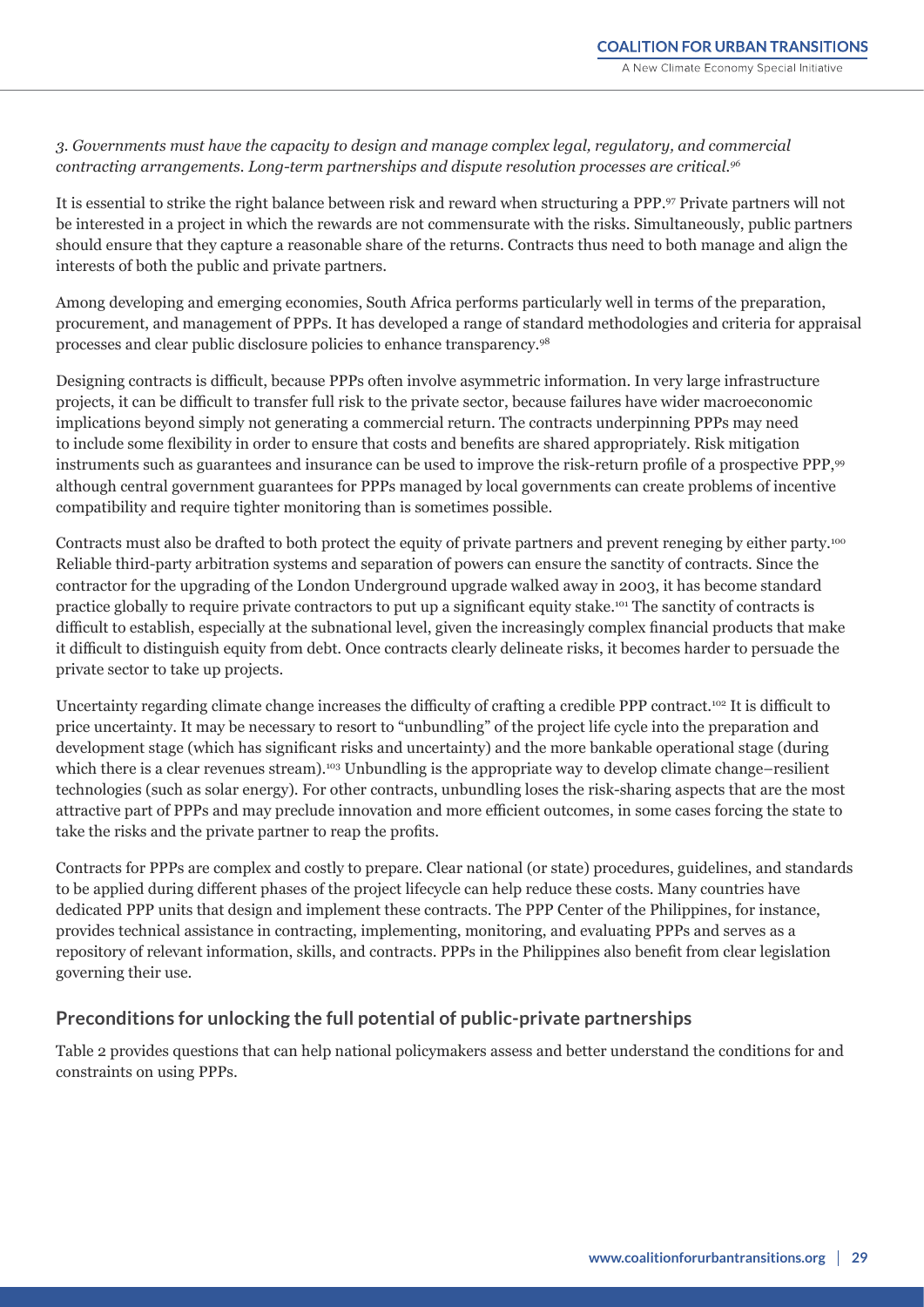*3. Governments must have the capacity to design and manage complex legal, regulatory, and commercial contracting arrangements. Long-term partnerships and dispute resolution processes are critical.*[96]

It is essential to strike the right balance between risk and reward when structuring a PPP.[97] Private partners will not be interested in a project in which the rewards are not commensurate with the risks. Simultaneously, public partners should ensure that they capture a reasonable share of the returns. Contracts thus need to both manage and align the interests of both the public and private partners.

Among developing and emerging economies, South Africa performs particularly well in terms of the preparation, procurement, and management of PPPs. It has developed a range of standard methodologies and criteria for appraisal processes and clear public disclosure policies to enhance transparency.[98]

Designing contracts is difficult, because PPPs often involve asymmetric information. In very large infrastructure projects, it can be difficult to transfer full risk to the private sector, because failures have wider macroeconomic implications beyond simply not generating a commercial return. The contracts underpinning PPPs may need to include some flexibility in order to ensure that costs and benefits are shared appropriately. Risk mitigation instruments such as guarantees and insurance can be used to improve the risk-return profile of a prospective PPP,[99] although central government guarantees for PPPs managed by local governments can create problems of incentive compatibility and require tighter monitoring than is sometimes possible.

Contracts must also be drafted to both protect the equity of private partners and prevent reneging by either party.[100] Reliable third-party arbitration systems and separation of powers can ensure the sanctity of contracts. Since the contractor for the upgrading of the London Underground upgrade walked away in 2003, it has become standard practice globally to require private contractors to put up a significant equity stake.[101] The sanctity of contracts is difficult to establish, especially at the subnational level, given the increasingly complex financial products that make it difficult to distinguish equity from debt. Once contracts clearly delineate risks, it becomes harder to persuade the private sector to take up projects.

Uncertainty regarding climate change increases the difficulty of crafting a credible PPP contract.[102] It is difficult to price uncertainty. It may be necessary to resort to "unbundling" of the project life cycle into the preparation and development stage (which has significant risks and uncertainty) and the more bankable operational stage (during which there is a clear revenues stream).[103] Unbundling is the appropriate way to develop climate change–resilient technologies (such as solar energy). For other contracts, unbundling loses the risk-sharing aspects that are the most attractive part of PPPs and may preclude innovation and more efficient outcomes, in some cases forcing the state to take the risks and the private partner to reap the profits.

Contracts for PPPs are complex and costly to prepare. Clear national (or state) procedures, guidelines, and standards to be applied during different phases of the project lifecycle can help reduce these costs. Many countries have dedicated PPP units that design and implement these contracts. The PPP Center of the Philippines, for instance, provides technical assistance in contracting, implementing, monitoring, and evaluating PPPs and serves as a repository of relevant information, skills, and contracts. PPPs in the Philippines also benefit from clear legislation governing their use.

## Preconditions for unlocking the full potential of public-private partnerships

Table 2 provides questions that can help national policymakers assess and better understand the conditions for and constraints on using PPPs.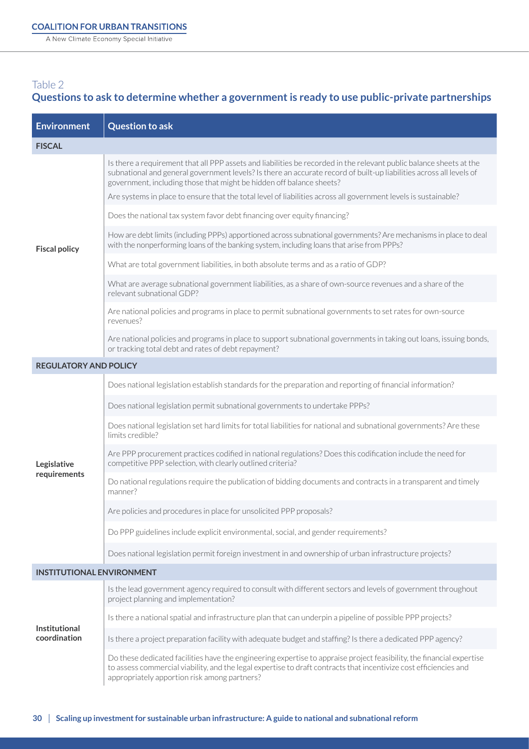Table 2

## Questions to ask to determine whether a government is ready to use public-private partnerships

| Environment | Question to ask |
| --- | --- |
| **FISCAL** | |
| **Fiscal policy** | Is there a requirement that all PPP assets and liabilities be recorded in the relevant public balance sheets at the subnational and general government levels? Is there an accurate record of built-up liabilities across all levels of government, including those that might be hidden off balance sheets? Are systems in place to ensure that the total level of liabilities across all government levels is sustainable? |
| | Does the national tax system favor debt financing over equity financing? |
| | How are debt limits (including PPPs) apportioned across subnational governments? Are mechanisms in place to deal with the nonperforming loans of the banking system, including loans that arise from PPPs? |
| | What are total government liabilities, in both absolute terms and as a ratio of GDP? |
| | What are average subnational government liabilities, as a share of own-source revenues and a share of the relevant subnational GDP? |
| | Are national policies and programs in place to permit subnational governments to set rates for own-source revenues? |
| | Are national policies and programs in place to support subnational governments in taking out loans, issuing bonds, or tracking total debt and rates of debt repayment? |
| **REGULATORY AND POLICY** | |
| **Legislative requirements** | Does national legislation establish standards for the preparation and reporting of financial information? |
| | Does national legislation permit subnational governments to undertake PPPs? |
| | Does national legislation set hard limits for total liabilities for national and subnational governments? Are these limits credible? |
| | Are PPP procurement practices codified in national regulations? Does this codification include the need for competitive PPP selection, with clearly outlined criteria? |
| | Do national regulations require the publication of bidding documents and contracts in a transparent and timely manner? |
| | Are policies and procedures in place for unsolicited PPP proposals? |
| | Do PPP guidelines include explicit environmental, social, and gender requirements? |
| | Does national legislation permit foreign investment in and ownership of urban infrastructure projects? |
| **INSTITUTIONAL ENVIRONMENT** | |
| **Institutional coordination** | Is the lead government agency required to consult with different sectors and levels of government throughout project planning and implementation? |
| | Is there a national spatial and infrastructure plan that can underpin a pipeline of possible PPP projects? |
| | Is there a project preparation facility with adequate budget and staffing? Is there a dedicated PPP agency? |
| | Do these dedicated facilities have the engineering expertise to appraise project feasibility, the financial expertise to assess commercial viability, and the legal expertise to draft contracts that incentivize cost efficiencies and appropriately apportion risk among partners? |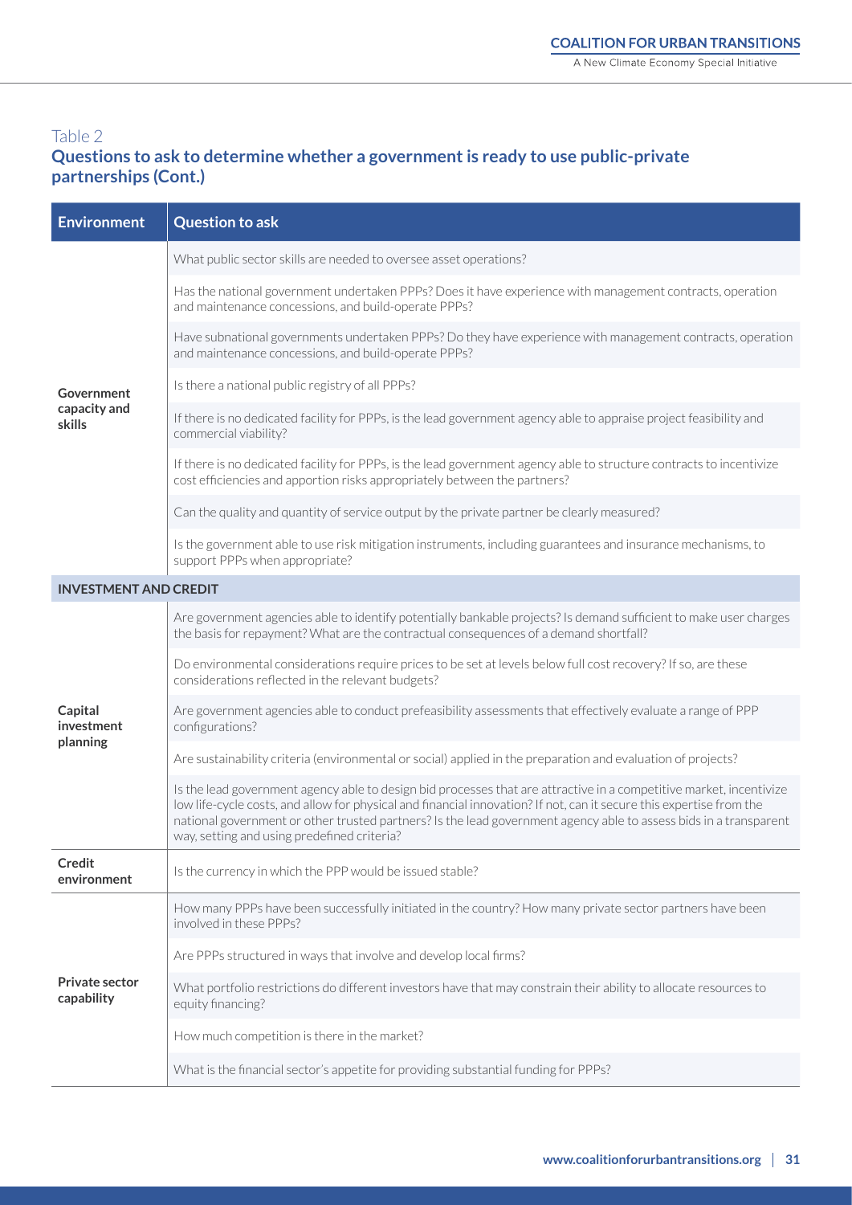Table 2

**Questions to ask to determine whether a government is ready to use public-private partnerships (Cont.)**

| Environment | Question to ask |
|---|---|
| **Government capacity and skills** | What public sector skills are needed to oversee asset operations? |
| | Has the national government undertaken PPPs? Does it have experience with management contracts, operation and maintenance concessions, and build-operate PPPs? |
| | Have subnational governments undertaken PPPs? Do they have experience with management contracts, operation and maintenance concessions, and build-operate PPPs? |
| | Is there a national public registry of all PPPs? |
| | If there is no dedicated facility for PPPs, is the lead government agency able to appraise project feasibility and commercial viability? |
| | If there is no dedicated facility for PPPs, is the lead government agency able to structure contracts to incentivize cost efficiencies and apportion risks appropriately between the partners? |
| | Can the quality and quantity of service output by the private partner be clearly measured? |
| | Is the government able to use risk mitigation instruments, including guarantees and insurance mechanisms, to support PPPs when appropriate? |
| **INVESTMENT AND CREDIT** | |
| **Capital investment planning** | Are government agencies able to identify potentially bankable projects? Is demand sufficient to make user charges the basis for repayment? What are the contractual consequences of a demand shortfall? |
| | Do environmental considerations require prices to be set at levels below full cost recovery? If so, are these considerations reflected in the relevant budgets? |
| | Are government agencies able to conduct prefeasibility assessments that effectively evaluate a range of PPP configurations? |
| | Are sustainability criteria (environmental or social) applied in the preparation and evaluation of projects? |
| | Is the lead government agency able to design bid processes that are attractive in a competitive market, incentivize low life-cycle costs, and allow for physical and financial innovation? If not, can it secure this expertise from the national government or other trusted partners? Is the lead government agency able to assess bids in a transparent way, setting and using predefined criteria? |
| **Credit environment** | Is the currency in which the PPP would be issued stable? |
| **Private sector capability** | How many PPPs have been successfully initiated in the country? How many private sector partners have been involved in these PPPs? |
| | Are PPPs structured in ways that involve and develop local firms? |
| | What portfolio restrictions do different investors have that may constrain their ability to allocate resources to equity financing? |
| | How much competition is there in the market? |
| | What is the financial sector's appetite for providing substantial funding for PPPs? |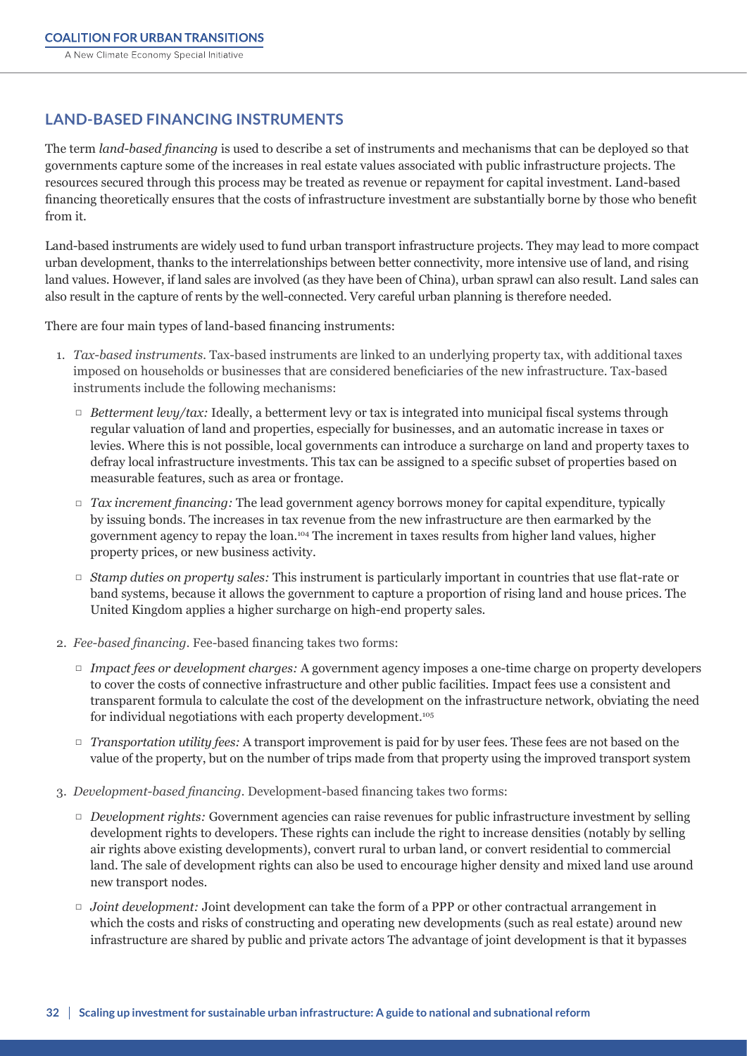## LAND-BASED FINANCING INSTRUMENTS

The term *land-based financing* is used to describe a set of instruments and mechanisms that can be deployed so that governments capture some of the increases in real estate values associated with public infrastructure projects. The resources secured through this process may be treated as revenue or repayment for capital investment. Land-based financing theoretically ensures that the costs of infrastructure investment are substantially borne by those who benefit from it.

Land-based instruments are widely used to fund urban transport infrastructure projects. They may lead to more compact urban development, thanks to the interrelationships between better connectivity, more intensive use of land, and rising land values. However, if land sales are involved (as they have been of China), urban sprawl can also result. Land sales can also result in the capture of rents by the well-connected. Very careful urban planning is therefore needed.

There are four main types of land-based financing instruments:

1. *Tax-based instruments*. Tax-based instruments are linked to an underlying property tax, with additional taxes imposed on households or businesses that are considered beneficiaries of the new infrastructure. Tax-based instruments include the following mechanisms:
   - *Betterment levy/tax:* Ideally, a betterment levy or tax is integrated into municipal fiscal systems through regular valuation of land and properties, especially for businesses, and an automatic increase in taxes or levies. Where this is not possible, local governments can introduce a surcharge on land and property taxes to defray local infrastructure investments. This tax can be assigned to a specific subset of properties based on measurable features, such as area or frontage.
   - *Tax increment financing:* The lead government agency borrows money for capital expenditure, typically by issuing bonds. The increases in tax revenue from the new infrastructure are then earmarked by the government agency to repay the loan.[104] The increment in taxes results from higher land values, higher property prices, or new business activity.
   - *Stamp duties on property sales:* This instrument is particularly important in countries that use flat-rate or band systems, because it allows the government to capture a proportion of rising land and house prices. The United Kingdom applies a higher surcharge on high-end property sales.
2. *Fee-based financing*. Fee-based financing takes two forms:
   - *Impact fees or development charges:* A government agency imposes a one-time charge on property developers to cover the costs of connective infrastructure and other public facilities. Impact fees use a consistent and transparent formula to calculate the cost of the development on the infrastructure network, obviating the need for individual negotiations with each property development.[105]
   - *Transportation utility fees:* A transport improvement is paid for by user fees. These fees are not based on the value of the property, but on the number of trips made from that property using the improved transport system
3. *Development-based financing*. Development-based financing takes two forms:
   - *Development rights:* Government agencies can raise revenues for public infrastructure investment by selling development rights to developers. These rights can include the right to increase densities (notably by selling air rights above existing developments), convert rural to urban land, or convert residential to commercial land. The sale of development rights can also be used to encourage higher density and mixed land use around new transport nodes.
   - *Joint development:* Joint development can take the form of a PPP or other contractual arrangement in which the costs and risks of constructing and operating new developments (such as real estate) around new infrastructure are shared by public and private actors The advantage of joint development is that it bypasses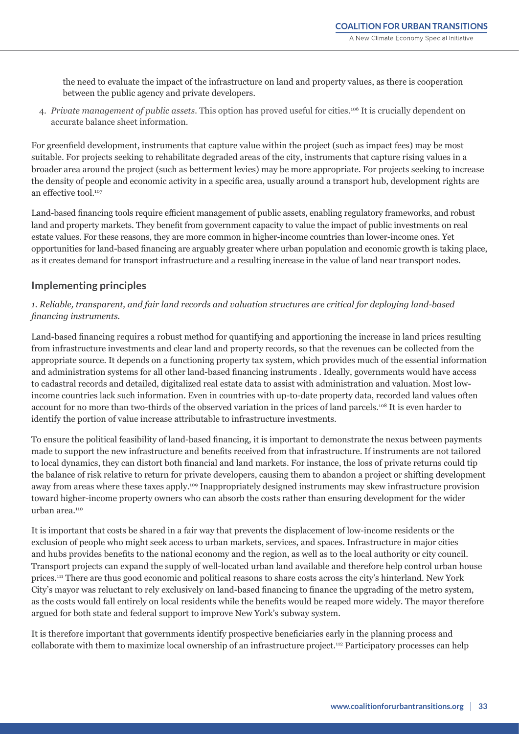the need to evaluate the impact of the infrastructure on land and property values, as there is cooperation between the public agency and private developers.

4. *Private management of public assets*. This option has proved useful for cities.[106] It is crucially dependent on accurate balance sheet information.

For greenfield development, instruments that capture value within the project (such as impact fees) may be most suitable. For projects seeking to rehabilitate degraded areas of the city, instruments that capture rising values in a broader area around the project (such as betterment levies) may be more appropriate. For projects seeking to increase the density of people and economic activity in a specific area, usually around a transport hub, development rights are an effective tool.[107]

Land-based financing tools require efficient management of public assets, enabling regulatory frameworks, and robust land and property markets. They benefit from government capacity to value the impact of public investments on real estate values. For these reasons, they are more common in higher-income countries than lower-income ones. Yet opportunities for land-based financing are arguably greater where urban population and economic growth is taking place, as it creates demand for transport infrastructure and a resulting increase in the value of land near transport nodes.

## Implementing principles

*1. Reliable, transparent, and fair land records and valuation structures are critical for deploying land-based financing instruments.*

Land-based financing requires a robust method for quantifying and apportioning the increase in land prices resulting from infrastructure investments and clear land and property records, so that the revenues can be collected from the appropriate source. It depends on a functioning property tax system, which provides much of the essential information and administration systems for all other land-based financing instruments . Ideally, governments would have access to cadastral records and detailed, digitalized real estate data to assist with administration and valuation. Most low-income countries lack such information. Even in countries with up-to-date property data, recorded land values often account for no more than two-thirds of the observed variation in the prices of land parcels.[108] It is even harder to identify the portion of value increase attributable to infrastructure investments.

To ensure the political feasibility of land-based financing, it is important to demonstrate the nexus between payments made to support the new infrastructure and benefits received from that infrastructure. If instruments are not tailored to local dynamics, they can distort both financial and land markets. For instance, the loss of private returns could tip the balance of risk relative to return for private developers, causing them to abandon a project or shifting development away from areas where these taxes apply.[109] Inappropriately designed instruments may skew infrastructure provision toward higher-income property owners who can absorb the costs rather than ensuring development for the wider urban area.[110]

It is important that costs be shared in a fair way that prevents the displacement of low-income residents or the exclusion of people who might seek access to urban markets, services, and spaces. Infrastructure in major cities and hubs provides benefits to the national economy and the region, as well as to the local authority or city council. Transport projects can expand the supply of well-located urban land available and therefore help control urban house prices.[111] There are thus good economic and political reasons to share costs across the city's hinterland. New York City's mayor was reluctant to rely exclusively on land-based financing to finance the upgrading of the metro system, as the costs would fall entirely on local residents while the benefits would be reaped more widely. The mayor therefore argued for both state and federal support to improve New York's subway system.

It is therefore important that governments identify prospective beneficiaries early in the planning process and collaborate with them to maximize local ownership of an infrastructure project.[112] Participatory processes can help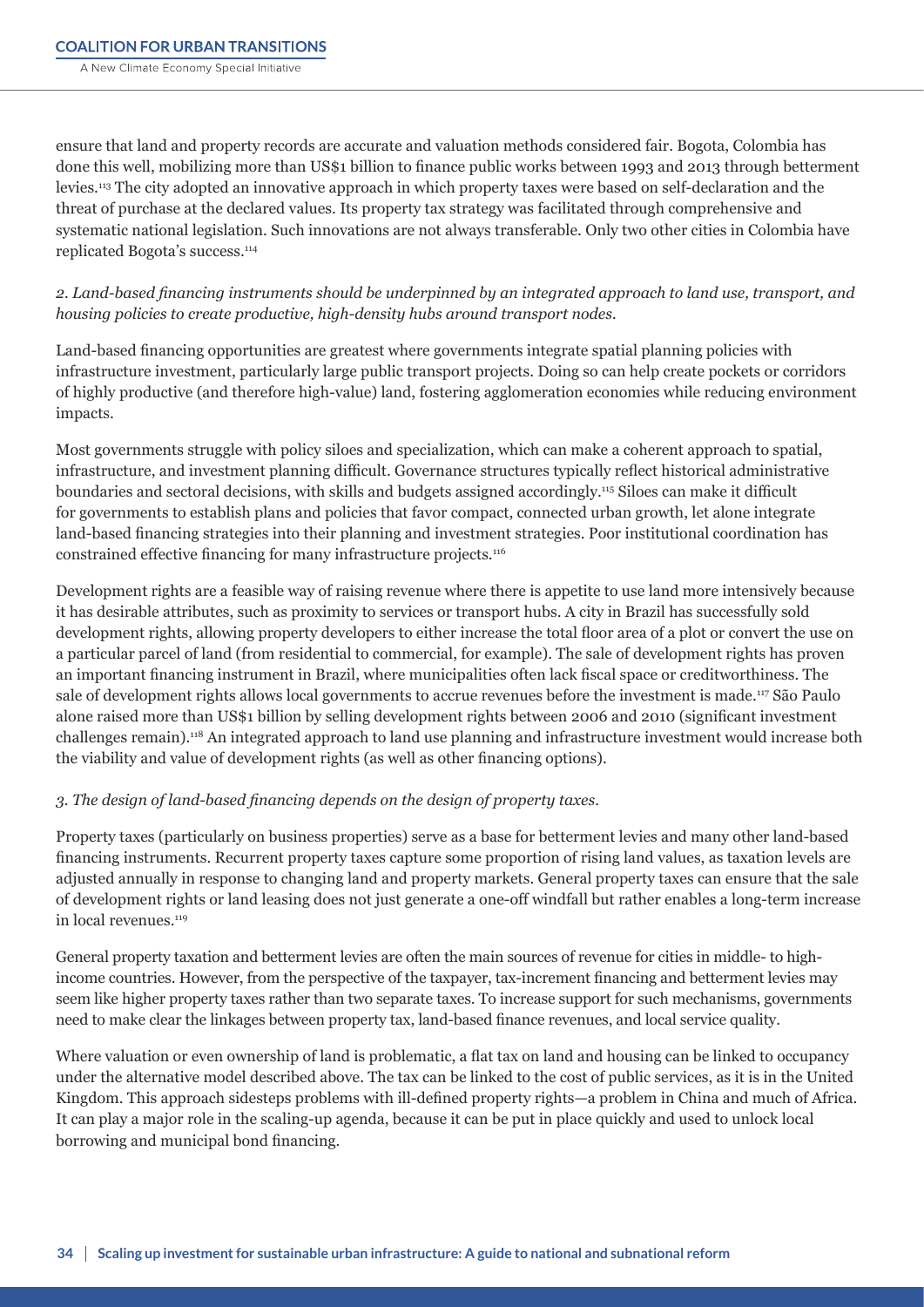ensure that land and property records are accurate and valuation methods considered fair. Bogota, Colombia has done this well, mobilizing more than US$1 billion to finance public works between 1993 and 2013 through betterment levies.[113] The city adopted an innovative approach in which property taxes were based on self-declaration and the threat of purchase at the declared values. Its property tax strategy was facilitated through comprehensive and systematic national legislation. Such innovations are not always transferable. Only two other cities in Colombia have replicated Bogota's success.[114]

*2. Land-based financing instruments should be underpinned by an integrated approach to land use, transport, and housing policies to create productive, high-density hubs around transport nodes.*

Land-based financing opportunities are greatest where governments integrate spatial planning policies with infrastructure investment, particularly large public transport projects. Doing so can help create pockets or corridors of highly productive (and therefore high-value) land, fostering agglomeration economies while reducing environment impacts.

Most governments struggle with policy siloes and specialization, which can make a coherent approach to spatial, infrastructure, and investment planning difficult. Governance structures typically reflect historical administrative boundaries and sectoral decisions, with skills and budgets assigned accordingly.[115] Siloes can make it difficult for governments to establish plans and policies that favor compact, connected urban growth, let alone integrate land-based financing strategies into their planning and investment strategies. Poor institutional coordination has constrained effective financing for many infrastructure projects.[116]

Development rights are a feasible way of raising revenue where there is appetite to use land more intensively because it has desirable attributes, such as proximity to services or transport hubs. A city in Brazil has successfully sold development rights, allowing property developers to either increase the total floor area of a plot or convert the use on a particular parcel of land (from residential to commercial, for example). The sale of development rights has proven an important financing instrument in Brazil, where municipalities often lack fiscal space or creditworthiness. The sale of development rights allows local governments to accrue revenues before the investment is made.[117] São Paulo alone raised more than US$1 billion by selling development rights between 2006 and 2010 (significant investment challenges remain).[118] An integrated approach to land use planning and infrastructure investment would increase both the viability and value of development rights (as well as other financing options).

*3. The design of land-based financing depends on the design of property taxes.*

Property taxes (particularly on business properties) serve as a base for betterment levies and many other land-based financing instruments. Recurrent property taxes capture some proportion of rising land values, as taxation levels are adjusted annually in response to changing land and property markets. General property taxes can ensure that the sale of development rights or land leasing does not just generate a one-off windfall but rather enables a long-term increase in local revenues.[119]

General property taxation and betterment levies are often the main sources of revenue for cities in middle- to high-income countries. However, from the perspective of the taxpayer, tax-increment financing and betterment levies may seem like higher property taxes rather than two separate taxes. To increase support for such mechanisms, governments need to make clear the linkages between property tax, land-based finance revenues, and local service quality.

Where valuation or even ownership of land is problematic, a flat tax on land and housing can be linked to occupancy under the alternative model described above. The tax can be linked to the cost of public services, as it is in the United Kingdom. This approach sidesteps problems with ill-defined property rights—a problem in China and much of Africa. It can play a major role in the scaling-up agenda, because it can be put in place quickly and used to unlock local borrowing and municipal bond financing.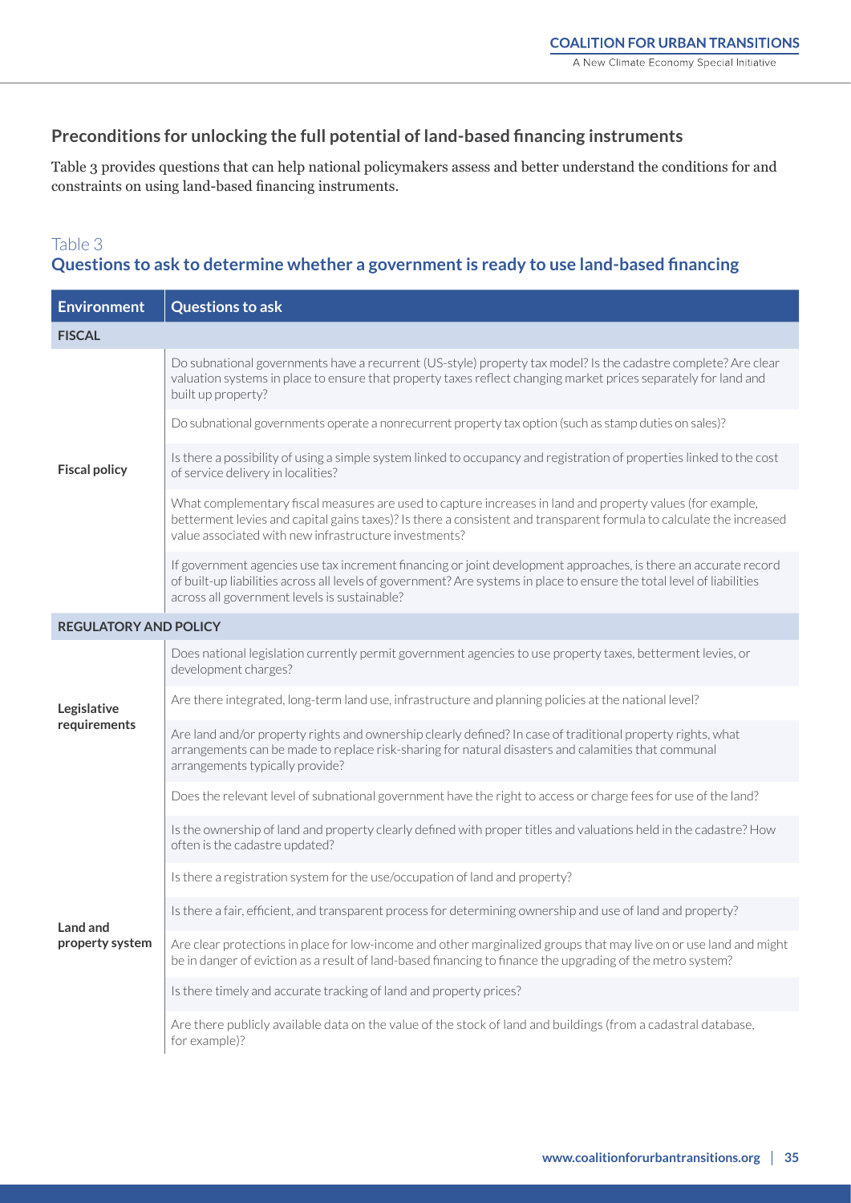## Preconditions for unlocking the full potential of land-based financing instruments

Table 3 provides questions that can help national policymakers assess and better understand the conditions for and constraints on using land-based financing instruments.

Table 3

### Questions to ask to determine whether a government is ready to use land-based financing

| Environment | Questions to ask |
|---|---|
| **FISCAL** | |
| **Fiscal policy** | Do subnational governments have a recurrent (US-style) property tax model? Is the cadastre complete? Are clear valuation systems in place to ensure that property taxes reflect changing market prices separately for land and built up property? |
| | Do subnational governments operate a nonrecurrent property tax option (such as stamp duties on sales)? |
| | Is there a possibility of using a simple system linked to occupancy and registration of properties linked to the cost of service delivery in localities? |
| | What complementary fiscal measures are used to capture increases in land and property values (for example, betterment levies and capital gains taxes)? Is there a consistent and transparent formula to calculate the increased value associated with new infrastructure investments? |
| | If government agencies use tax increment financing or joint development approaches, is there an accurate record of built-up liabilities across all levels of government? Are systems in place to ensure the total level of liabilities across all government levels is sustainable? |
| **REGULATORY AND POLICY** | |
| **Legislative requirements** | Does national legislation currently permit government agencies to use property taxes, betterment levies, or development charges? |
| | Are there integrated, long-term land use, infrastructure and planning policies at the national level? |
| | Are land and/or property rights and ownership clearly defined? In case of traditional property rights, what arrangements can be made to replace risk-sharing for natural disasters and calamities that communal arrangements typically provide? |
| **Land and property system** | Does the relevant level of subnational government have the right to access or charge fees for use of the land? |
| | Is the ownership of land and property clearly defined with proper titles and valuations held in the cadastre? How often is the cadastre updated? |
| | Is there a registration system for the use/occupation of land and property? |
| | Is there a fair, efficient, and transparent process for determining ownership and use of land and property? |
| | Are clear protections in place for low-income and other marginalized groups that may live on or use land and might be in danger of eviction as a result of land-based financing to finance the upgrading of the metro system? |
| | Is there timely and accurate tracking of land and property prices? |
| | Are there publicly available data on the value of the stock of land and buildings (from a cadastral database, for example)? |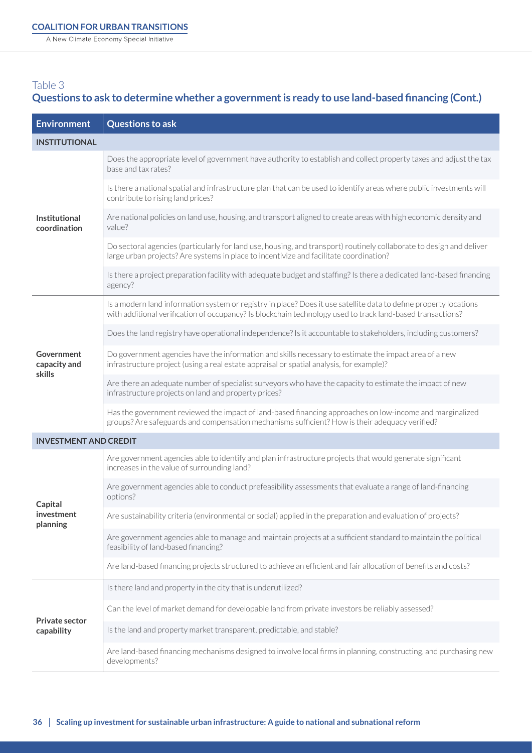Table 3

## Questions to ask to determine whether a government is ready to use land-based financing (Cont.)

| Environment | Questions to ask |
|---|---|
| **INSTITUTIONAL** | |
| **Institutional coordination** | Does the appropriate level of government have authority to establish and collect property taxes and adjust the tax base and tax rates? |
| | Is there a national spatial and infrastructure plan that can be used to identify areas where public investments will contribute to rising land prices? |
| | Are national policies on land use, housing, and transport aligned to create areas with high economic density and value? |
| | Do sectoral agencies (particularly for land use, housing, and transport) routinely collaborate to design and deliver large urban projects? Are systems in place to incentivize and facilitate coordination? |
| | Is there a project preparation facility with adequate budget and staffing? Is there a dedicated land-based financing agency? |
| **Government capacity and skills** | Is a modern land information system or registry in place? Does it use satellite data to define property locations with additional verification of occupancy? Is blockchain technology used to track land-based transactions? |
| | Does the land registry have operational independence? Is it accountable to stakeholders, including customers? |
| | Do government agencies have the information and skills necessary to estimate the impact area of a new infrastructure project (using a real estate appraisal or spatial analysis, for example)? |
| | Are there an adequate number of specialist surveyors who have the capacity to estimate the impact of new infrastructure projects on land and property prices? |
| | Has the government reviewed the impact of land-based financing approaches on low-income and marginalized groups? Are safeguards and compensation mechanisms sufficient? How is their adequacy verified? |
| **INVESTMENT AND CREDIT** | |
| **Capital investment planning** | Are government agencies able to identify and plan infrastructure projects that would generate significant increases in the value of surrounding land? |
| | Are government agencies able to conduct prefeasibility assessments that evaluate a range of land-financing options? |
| | Are sustainability criteria (environmental or social) applied in the preparation and evaluation of projects? |
| | Are government agencies able to manage and maintain projects at a sufficient standard to maintain the political feasibility of land-based financing? |
| | Are land-based financing projects structured to achieve an efficient and fair allocation of benefits and costs? |
| **Private sector capability** | Is there land and property in the city that is underutilized? |
| | Can the level of market demand for developable land from private investors be reliably assessed? |
| | Is the land and property market transparent, predictable, and stable? |
| | Are land-based financing mechanisms designed to involve local firms in planning, constructing, and purchasing new developments? |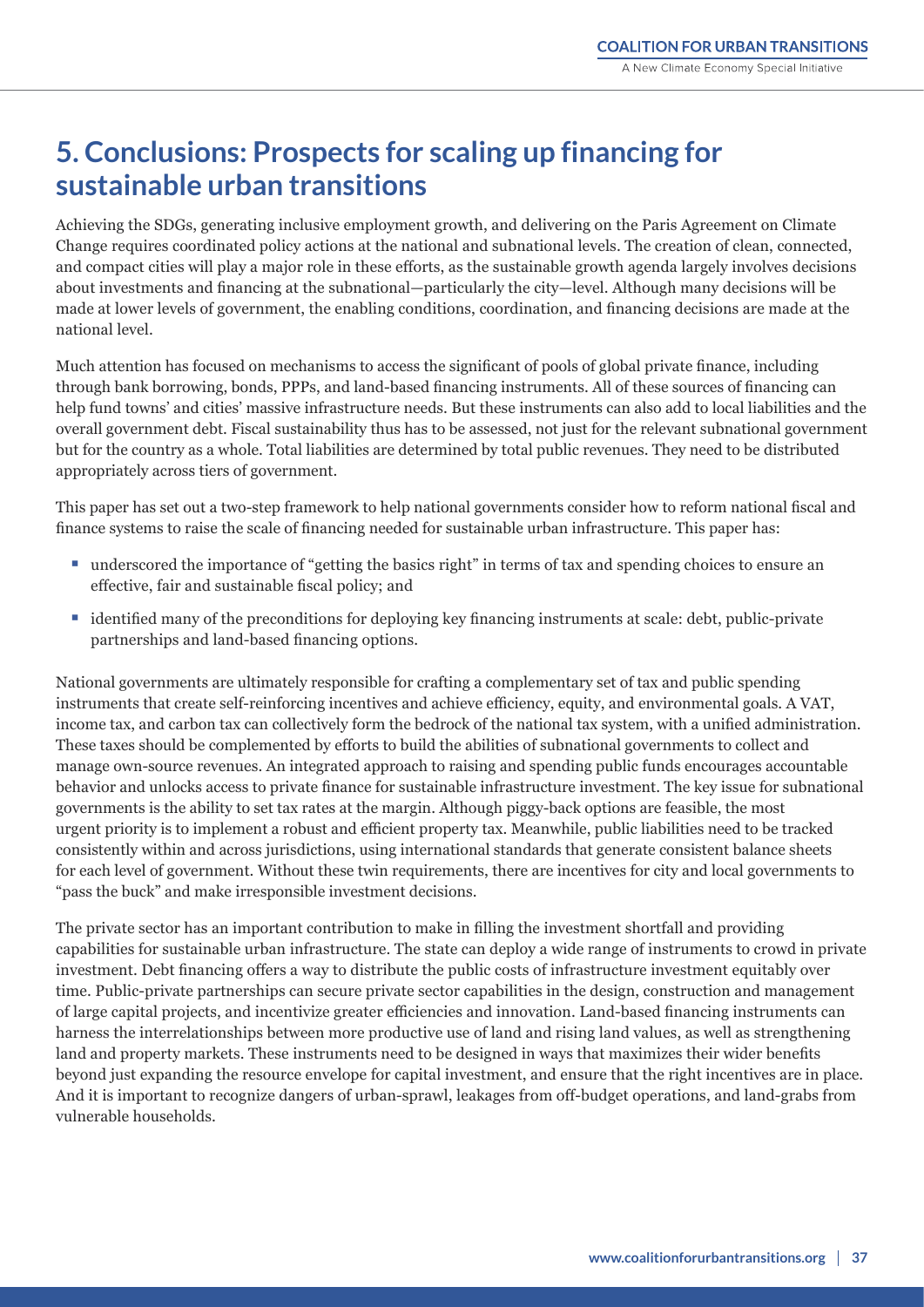## 5. Conclusions: Prospects for scaling up financing for sustainable urban transitions

Achieving the SDGs, generating inclusive employment growth, and delivering on the Paris Agreement on Climate Change requires coordinated policy actions at the national and subnational levels. The creation of clean, connected, and compact cities will play a major role in these efforts, as the sustainable growth agenda largely involves decisions about investments and financing at the subnational—particularly the city—level. Although many decisions will be made at lower levels of government, the enabling conditions, coordination, and financing decisions are made at the national level.

Much attention has focused on mechanisms to access the significant of pools of global private finance, including through bank borrowing, bonds, PPPs, and land-based financing instruments. All of these sources of financing can help fund towns' and cities' massive infrastructure needs. But these instruments can also add to local liabilities and the overall government debt. Fiscal sustainability thus has to be assessed, not just for the relevant subnational government but for the country as a whole. Total liabilities are determined by total public revenues. They need to be distributed appropriately across tiers of government.

This paper has set out a two-step framework to help national governments consider how to reform national fiscal and finance systems to raise the scale of financing needed for sustainable urban infrastructure. This paper has:

- underscored the importance of "getting the basics right" in terms of tax and spending choices to ensure an effective, fair and sustainable fiscal policy; and
- identified many of the preconditions for deploying key financing instruments at scale: debt, public-private partnerships and land-based financing options.

National governments are ultimately responsible for crafting a complementary set of tax and public spending instruments that create self-reinforcing incentives and achieve efficiency, equity, and environmental goals. A VAT, income tax, and carbon tax can collectively form the bedrock of the national tax system, with a unified administration. These taxes should be complemented by efforts to build the abilities of subnational governments to collect and manage own-source revenues. An integrated approach to raising and spending public funds encourages accountable behavior and unlocks access to private finance for sustainable infrastructure investment. The key issue for subnational governments is the ability to set tax rates at the margin. Although piggy-back options are feasible, the most urgent priority is to implement a robust and efficient property tax. Meanwhile, public liabilities need to be tracked consistently within and across jurisdictions, using international standards that generate consistent balance sheets for each level of government. Without these twin requirements, there are incentives for city and local governments to "pass the buck" and make irresponsible investment decisions.

The private sector has an important contribution to make in filling the investment shortfall and providing capabilities for sustainable urban infrastructure. The state can deploy a wide range of instruments to crowd in private investment. Debt financing offers a way to distribute the public costs of infrastructure investment equitably over time. Public-private partnerships can secure private sector capabilities in the design, construction and management of large capital projects, and incentivize greater efficiencies and innovation. Land-based financing instruments can harness the interrelationships between more productive use of land and rising land values, as well as strengthening land and property markets. These instruments need to be designed in ways that maximizes their wider benefits beyond just expanding the resource envelope for capital investment, and ensure that the right incentives are in place. And it is important to recognize dangers of urban-sprawl, leakages from off-budget operations, and land-grabs from vulnerable households.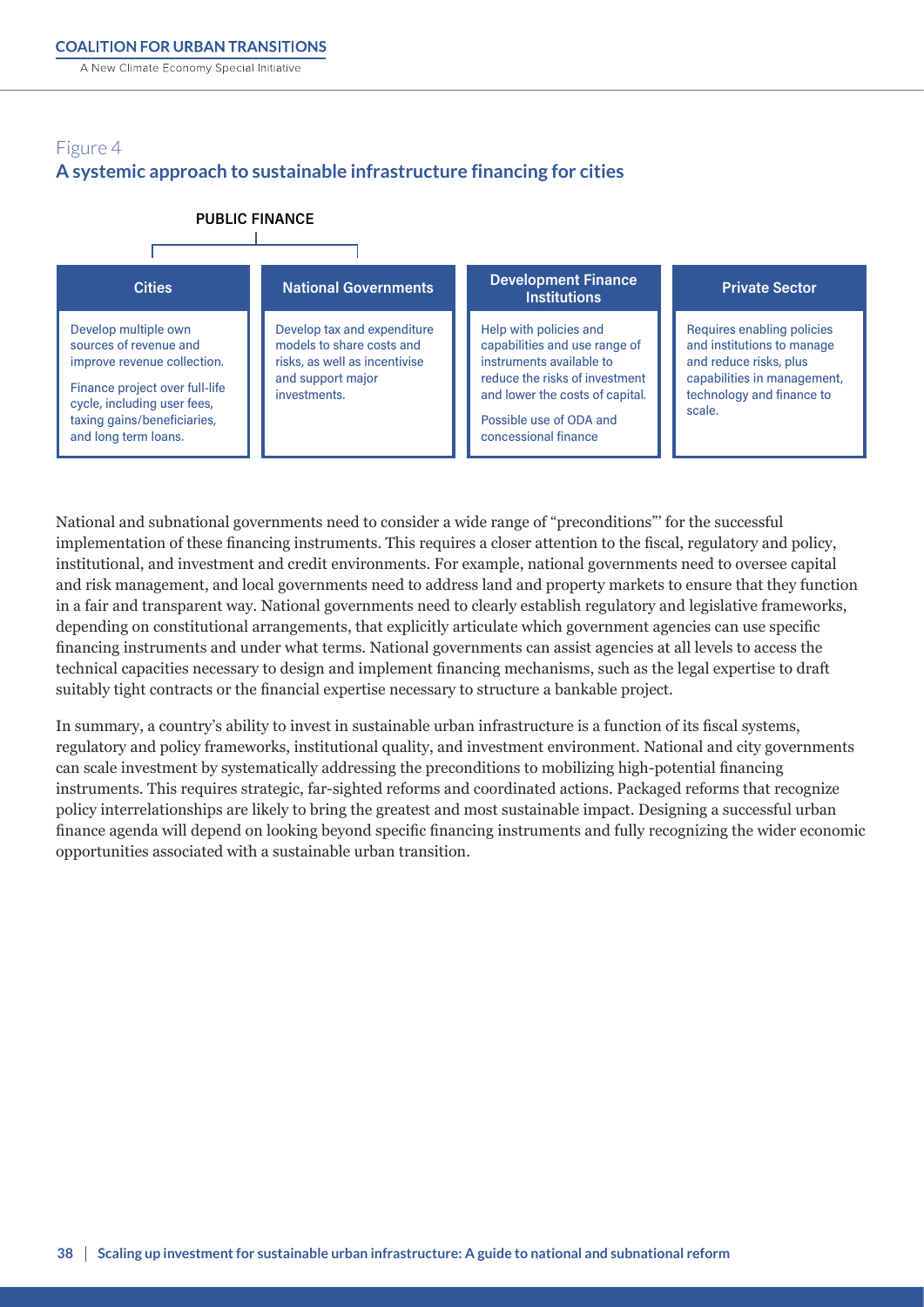Figure 4

### A systemic approach to sustainable infrastructure financing for cities

**PUBLIC FINANCE**

| Cities | National Governments | Development Finance Institutions | Private Sector |
|---|---|---|---|
| Develop multiple own sources of revenue and improve revenue collection. Finance project over full-life cycle, including user fees, taxing gains/beneficiaries, and long term loans. | Develop tax and expenditure models to share costs and risks, as well as incentivise and support major investments. | Help with policies and capabilities and use range of instruments available to reduce the risks of investment and lower the costs of capital. Possible use of ODA and concessional finance | Requires enabling policies and institutions to manage and reduce risks, plus capabilities in management, technology and finance to scale. |

National and subnational governments need to consider a wide range of "preconditions"' for the successful implementation of these financing instruments. This requires a closer attention to the fiscal, regulatory and policy, institutional, and investment and credit environments. For example, national governments need to oversee capital and risk management, and local governments need to address land and property markets to ensure that they function in a fair and transparent way. National governments need to clearly establish regulatory and legislative frameworks, depending on constitutional arrangements, that explicitly articulate which government agencies can use specific financing instruments and under what terms. National governments can assist agencies at all levels to access the technical capacities necessary to design and implement financing mechanisms, such as the legal expertise to draft suitably tight contracts or the financial expertise necessary to structure a bankable project.

In summary, a country's ability to invest in sustainable urban infrastructure is a function of its fiscal systems, regulatory and policy frameworks, institutional quality, and investment environment. National and city governments can scale investment by systematically addressing the preconditions to mobilizing high-potential financing instruments. This requires strategic, far-sighted reforms and coordinated actions. Packaged reforms that recognize policy interrelationships are likely to bring the greatest and most sustainable impact. Designing a successful urban finance agenda will depend on looking beyond specific financing instruments and fully recognizing the wider economic opportunities associated with a sustainable urban transition.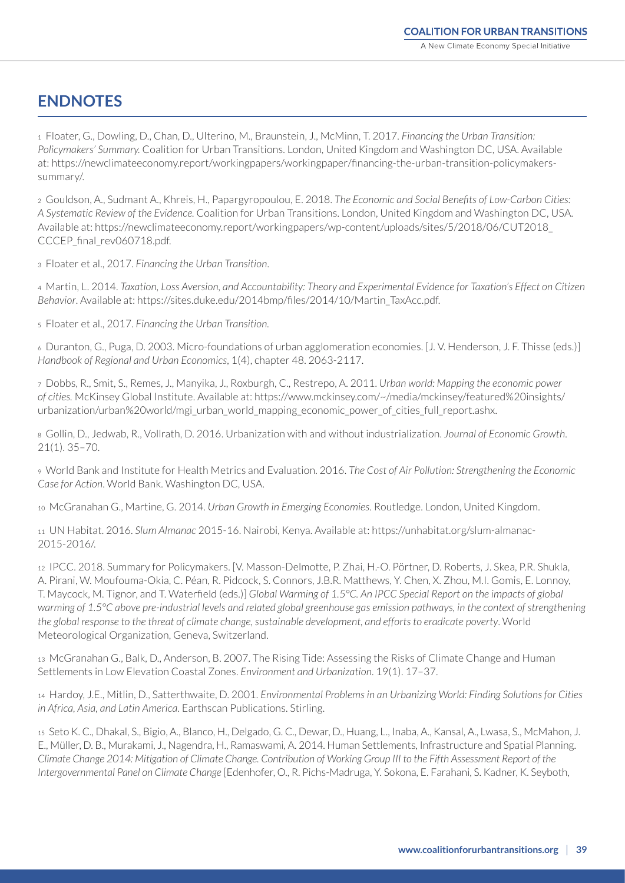## ENDNOTES

1 Floater, G., Dowling, D., Chan, D., Ulterino, M., Braunstein, J., McMinn, T. 2017. *Financing the Urban Transition: Policymakers' Summary.* Coalition for Urban Transitions. London, United Kingdom and Washington DC, USA. Available at: https://newclimateeconomy.report/workingpapers/workingpaper/financing-the-urban-transition-policymakers-summary/.

2 Gouldson, A., Sudmant A., Khreis, H., Papargyropoulou, E. 2018. *The Economic and Social Benefits of Low-Carbon Cities: A Systematic Review of the Evidence.* Coalition for Urban Transitions. London, United Kingdom and Washington DC, USA. Available at: https://newclimateeconomy.report/workingpapers/wp-content/uploads/sites/5/2018/06/CUT2018_CCCEP_final_rev060718.pdf.

3 Floater et al., 2017. *Financing the Urban Transition*.

4 Martin, L. 2014. *Taxation, Loss Aversion, and Accountability: Theory and Experimental Evidence for Taxation's Effect on Citizen Behavior*. Available at: https://sites.duke.edu/2014bmp/files/2014/10/Martin_TaxAcc.pdf.

5 Floater et al., 2017. *Financing the Urban Transition.*

6 Duranton, G., Puga, D. 2003. Micro-foundations of urban agglomeration economies. [J. V. Henderson, J. F. Thisse (eds.)] *Handbook of Regional and Urban Economics*, 1(4), chapter 48. 2063-2117.

7 Dobbs, R., Smit, S., Remes, J., Manyika, J., Roxburgh, C., Restrepo, A. 2011. *Urban world: Mapping the economic power of cities.* McKinsey Global Institute. Available at: https://www.mckinsey.com/~/media/mckinsey/featured%20insights/urbanization/urban%20world/mgi_urban_world_mapping_economic_power_of_cities_full_report.ashx.

8 Gollin, D., Jedwab, R., Vollrath, D. 2016. Urbanization with and without industrialization. *Journal of Economic Growth*. 21(1). 35–70.

9 World Bank and Institute for Health Metrics and Evaluation. 2016. *The Cost of Air Pollution: Strengthening the Economic Case for Action*. World Bank. Washington DC, USA.

10 McGranahan G., Martine, G. 2014. *Urban Growth in Emerging Economies*. Routledge. London, United Kingdom.

11 UN Habitat. 2016. *Slum Almanac* 2015-16. Nairobi, Kenya. Available at: https://unhabitat.org/slum-almanac-2015-2016/.

12 IPCC. 2018. Summary for Policymakers. [V. Masson-Delmotte, P. Zhai, H.-O. Pörtner, D. Roberts, J. Skea, P.R. Shukla, A. Pirani, W. Moufouma-Okia, C. Péan, R. Pidcock, S. Connors, J.B.R. Matthews, Y. Chen, X. Zhou, M.I. Gomis, E. Lonnoy, T. Maycock, M. Tignor, and T. Waterfield (eds.)] *Global Warming of 1.5°C. An IPCC Special Report on the impacts of global warming of 1.5°C above pre-industrial levels and related global greenhouse gas emission pathways, in the context of strengthening the global response to the threat of climate change, sustainable development, and efforts to eradicate poverty*. World Meteorological Organization, Geneva, Switzerland.

13 McGranahan G., Balk, D., Anderson, B. 2007. The Rising Tide: Assessing the Risks of Climate Change and Human Settlements in Low Elevation Coastal Zones. *Environment and Urbanization*. 19(1). 17–37.

14 Hardoy, J.E., Mitlin, D., Satterthwaite, D. 2001. *Environmental Problems in an Urbanizing World: Finding Solutions for Cities in Africa, Asia, and Latin America*. Earthscan Publications. Stirling.

15 Seto K. C., Dhakal, S., Bigio, A., Blanco, H., Delgado, G. C., Dewar, D., Huang, L., Inaba, A., Kansal, A., Lwasa, S., McMahon, J. E., Müller, D. B., Murakami, J., Nagendra, H., Ramaswami, A. 2014. Human Settlements, Infrastructure and Spatial Planning. *Climate Change 2014: Mitigation of Climate Change. Contribution of Working Group III to the Fifth Assessment Report of the Intergovernmental Panel on Climate Change* [Edenhofer, O., R. Pichs-Madruga, Y. Sokona, E. Farahani, S. Kadner, K. Seyboth,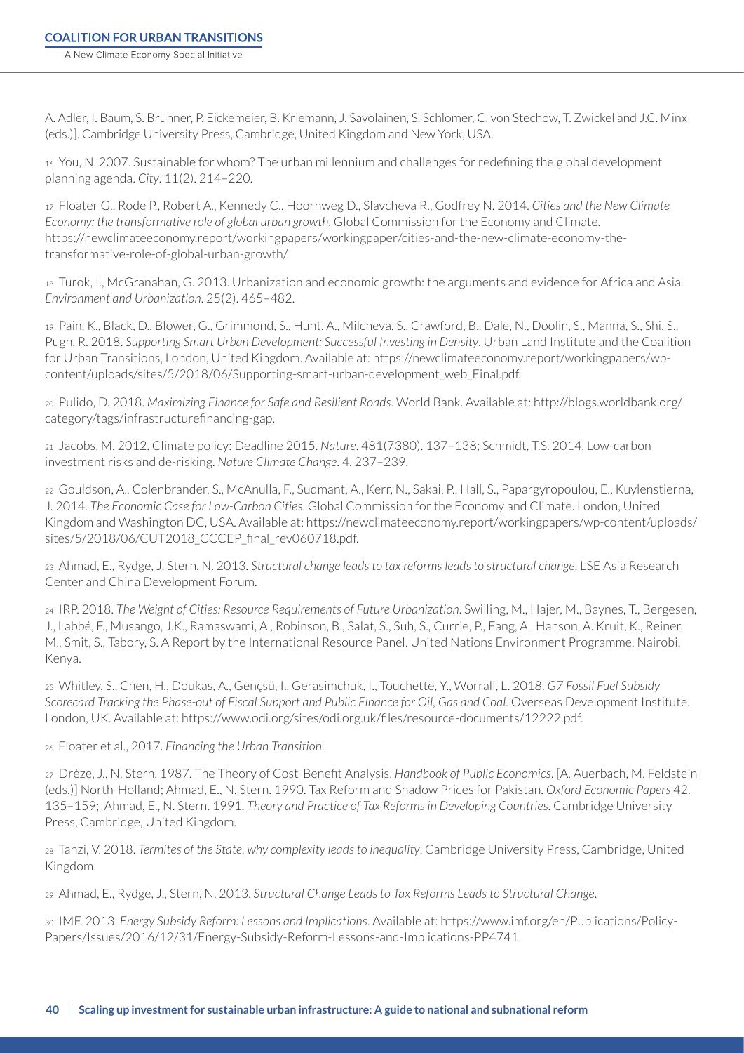A. Adler, I. Baum, S. Brunner, P. Eickemeier, B. Kriemann, J. Savolainen, S. Schlömer, C. von Stechow, T. Zwickel and J.C. Minx (eds.)]. Cambridge University Press, Cambridge, United Kingdom and New York, USA.

16 You, N. 2007. Sustainable for whom? The urban millennium and challenges for redefining the global development planning agenda. *City*. 11(2). 214–220.

17 Floater G., Rode P., Robert A., Kennedy C., Hoornweg D., Slavcheva R., Godfrey N. 2014. *Cities and the New Climate Economy: the transformative role of global urban growth*. Global Commission for the Economy and Climate. https://newclimateeconomy.report/workingpapers/workingpaper/cities-and-the-new-climate-economy-the-transformative-role-of-global-urban-growth/.

18 Turok, I., McGranahan, G. 2013. Urbanization and economic growth: the arguments and evidence for Africa and Asia. *Environment and Urbanization*. 25(2). 465–482.

19 Pain, K., Black, D., Blower, G., Grimmond, S., Hunt, A., Milcheva, S., Crawford, B., Dale, N., Doolin, S., Manna, S., Shi, S., Pugh, R. 2018. *Supporting Smart Urban Development: Successful Investing in Density*. Urban Land Institute and the Coalition for Urban Transitions, London, United Kingdom. Available at: https://newclimateeconomy.report/workingpapers/wp-content/uploads/sites/5/2018/06/Supporting-smart-urban-development_web_Final.pdf.

20 Pulido, D. 2018. *Maximizing Finance for Safe and Resilient Roads*. World Bank. Available at: http://blogs.worldbank.org/category/tags/infrastructurefinancing-gap.

21 Jacobs, M. 2012. Climate policy: Deadline 2015. *Nature*. 481(7380). 137–138; Schmidt, T.S. 2014. Low-carbon investment risks and de-risking. *Nature Climate Change*. 4. 237–239.

22 Gouldson, A., Colenbrander, S., McAnulla, F., Sudmant, A., Kerr, N., Sakai, P., Hall, S., Papargyropoulou, E., Kuylenstierna, J. 2014. *The Economic Case for Low-Carbon Cities*. Global Commission for the Economy and Climate. London, United Kingdom and Washington DC, USA. Available at: https://newclimateeconomy.report/workingpapers/wp-content/uploads/sites/5/2018/06/CUT2018_CCCEP_final_rev060718.pdf.

23 Ahmad, E., Rydge, J. Stern, N. 2013. *Structural change leads to tax reforms leads to structural change*. LSE Asia Research Center and China Development Forum.

24 IRP. 2018. *The Weight of Cities: Resource Requirements of Future Urbanization*. Swilling, M., Hajer, M., Baynes, T., Bergesen, J., Labbé, F., Musango, J.K., Ramaswami, A., Robinson, B., Salat, S., Suh, S., Currie, P., Fang, A., Hanson, A. Kruit, K., Reiner, M., Smit, S., Tabory, S. A Report by the International Resource Panel. United Nations Environment Programme, Nairobi, Kenya.

25 Whitley, S., Chen, H., Doukas, A., Gençsü, I., Gerasimchuk, I., Touchette, Y., Worrall, L. 2018. *G7 Fossil Fuel Subsidy Scorecard Tracking the Phase-out of Fiscal Support and Public Finance for Oil, Gas and Coal*. Overseas Development Institute. London, UK. Available at: https://www.odi.org/sites/odi.org.uk/files/resource-documents/12222.pdf.

26 Floater et al., 2017. *Financing the Urban Transition*.

27 Drèze, J., N. Stern. 1987. The Theory of Cost-Benefit Analysis. *Handbook of Public Economics*. [A. Auerbach, M. Feldstein (eds.)] North-Holland; Ahmad, E., N. Stern. 1990. Tax Reform and Shadow Prices for Pakistan. *Oxford Economic Papers* 42. 135–159; Ahmad, E., N. Stern. 1991. *Theory and Practice of Tax Reforms in Developing Countries*. Cambridge University Press, Cambridge, United Kingdom.

28 Tanzi, V. 2018. *Termites of the State, why complexity leads to inequality*. Cambridge University Press, Cambridge, United Kingdom.

29 Ahmad, E., Rydge, J., Stern, N. 2013. *Structural Change Leads to Tax Reforms Leads to Structural Change*.

30 IMF. 2013. *Energy Subsidy Reform: Lessons and Implications*. Available at: https://www.imf.org/en/Publications/Policy-Papers/Issues/2016/12/31/Energy-Subsidy-Reform-Lessons-and-Implications-PP4741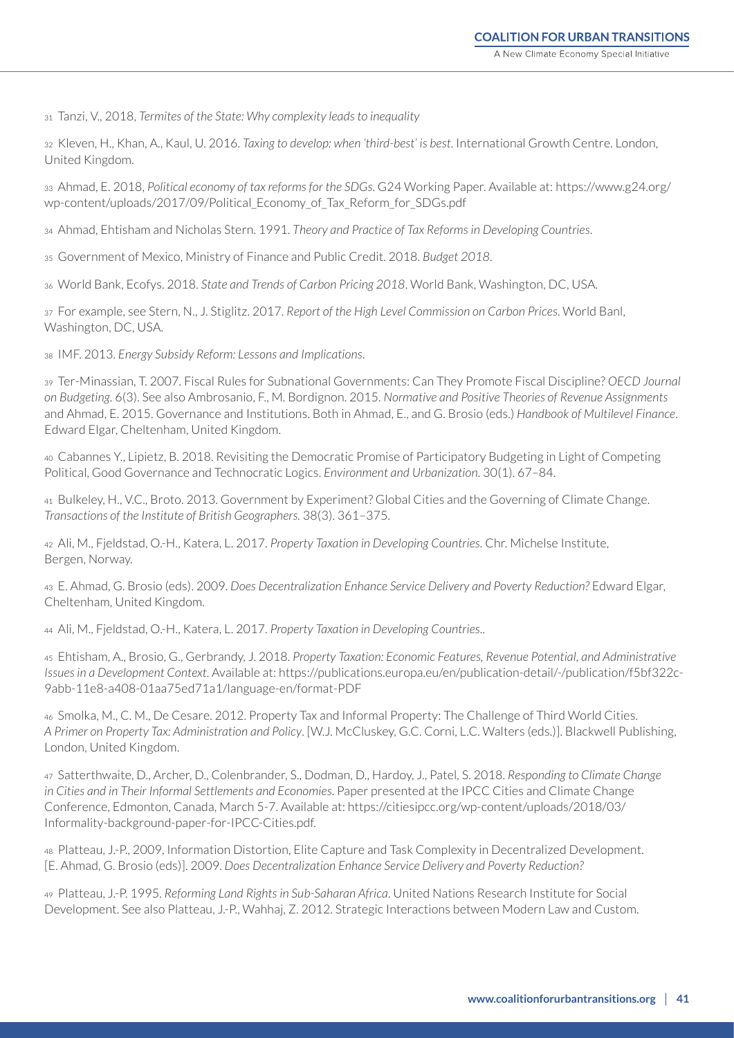31 Tanzi, V., 2018, *Termites of the State: Why complexity leads to inequality*

32 Kleven, H., Khan, A., Kaul, U. 2016. *Taxing to develop: when 'third-best' is best*. International Growth Centre. London, United Kingdom.

33 Ahmad, E. 2018, *Political economy of tax reforms for the SDGs*. G24 Working Paper. Available at: https://www.g24.org/wp-content/uploads/2017/09/Political_Economy_of_Tax_Reform_for_SDGs.pdf

34 Ahmad, Ehtisham and Nicholas Stern. 1991. *Theory and Practice of Tax Reforms in Developing Countries*.

35 Government of Mexico, Ministry of Finance and Public Credit. 2018. *Budget 2018*.

36 World Bank, Ecofys. 2018. *State and Trends of Carbon Pricing 2018*. World Bank, Washington, DC, USA.

37 For example, see Stern, N., J. Stiglitz. 2017. *Report of the High Level Commission on Carbon Prices*. World Banl, Washington, DC, USA.

38 IMF. 2013. *Energy Subsidy Reform: Lessons and Implications*.

39 Ter-Minassian, T. 2007. Fiscal Rules for Subnational Governments: Can They Promote Fiscal Discipline? *OECD Journal on Budgeting*. 6(3). See also Ambrosanio, F., M. Bordignon. 2015. *Normative and Positive Theories of Revenue Assignments* and Ahmad, E. 2015. Governance and Institutions. Both in Ahmad, E., and G. Brosio (eds.) *Handbook of Multilevel Finance*. Edward Elgar, Cheltenham, United Kingdom.

40 Cabannes Y., Lipietz, B. 2018. Revisiting the Democratic Promise of Participatory Budgeting in Light of Competing Political, Good Governance and Technocratic Logics. *Environment and Urbanization*. 30(1). 67–84.

41 Bulkeley, H., V.C., Broto. 2013. Government by Experiment? Global Cities and the Governing of Climate Change. *Transactions of the Institute of British Geographers*. 38(3). 361–375.

42 Ali, M., Fjeldstad, O.-H., Katera, L. 2017. *Property Taxation in Developing Countries*. Chr. Michelse Institute, Bergen, Norway.

43 E. Ahmad, G. Brosio (eds). 2009. *Does Decentralization Enhance Service Delivery and Poverty Reduction?* Edward Elgar, Cheltenham, United Kingdom.

44 Ali, M., Fjeldstad, O.-H., Katera, L. 2017. *Property Taxation in Developing Countries.*.

45 Ehtisham, A., Brosio, G., Gerbrandy, J. 2018. *Property Taxation: Economic Features, Revenue Potential, and Administrative Issues in a Development Context*. Available at: https://publications.europa.eu/en/publication-detail/-/publication/f5bf322c-9abb-11e8-a408-01aa75ed71a1/language-en/format-PDF

46 Smolka, M., C. M., De Cesare. 2012. Property Tax and Informal Property: The Challenge of Third World Cities. *A Primer on Property Tax: Administration and Policy*. [W.J. McCluskey, G.C. Corni, L.C. Walters (eds.)]. Blackwell Publishing, London, United Kingdom.

47 Satterthwaite, D., Archer, D., Colenbrander, S., Dodman, D., Hardoy, J., Patel, S. 2018. *Responding to Climate Change in Cities and in Their Informal Settlements and Economies*. Paper presented at the IPCC Cities and Climate Change Conference, Edmonton, Canada, March 5-7. Available at: https://citiesipcc.org/wp-content/uploads/2018/03/Informality-background-paper-for-IPCC-Cities.pdf.

48 Platteau, J.-P., 2009, Information Distortion, Elite Capture and Task Complexity in Decentralized Development. [E. Ahmad, G. Brosio (eds)]. 2009. *Does Decentralization Enhance Service Delivery and Poverty Reduction?*

49 Platteau, J.-P. 1995. *Reforming Land Rights in Sub-Saharan Africa*. United Nations Research Institute for Social Development. See also Platteau, J.-P., Wahhaj, Z. 2012. Strategic Interactions between Modern Law and Custom.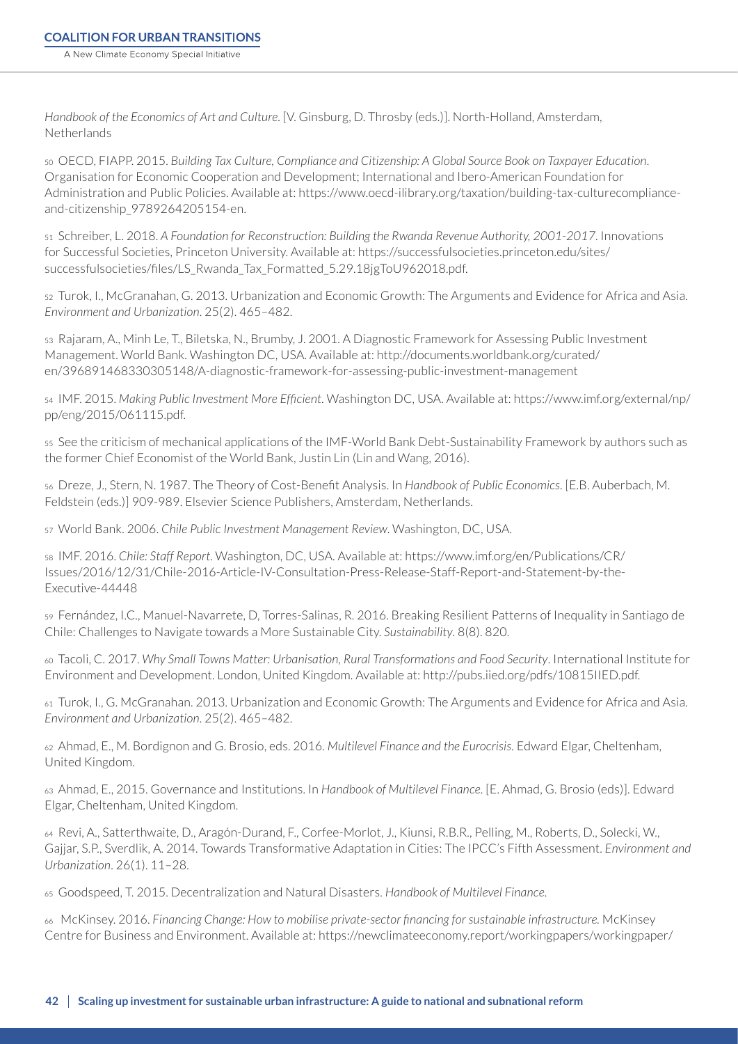*Handbook of the Economics of Art and Culture*. [V. Ginsburg, D. Throsby (eds.)]. North-Holland, Amsterdam, Netherlands

50 OECD, FIAPP. 2015. *Building Tax Culture, Compliance and Citizenship: A Global Source Book on Taxpayer Education*. Organisation for Economic Cooperation and Development; International and Ibero-American Foundation for Administration and Public Policies. Available at: https://www.oecd-ilibrary.org/taxation/building-tax-culturecompliance-and-citizenship_9789264205154-en.

51 Schreiber, L. 2018. *A Foundation for Reconstruction: Building the Rwanda Revenue Authority, 2001-2017*. Innovations for Successful Societies, Princeton University. Available at: https://successfulsocieties.princeton.edu/sites/successfulsocieties/files/LS_Rwanda_Tax_Formatted_5.29.18jgToU962018.pdf.

52 Turok, I., McGranahan, G. 2013. Urbanization and Economic Growth: The Arguments and Evidence for Africa and Asia. *Environment and Urbanization*. 25(2). 465–482.

53 Rajaram, A., Minh Le, T., Biletska, N., Brumby, J. 2001. A Diagnostic Framework for Assessing Public Investment Management. World Bank. Washington DC, USA. Available at: http://documents.worldbank.org/curated/en/396891468330305148/A-diagnostic-framework-for-assessing-public-investment-management

54 IMF. 2015. *Making Public Investment More Efficient*. Washington DC, USA. Available at: https://www.imf.org/external/np/pp/eng/2015/061115.pdf.

55 See the criticism of mechanical applications of the IMF-World Bank Debt-Sustainability Framework by authors such as the former Chief Economist of the World Bank, Justin Lin (Lin and Wang, 2016).

56 Dreze, J., Stern, N. 1987. The Theory of Cost-Benefit Analysis. In *Handbook of Public Economics*. [E.B. Auberbach, M. Feldstein (eds.)] 909-989. Elsevier Science Publishers, Amsterdam, Netherlands.

57 World Bank. 2006. *Chile Public Investment Management Review*. Washington, DC, USA.

58 IMF. 2016. *Chile: Staff Report*. Washington, DC, USA. Available at: https://www.imf.org/en/Publications/CR/Issues/2016/12/31/Chile-2016-Article-IV-Consultation-Press-Release-Staff-Report-and-Statement-by-the-Executive-44448

59 Fernández, I.C., Manuel-Navarrete, D, Torres-Salinas, R. 2016. Breaking Resilient Patterns of Inequality in Santiago de Chile: Challenges to Navigate towards a More Sustainable City. *Sustainability*. 8(8). 820.

60 Tacoli, C. 2017. *Why Small Towns Matter: Urbanisation, Rural Transformations and Food Security*. International Institute for Environment and Development. London, United Kingdom. Available at: http://pubs.iied.org/pdfs/10815IIED.pdf.

61 Turok, I., G. McGranahan. 2013. Urbanization and Economic Growth: The Arguments and Evidence for Africa and Asia. *Environment and Urbanization*. 25(2). 465–482.

62 Ahmad, E., M. Bordignon and G. Brosio, eds. 2016. *Multilevel Finance and the Eurocrisis*. Edward Elgar, Cheltenham, United Kingdom.

63 Ahmad, E., 2015. Governance and Institutions. In *Handbook of Multilevel Finance*. [E. Ahmad, G. Brosio (eds)]. Edward Elgar, Cheltenham, United Kingdom.

64 Revi, A., Satterthwaite, D., Aragón-Durand, F., Corfee-Morlot, J., Kiunsi, R.B.R., Pelling, M., Roberts, D., Solecki, W., Gajjar, S.P., Sverdlik, A. 2014. Towards Transformative Adaptation in Cities: The IPCC's Fifth Assessment. *Environment and Urbanization*. 26(1). 11–28.

65 Goodspeed, T. 2015. Decentralization and Natural Disasters. *Handbook of Multilevel Finance*.

66 McKinsey. 2016. *Financing Change: How to mobilise private-sector financing for sustainable infrastructure*. McKinsey Centre for Business and Environment. Available at: https://newclimateeconomy.report/workingpapers/workingpaper/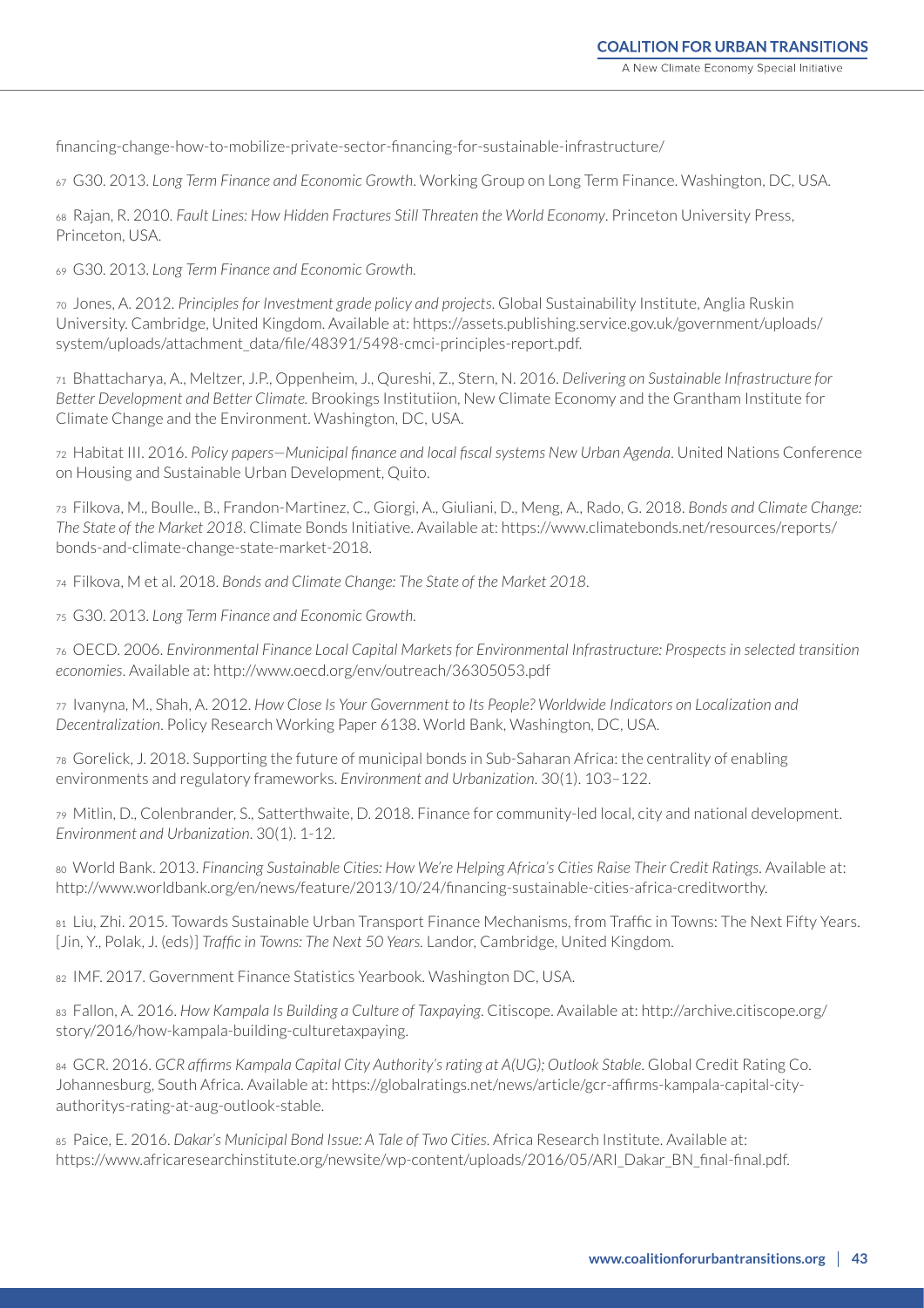financing-change-how-to-mobilize-private-sector-financing-for-sustainable-infrastructure/

67 G30. 2013. *Long Term Finance and Economic Growth*. Working Group on Long Term Finance. Washington, DC, USA.

68 Rajan, R. 2010. *Fault Lines: How Hidden Fractures Still Threaten the World Economy*. Princeton University Press, Princeton, USA.

69 G30. 2013. *Long Term Finance and Economic Growth*.

70 Jones, A. 2012. *Principles for Investment grade policy and projects*. Global Sustainability Institute, Anglia Ruskin University. Cambridge, United Kingdom. Available at: https://assets.publishing.service.gov.uk/government/uploads/system/uploads/attachment_data/file/48391/5498-cmci-principles-report.pdf.

71 Bhattacharya, A., Meltzer, J.P., Oppenheim, J., Qureshi, Z., Stern, N. 2016. *Delivering on Sustainable Infrastructure for Better Development and Better Climate.* Brookings Institutiion, New Climate Economy and the Grantham Institute for Climate Change and the Environment. Washington, DC, USA.

72 Habitat III. 2016. *Policy papers—Municipal finance and local fiscal systems New Urban Agenda*. United Nations Conference on Housing and Sustainable Urban Development, Quito.

73 Filkova, M., Boulle., B., Frandon-Martinez, C., Giorgi, A., Giuliani, D., Meng, A., Rado, G. 2018. *Bonds and Climate Change: The State of the Market 2018*. Climate Bonds Initiative. Available at: https://www.climatebonds.net/resources/reports/bonds-and-climate-change-state-market-2018.

74 Filkova, M et al. 2018. *Bonds and Climate Change: The State of the Market 2018*.

75 G30. 2013. *Long Term Finance and Economic Growth*.

76 OECD. 2006. *Environmental Finance Local Capital Markets for Environmental Infrastructure: Prospects in selected transition economies*. Available at: http://www.oecd.org/env/outreach/36305053.pdf

77 Ivanyna, M., Shah, A. 2012. *How Close Is Your Government to Its People? Worldwide Indicators on Localization and Decentralization*. Policy Research Working Paper 6138. World Bank, Washington, DC, USA.

78 Gorelick, J. 2018. Supporting the future of municipal bonds in Sub-Saharan Africa: the centrality of enabling environments and regulatory frameworks. *Environment and Urbanization*. 30(1). 103–122.

79 Mitlin, D., Colenbrander, S., Satterthwaite, D. 2018. Finance for community-led local, city and national development. *Environment and Urbanization*. 30(1). 1-12.

80 World Bank. 2013. *Financing Sustainable Cities: How We're Helping Africa's Cities Raise Their Credit Ratings*. Available at: http://www.worldbank.org/en/news/feature/2013/10/24/financing-sustainable-cities-africa-creditworthy.

81 Liu, Zhi. 2015. Towards Sustainable Urban Transport Finance Mechanisms, from Traffic in Towns: The Next Fifty Years. [Jin, Y., Polak, J. (eds)] *Traffic in Towns: The Next 50 Years.* Landor, Cambridge, United Kingdom.

82 IMF. 2017. Government Finance Statistics Yearbook. Washington DC, USA.

83 Fallon, A. 2016. *How Kampala Is Building a Culture of Taxpaying*. Citiscope. Available at: http://archive.citiscope.org/story/2016/how-kampala-building-culturetaxpaying.

84 GCR. 2016. *GCR affirms Kampala Capital City Authority's rating at A(UG); Outlook Stable*. Global Credit Rating Co. Johannesburg, South Africa. Available at: https://globalratings.net/news/article/gcr-affirms-kampala-capital-city-authoritys-rating-at-aug-outlook-stable.

85 Paice, E. 2016. *Dakar's Municipal Bond Issue: A Tale of Two Cities*. Africa Research Institute. Available at: https://www.africaresearchinstitute.org/newsite/wp-content/uploads/2016/05/ARI_Dakar_BN_final-final.pdf.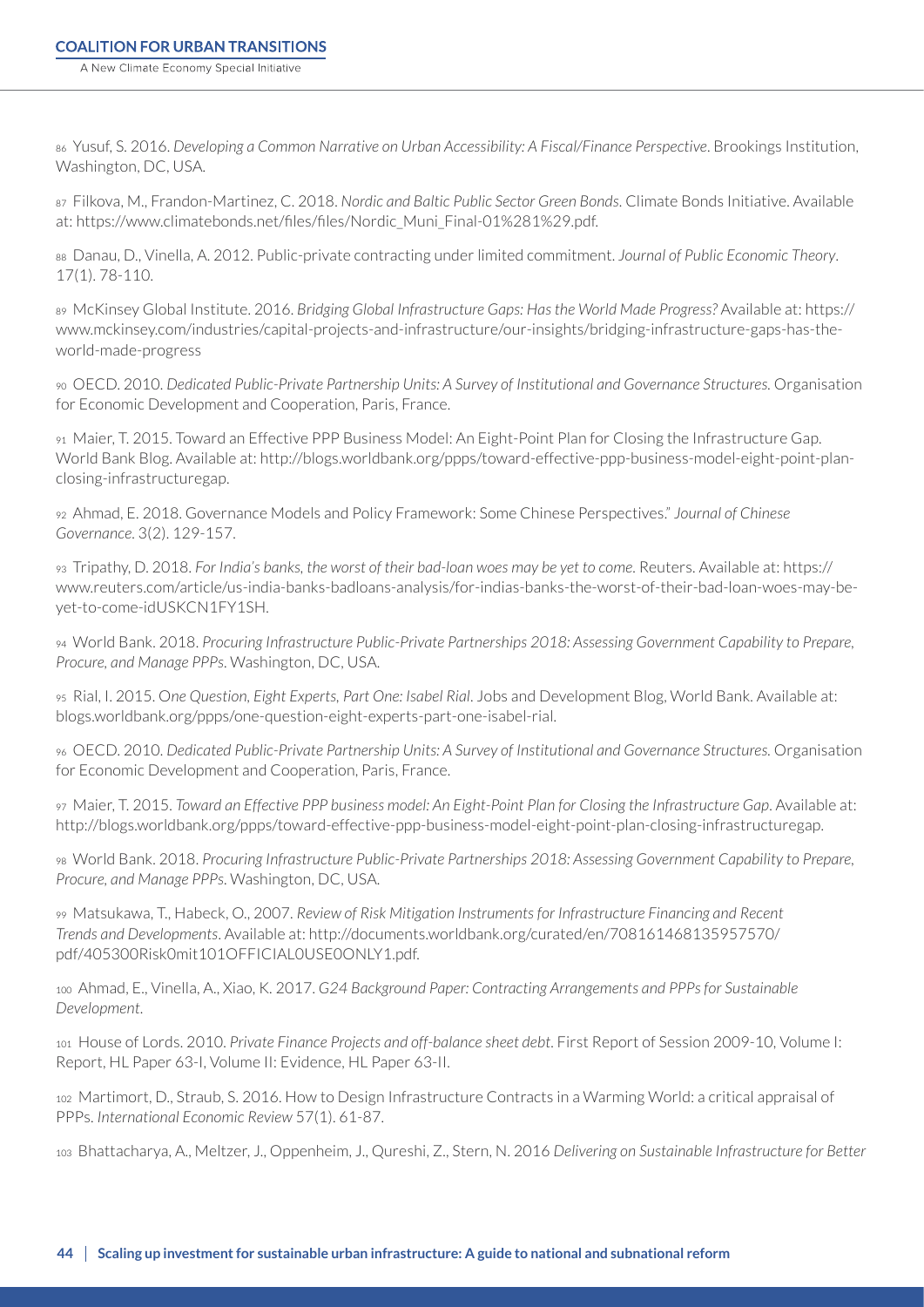86 Yusuf, S. 2016. *Developing a Common Narrative on Urban Accessibility: A Fiscal/Finance Perspective*. Brookings Institution, Washington, DC, USA.

87 Filkova, M., Frandon-Martinez, C. 2018. *Nordic and Baltic Public Sector Green Bonds*. Climate Bonds Initiative. Available at: https://www.climatebonds.net/files/files/Nordic_Muni_Final-01%281%29.pdf.

88 Danau, D., Vinella, A. 2012. Public-private contracting under limited commitment. *Journal of Public Economic Theory*. 17(1). 78-110.

89 McKinsey Global Institute. 2016. *Bridging Global Infrastructure Gaps: Has the World Made Progress?* Available at: https://www.mckinsey.com/industries/capital-projects-and-infrastructure/our-insights/bridging-infrastructure-gaps-has-the-world-made-progress

90 OECD. 2010. *Dedicated Public-Private Partnership Units: A Survey of Institutional and Governance Structures.* Organisation for Economic Development and Cooperation, Paris, France.

91 Maier, T. 2015. Toward an Effective PPP Business Model: An Eight-Point Plan for Closing the Infrastructure Gap. World Bank Blog. Available at: http://blogs.worldbank.org/ppps/toward-effective-ppp-business-model-eight-point-plan-closing-infrastructuregap.

92 Ahmad, E. 2018. Governance Models and Policy Framework: Some Chinese Perspectives." *Journal of Chinese Governance*. 3(2). 129-157.

93 Tripathy, D. 2018. *For India's banks, the worst of their bad-loan woes may be yet to come.* Reuters. Available at: https://www.reuters.com/article/us-india-banks-badloans-analysis/for-indias-banks-the-worst-of-their-bad-loan-woes-may-be-yet-to-come-idUSKCN1FY1SH.

94 World Bank. 2018. *Procuring Infrastructure Public-Private Partnerships 2018: Assessing Government Capability to Prepare, Procure, and Manage PPPs*. Washington, DC, USA.

95 Rial, I. 2015. O*ne Question, Eight Experts, Part One: Isabel Rial*. Jobs and Development Blog, World Bank. Available at: blogs.worldbank.org/ppps/one-question-eight-experts-part-one-isabel-rial.

96 OECD. 2010. *Dedicated Public-Private Partnership Units: A Survey of Institutional and Governance Structures.* Organisation for Economic Development and Cooperation, Paris, France.

97 Maier, T. 2015. *Toward an Effective PPP business model: An Eight-Point Plan for Closing the Infrastructure Gap*. Available at: http://blogs.worldbank.org/ppps/toward-effective-ppp-business-model-eight-point-plan-closing-infrastructuregap.

98 World Bank. 2018. *Procuring Infrastructure Public-Private Partnerships 2018: Assessing Government Capability to Prepare, Procure, and Manage PPPs*. Washington, DC, USA.

99 Matsukawa, T., Habeck, O., 2007. *Review of Risk Mitigation Instruments for Infrastructure Financing and Recent Trends and Developments*. Available at: http://documents.worldbank.org/curated/en/708161468135957570/pdf/405300Risk0mit101OFFICIAL0USE0ONLY1.pdf.

100 Ahmad, E., Vinella, A., Xiao, K. 2017. *G24 Background Paper: Contracting Arrangements and PPPs for Sustainable Development*.

101 House of Lords. 2010. *Private Finance Projects and off-balance sheet debt*. First Report of Session 2009-10, Volume I: Report, HL Paper 63-I, Volume II: Evidence, HL Paper 63-II.

102 Martimort, D., Straub, S. 2016. How to Design Infrastructure Contracts in a Warming World: a critical appraisal of PPPs. *International Economic Review* 57(1). 61-87.

103 Bhattacharya, A., Meltzer, J., Oppenheim, J., Qureshi, Z., Stern, N. 2016 *Delivering on Sustainable Infrastructure for Better*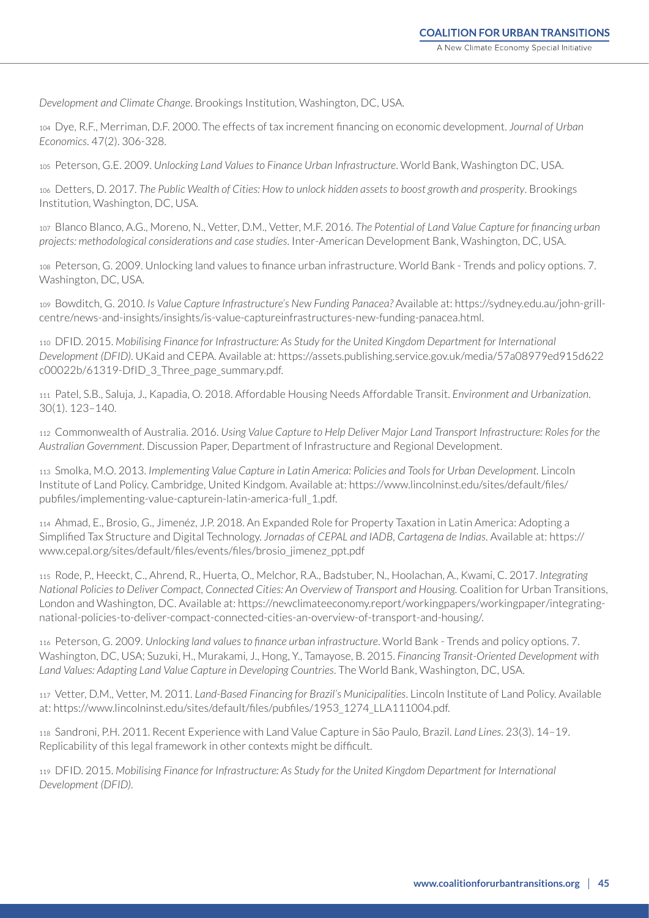*Development and Climate Change*. Brookings Institution, Washington, DC, USA.

104 Dye, R.F., Merriman, D.F. 2000. The effects of tax increment financing on economic development. *Journal of Urban Economics*. 47(2). 306-328.

105 Peterson, G.E. 2009. *Unlocking Land Values to Finance Urban Infrastructure*. World Bank, Washington DC, USA.

106 Detters, D. 2017. *The Public Wealth of Cities: How to unlock hidden assets to boost growth and prosperity*. Brookings Institution, Washington, DC, USA.

107 Blanco Blanco, A.G., Moreno, N., Vetter, D.M., Vetter, M.F. 2016. *The Potential of Land Value Capture for financing urban projects: methodological considerations and case studies*. Inter-American Development Bank, Washington, DC, USA.

108 Peterson, G. 2009. Unlocking land values to finance urban infrastructure. World Bank - Trends and policy options. 7. Washington, DC, USA.

109 Bowditch, G. 2010. *Is Value Capture Infrastructure's New Funding Panacea?* Available at: https://sydney.edu.au/john-grill-centre/news-and-insights/insights/is-value-captureinfrastructures-new-funding-panacea.html.

110 DFID. 2015. *Mobilising Finance for Infrastructure: As Study for the United Kingdom Department for International Development (DFID)*. UKaid and CEPA. Available at: https://assets.publishing.service.gov.uk/media/57a08979ed915d622c00022b/61319-DfID_3_Three_page_summary.pdf.

111 Patel, S.B., Saluja, J., Kapadia, O. 2018. Affordable Housing Needs Affordable Transit. *Environment and Urbanization*. 30(1). 123–140.

112 Commonwealth of Australia. 2016. *Using Value Capture to Help Deliver Major Land Transport Infrastructure: Roles for the Australian Government*. Discussion Paper, Department of Infrastructure and Regional Development.

113 Smolka, M.O. 2013. *Implementing Value Capture in Latin America: Policies and Tools for Urban Development*. Lincoln Institute of Land Policy. Cambridge, United Kindgom. Available at: https://www.lincolninst.edu/sites/default/files/pubfiles/implementing-value-capturein-latin-america-full_1.pdf.

114 Ahmad, E., Brosio, G., Jimenéz, J.P. 2018. An Expanded Role for Property Taxation in Latin America: Adopting a Simplified Tax Structure and Digital Technology. *Jornadas of CEPAL and IADB, Cartagena de Indias*. Available at: https://www.cepal.org/sites/default/files/events/files/brosio_jimenez_ppt.pdf

115 Rode, P., Heeckt, C., Ahrend, R., Huerta, O., Melchor, R.A., Badstuber, N., Hoolachan, A., Kwami, C. 2017. *Integrating National Policies to Deliver Compact, Connected Cities: An Overview of Transport and Housing*. Coalition for Urban Transitions, London and Washington, DC. Available at: https://newclimateeconomy.report/workingpapers/workingpaper/integrating-national-policies-to-deliver-compact-connected-cities-an-overview-of-transport-and-housing/.

116 Peterson, G. 2009. *Unlocking land values to finance urban infrastructure*. World Bank - Trends and policy options. 7. Washington, DC, USA; Suzuki, H., Murakami, J., Hong, Y., Tamayose, B. 2015. *Financing Transit-Oriented Development with Land Values: Adapting Land Value Capture in Developing Countries*. The World Bank, Washington, DC, USA.

117 Vetter, D.M., Vetter, M. 2011. *Land-Based Financing for Brazil's Municipalities*. Lincoln Institute of Land Policy. Available at: https://www.lincolninst.edu/sites/default/files/pubfiles/1953_1274_LLA111004.pdf.

118 Sandroni, P.H. 2011. Recent Experience with Land Value Capture in São Paulo, Brazil. *Land Lines*. 23(3). 14–19. Replicability of this legal framework in other contexts might be difficult.

119 DFID. 2015. *Mobilising Finance for Infrastructure: As Study for the United Kingdom Department for International Development (DFID)*.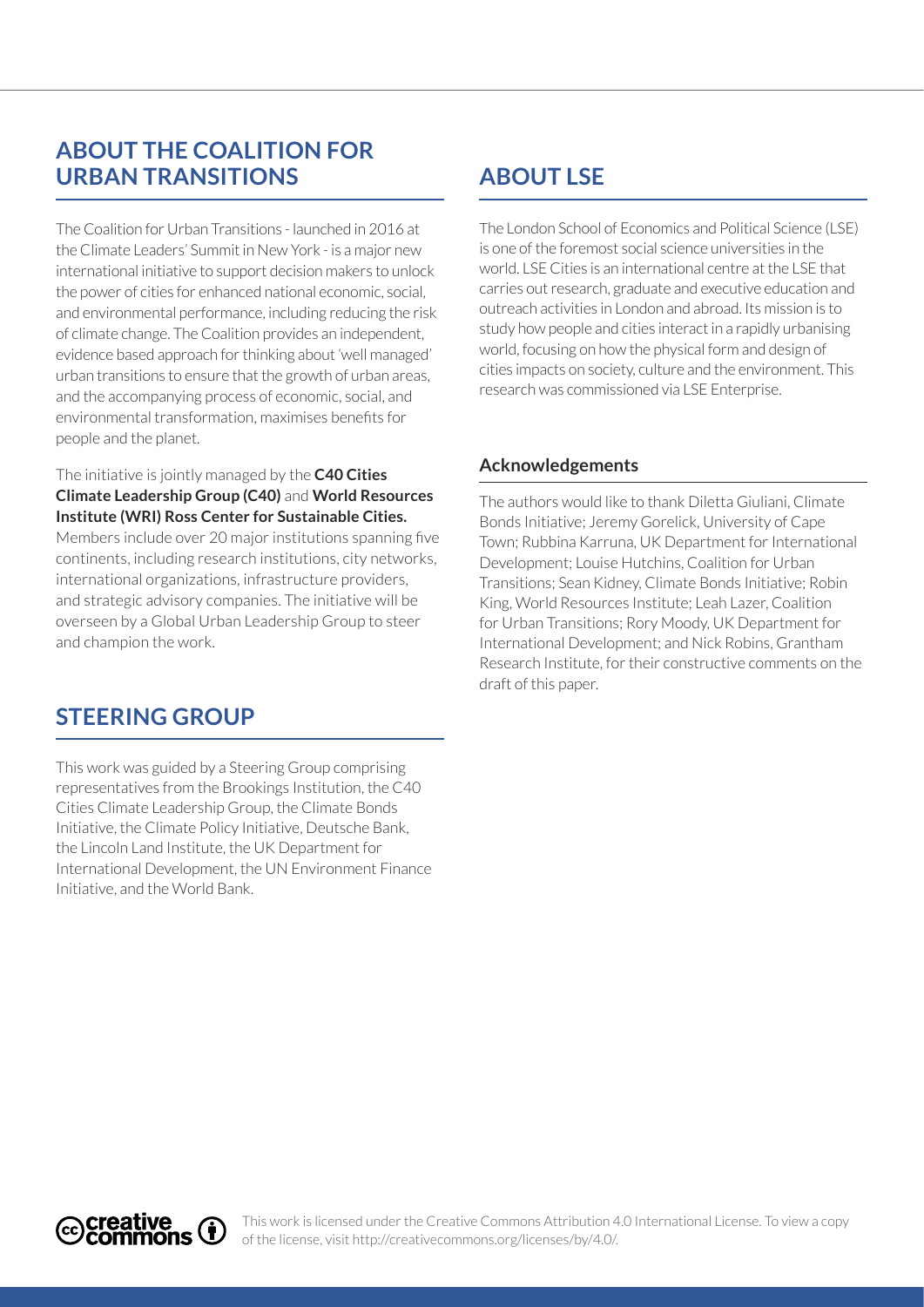## ABOUT THE COALITION FOR URBAN TRANSITIONS

The Coalition for Urban Transitions - launched in 2016 at the Climate Leaders' Summit in New York - is a major new international initiative to support decision makers to unlock the power of cities for enhanced national economic, social, and environmental performance, including reducing the risk of climate change. The Coalition provides an independent, evidence based approach for thinking about 'well managed' urban transitions to ensure that the growth of urban areas, and the accompanying process of economic, social, and environmental transformation, maximises benefits for people and the planet.

The initiative is jointly managed by the **C40 Cities Climate Leadership Group (C40)** and **World Resources Institute (WRI) Ross Center for Sustainable Cities.** Members include over 20 major institutions spanning five continents, including research institutions, city networks, international organizations, infrastructure providers, and strategic advisory companies. The initiative will be overseen by a Global Urban Leadership Group to steer and champion the work.

## STEERING GROUP

This work was guided by a Steering Group comprising representatives from the Brookings Institution, the C40 Cities Climate Leadership Group, the Climate Bonds Initiative, the Climate Policy Initiative, Deutsche Bank, the Lincoln Land Institute, the UK Department for International Development, the UN Environment Finance Initiative, and the World Bank.

## ABOUT LSE

The London School of Economics and Political Science (LSE) is one of the foremost social science universities in the world. LSE Cities is an international centre at the LSE that carries out research, graduate and executive education and outreach activities in London and abroad. Its mission is to study how people and cities interact in a rapidly urbanising world, focusing on how the physical form and design of cities impacts on society, culture and the environment. This research was commissioned via LSE Enterprise.

### Acknowledgements

The authors would like to thank Diletta Giuliani, Climate Bonds Initiative; Jeremy Gorelick, University of Cape Town; Rubbina Karruna, UK Department for International Development; Louise Hutchins, Coalition for Urban Transitions; Sean Kidney, Climate Bonds Initiative; Robin King, World Resources Institute; Leah Lazer, Coalition for Urban Transitions; Rory Moody, UK Department for International Development; and Nick Robins, Grantham Research Institute, for their constructive comments on the draft of this paper.

This work is licensed under the Creative Commons Attribution 4.0 International License. To view a copy of the license, visit http://creativecommons.org/licenses/by/4.0/.